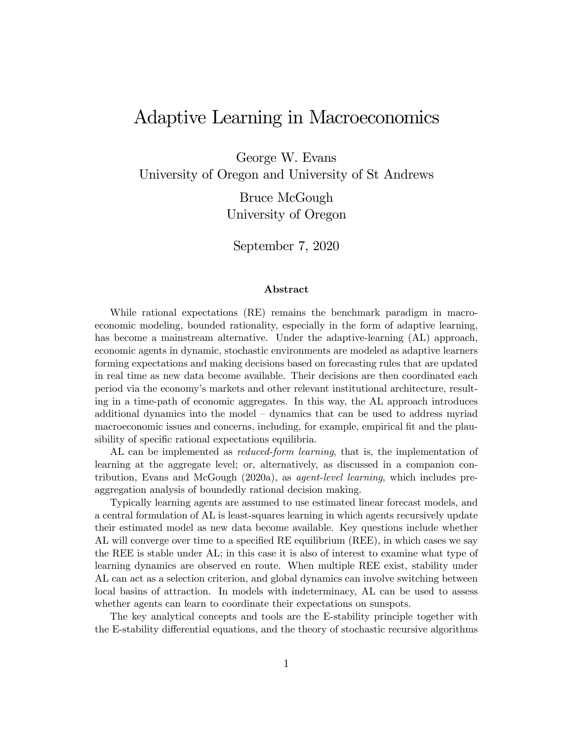# Adaptive Learning in Macroeconomics

George W. Evans
University of Oregon and University of St Andrews

Bruce McGough
University of Oregon

September 7, 2020

### Abstract

While rational expectations (RE) remains the benchmark paradigm in macroeconomic modeling, bounded rationality, especially in the form of adaptive learning, has become a mainstream alternative. Under the adaptive-learning (AL) approach, economic agents in dynamic, stochastic environments are modeled as adaptive learners forming expectations and making decisions based on forecasting rules that are updated in real time as new data become available. Their decisions are then coordinated each period via the economy's markets and other relevant institutional architecture, resulting in a time-path of economic aggregates. In this way, the AL approach introduces additional dynamics into the model – dynamics that can be used to address myriad macroeconomic issues and concerns, including, for example, empirical fit and the plausibility of specific rational expectations equilibria.

AL can be implemented as *reduced-form learning*, that is, the implementation of learning at the aggregate level; or, alternatively, as discussed in a companion contribution, Evans and McGough (2020a), as *agent-level learning*, which includes pre-aggregation analysis of boundedly rational decision making.

Typically learning agents are assumed to use estimated linear forecast models, and a central formulation of AL is least-squares learning in which agents recursively update their estimated model as new data become available. Key questions include whether AL will converge over time to a specified RE equilibrium (REE), in which cases we say the REE is stable under AL; in this case it is also of interest to examine what type of learning dynamics are observed en route. When multiple REE exist, stability under AL can act as a selection criterion, and global dynamics can involve switching between local basins of attraction. In models with indeterminacy, AL can be used to assess whether agents can learn to coordinate their expectations on sunspots.

The key analytical concepts and tools are the E-stability principle together with the E-stability differential equations, and the theory of stochastic recursive algorithms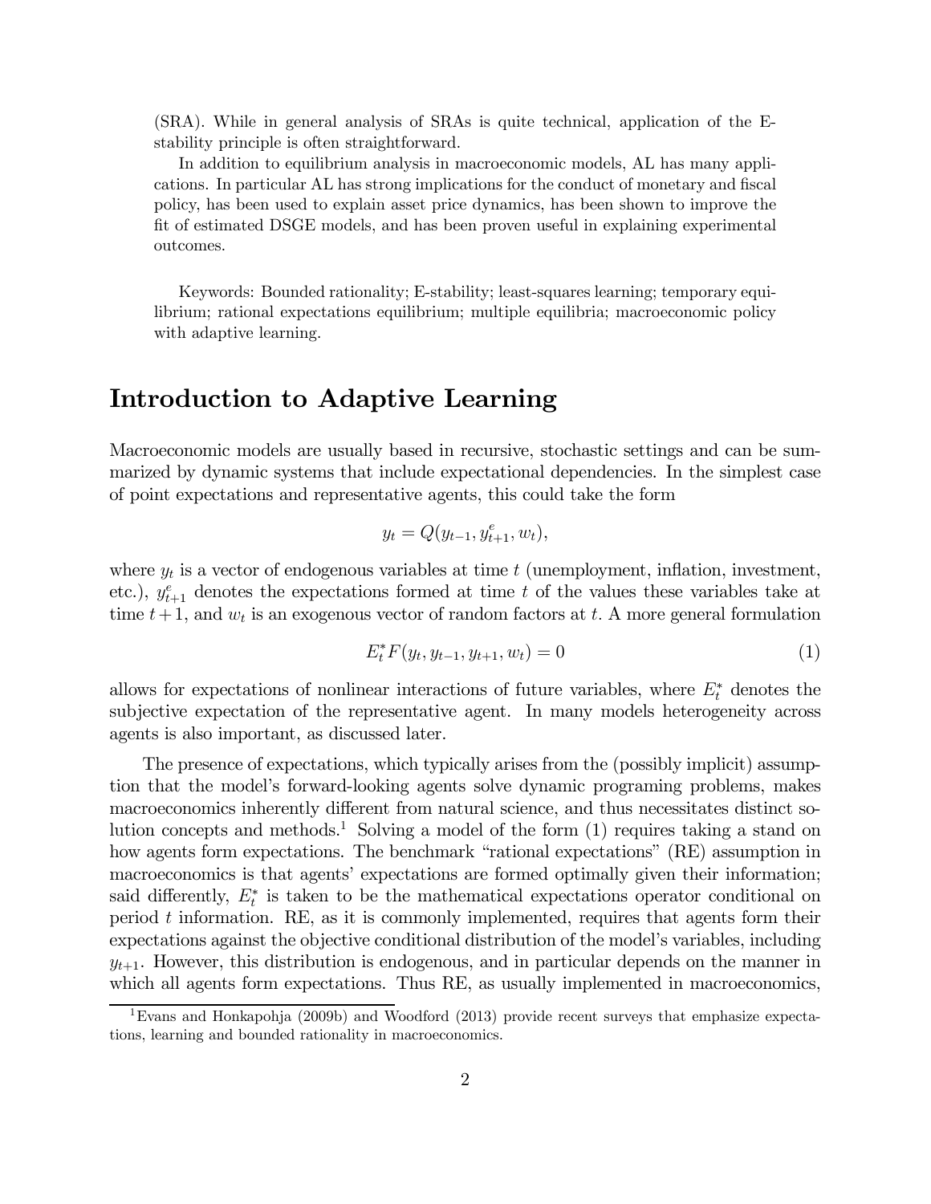(SRA). While in general analysis of SRAs is quite technical, application of the E-stability principle is often straightforward.

In addition to equilibrium analysis in macroeconomic models, AL has many applications. In particular AL has strong implications for the conduct of monetary and fiscal policy, has been used to explain asset price dynamics, has been shown to improve the fit of estimated DSGE models, and has been proven useful in explaining experimental outcomes.

Keywords: Bounded rationality; E-stability; least-squares learning; temporary equilibrium; rational expectations equilibrium; multiple equilibria; macroeconomic policy with adaptive learning.

## Introduction to Adaptive Learning

Macroeconomic models are usually based in recursive, stochastic settings and can be summarized by dynamic systems that include expectational dependencies. In the simplest case of point expectations and representative agents, this could take the form

$$y_t = Q(y_{t-1}, y^e_{t+1}, w_t),$$

where $y_t$ is a vector of endogenous variables at time $t$ (unemployment, inflation, investment, etc.), $y^e_{t+1}$ denotes the expectations formed at time $t$ of the values these variables take at time $t+1$, and $w_t$ is an exogenous vector of random factors at $t$. A more general formulation

$$E^*_t F(y_t, y_{t-1}, y_{t+1}, w_t) = 0 \tag{1}$$

allows for expectations of nonlinear interactions of future variables, where $E^*_t$ denotes the subjective expectation of the representative agent. In many models heterogeneity across agents is also important, as discussed later.

The presence of expectations, which typically arises from the (possibly implicit) assumption that the model's forward-looking agents solve dynamic programing problems, makes macroeconomics inherently different from natural science, and thus necessitates distinct solution concepts and methods.[1] Solving a model of the form (1) requires taking a stand on how agents form expectations. The benchmark "rational expectations" (RE) assumption in macroeconomics is that agents' expectations are formed optimally given their information; said differently, $E^*_t$ is taken to be the mathematical expectations operator conditional on period $t$ information. RE, as it is commonly implemented, requires that agents form their expectations against the objective conditional distribution of the model's variables, including $y_{t+1}$. However, this distribution is endogenous, and in particular depends on the manner in which all agents form expectations. Thus RE, as usually implemented in macroeconomics,

[1] Evans and Honkapohja (2009b) and Woodford (2013) provide recent surveys that emphasize expectations, learning and bounded rationality in macroeconomics.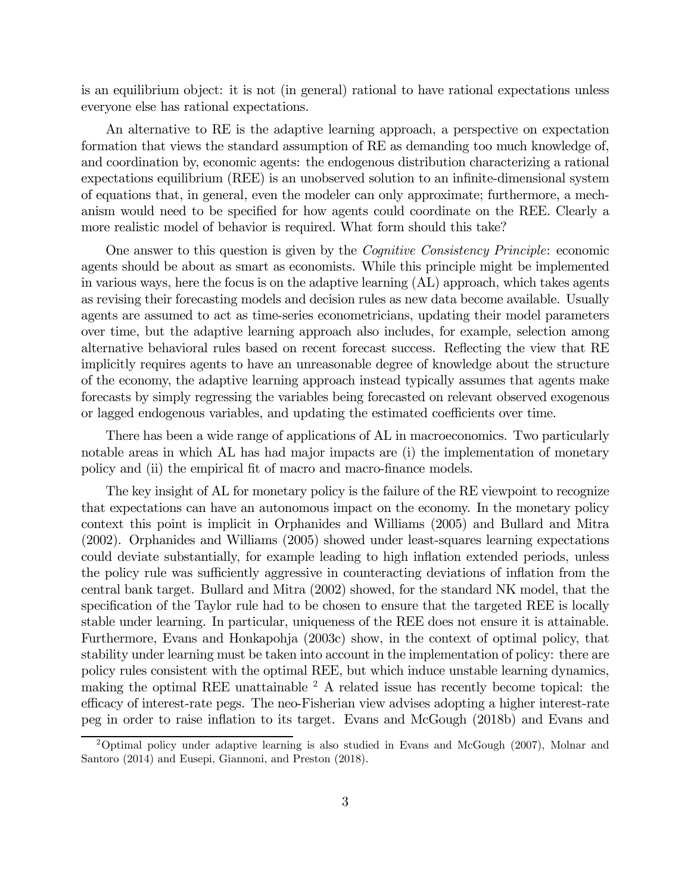is an equilibrium object: it is not (in general) rational to have rational expectations unless everyone else has rational expectations.

An alternative to RE is the adaptive learning approach, a perspective on expectation formation that views the standard assumption of RE as demanding too much knowledge of, and coordination by, economic agents: the endogenous distribution characterizing a rational expectations equilibrium (REE) is an unobserved solution to an infinite-dimensional system of equations that, in general, even the modeler can only approximate; furthermore, a mechanism would need to be specified for how agents could coordinate on the REE. Clearly a more realistic model of behavior is required. What form should this take?

One answer to this question is given by the *Cognitive Consistency Principle*: economic agents should be about as smart as economists. While this principle might be implemented in various ways, here the focus is on the adaptive learning (AL) approach, which takes agents as revising their forecasting models and decision rules as new data become available. Usually agents are assumed to act as time-series econometricians, updating their model parameters over time, but the adaptive learning approach also includes, for example, selection among alternative behavioral rules based on recent forecast success. Reflecting the view that RE implicitly requires agents to have an unreasonable degree of knowledge about the structure of the economy, the adaptive learning approach instead typically assumes that agents make forecasts by simply regressing the variables being forecasted on relevant observed exogenous or lagged endogenous variables, and updating the estimated coefficients over time.

There has been a wide range of applications of AL in macroeconomics. Two particularly notable areas in which AL has had major impacts are (i) the implementation of monetary policy and (ii) the empirical fit of macro and macro-finance models.

The key insight of AL for monetary policy is the failure of the RE viewpoint to recognize that expectations can have an autonomous impact on the economy. In the monetary policy context this point is implicit in Orphanides and Williams (2005) and Bullard and Mitra (2002). Orphanides and Williams (2005) showed under least-squares learning expectations could deviate substantially, for example leading to high inflation extended periods, unless the policy rule was sufficiently aggressive in counteracting deviations of inflation from the central bank target. Bullard and Mitra (2002) showed, for the standard NK model, that the specification of the Taylor rule had to be chosen to ensure that the targeted REE is locally stable under learning. In particular, uniqueness of the REE does not ensure it is attainable. Furthermore, Evans and Honkapohja (2003c) show, in the context of optimal policy, that stability under learning must be taken into account in the implementation of policy: there are policy rules consistent with the optimal REE, but which induce unstable learning dynamics, making the optimal REE unattainable [2] A related issue has recently become topical: the efficacy of interest-rate pegs. The neo-Fisherian view advises adopting a higher interest-rate peg in order to raise inflation to its target. Evans and McGough (2018b) and Evans and

[2] Optimal policy under adaptive learning is also studied in Evans and McGough (2007), Molnar and Santoro (2014) and Eusepi, Giannoni, and Preston (2018).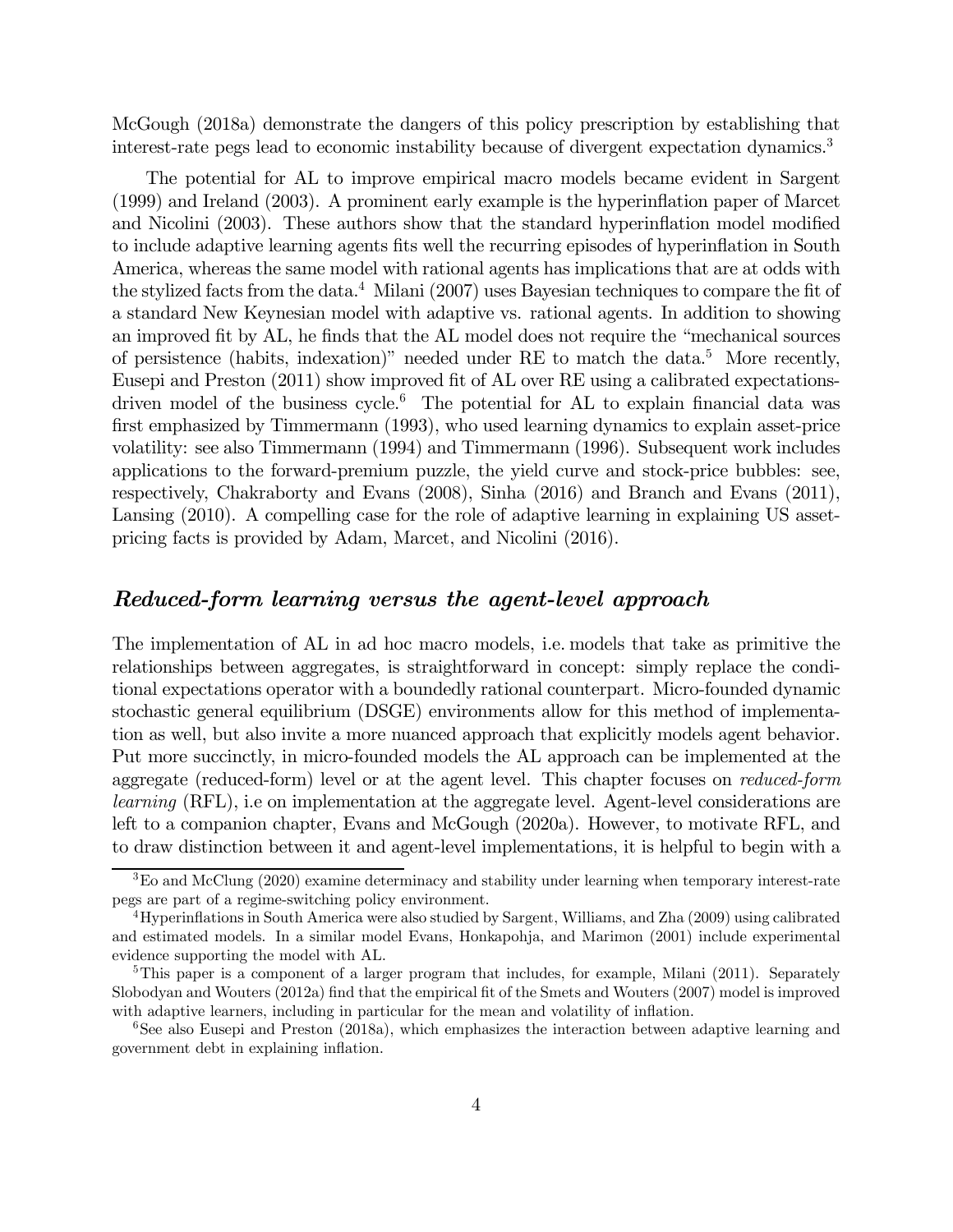McGough (2018a) demonstrate the dangers of this policy prescription by establishing that interest-rate pegs lead to economic instability because of divergent expectation dynamics.[3]

The potential for AL to improve empirical macro models became evident in Sargent (1999) and Ireland (2003). A prominent early example is the hyperinflation paper of Marcet and Nicolini (2003). These authors show that the standard hyperinflation model modified to include adaptive learning agents fits well the recurring episodes of hyperinflation in South America, whereas the same model with rational agents has implications that are at odds with the stylized facts from the data.[4] Milani (2007) uses Bayesian techniques to compare the fit of a standard New Keynesian model with adaptive vs. rational agents. In addition to showing an improved fit by AL, he finds that the AL model does not require the "mechanical sources of persistence (habits, indexation)" needed under RE to match the data.[5] More recently, Eusepi and Preston (2011) show improved fit of AL over RE using a calibrated expectations-driven model of the business cycle.[6] The potential for AL to explain financial data was first emphasized by Timmermann (1993), who used learning dynamics to explain asset-price volatility: see also Timmermann (1994) and Timmermann (1996). Subsequent work includes applications to the forward-premium puzzle, the yield curve and stock-price bubbles: see, respectively, Chakraborty and Evans (2008), Sinha (2016) and Branch and Evans (2011), Lansing (2010). A compelling case for the role of adaptive learning in explaining US asset-pricing facts is provided by Adam, Marcet, and Nicolini (2016).

## *Reduced-form learning versus the agent-level approach*

The implementation of AL in ad hoc macro models, i.e. models that take as primitive the relationships between aggregates, is straightforward in concept: simply replace the conditional expectations operator with a boundedly rational counterpart. Micro-founded dynamic stochastic general equilibrium (DSGE) environments allow for this method of implementation as well, but also invite a more nuanced approach that explicitly models agent behavior. Put more succinctly, in micro-founded models the AL approach can be implemented at the aggregate (reduced-form) level or at the agent level. This chapter focuses on *reduced-form learning* (RFL), i.e on implementation at the aggregate level. Agent-level considerations are left to a companion chapter, Evans and McGough (2020a). However, to motivate RFL, and to draw distinction between it and agent-level implementations, it is helpful to begin with a

---

[3] Eo and McClung (2020) examine determinacy and stability under learning when temporary interest-rate pegs are part of a regime-switching policy environment.

[4] Hyperinflations in South America were also studied by Sargent, Williams, and Zha (2009) using calibrated and estimated models. In a similar model Evans, Honkapohja, and Marimon (2001) include experimental evidence supporting the model with AL.

[5] This paper is a component of a larger program that includes, for example, Milani (2011). Separately Slobodyan and Wouters (2012a) find that the empirical fit of the Smets and Wouters (2007) model is improved with adaptive learners, including in particular for the mean and volatility of inflation.

[6] See also Eusepi and Preston (2018a), which emphasizes the interaction between adaptive learning and government debt in explaining inflation.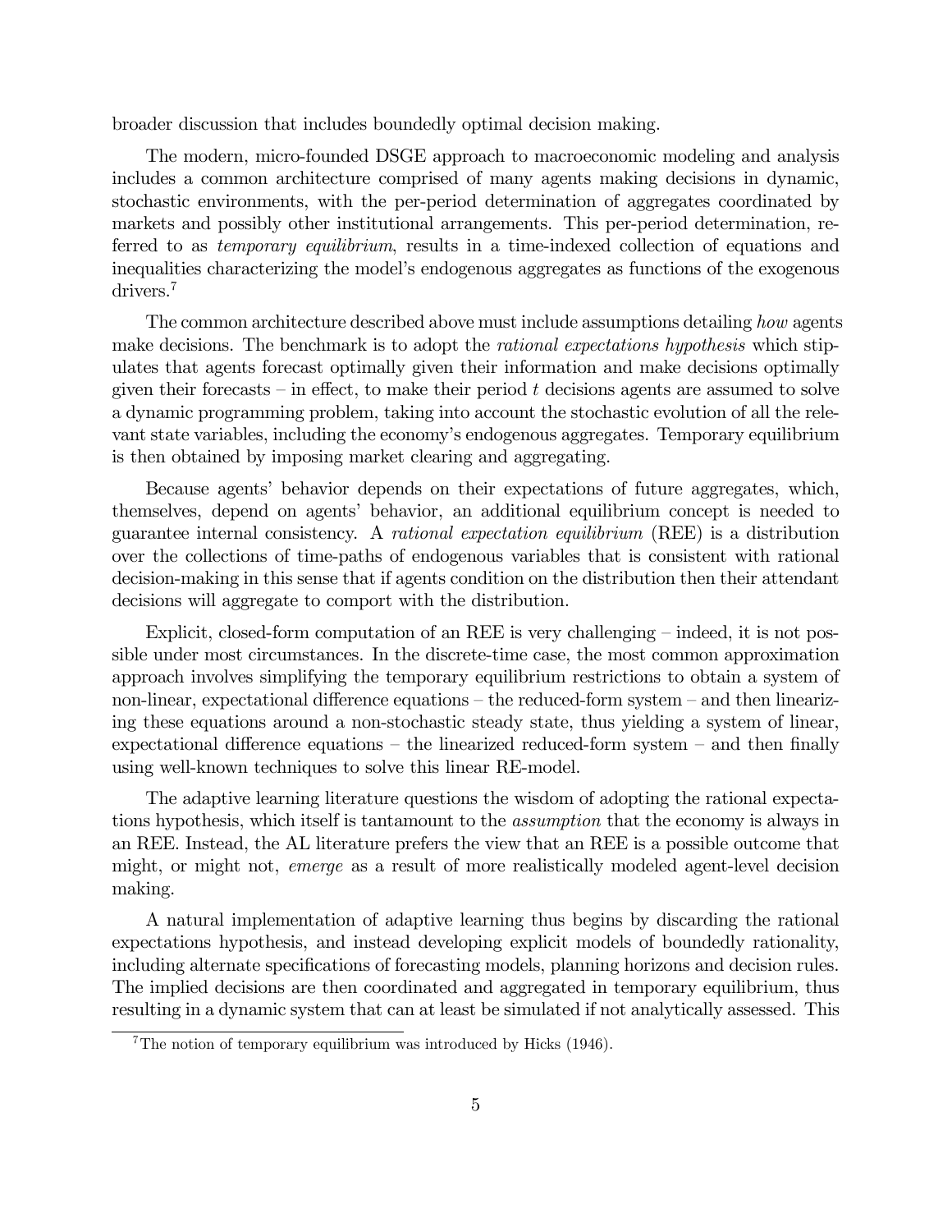broader discussion that includes boundedly optimal decision making.

The modern, micro-founded DSGE approach to macroeconomic modeling and analysis includes a common architecture comprised of many agents making decisions in dynamic, stochastic environments, with the per-period determination of aggregates coordinated by markets and possibly other institutional arrangements. This per-period determination, referred to as *temporary equilibrium*, results in a time-indexed collection of equations and inequalities characterizing the model's endogenous aggregates as functions of the exogenous drivers.[7]

The common architecture described above must include assumptions detailing *how* agents make decisions. The benchmark is to adopt the *rational expectations hypothesis* which stipulates that agents forecast optimally given their information and make decisions optimally given their forecasts – in effect, to make their period $t$ decisions agents are assumed to solve a dynamic programming problem, taking into account the stochastic evolution of all the relevant state variables, including the economy's endogenous aggregates. Temporary equilibrium is then obtained by imposing market clearing and aggregating.

Because agents' behavior depends on their expectations of future aggregates, which, themselves, depend on agents' behavior, an additional equilibrium concept is needed to guarantee internal consistency. A *rational expectation equilibrium* (REE) is a distribution over the collections of time-paths of endogenous variables that is consistent with rational decision-making in this sense that if agents condition on the distribution then their attendant decisions will aggregate to comport with the distribution.

Explicit, closed-form computation of an REE is very challenging – indeed, it is not possible under most circumstances. In the discrete-time case, the most common approximation approach involves simplifying the temporary equilibrium restrictions to obtain a system of non-linear, expectational difference equations – the reduced-form system – and then linearizing these equations around a non-stochastic steady state, thus yielding a system of linear, expectational difference equations – the linearized reduced-form system – and then finally using well-known techniques to solve this linear RE-model.

The adaptive learning literature questions the wisdom of adopting the rational expectations hypothesis, which itself is tantamount to the *assumption* that the economy is always in an REE. Instead, the AL literature prefers the view that an REE is a possible outcome that might, or might not, *emerge* as a result of more realistically modeled agent-level decision making.

A natural implementation of adaptive learning thus begins by discarding the rational expectations hypothesis, and instead developing explicit models of boundedly rationality, including alternate specifications of forecasting models, planning horizons and decision rules. The implied decisions are then coordinated and aggregated in temporary equilibrium, thus resulting in a dynamic system that can at least be simulated if not analytically assessed. This

[7] The notion of temporary equilibrium was introduced by Hicks (1946).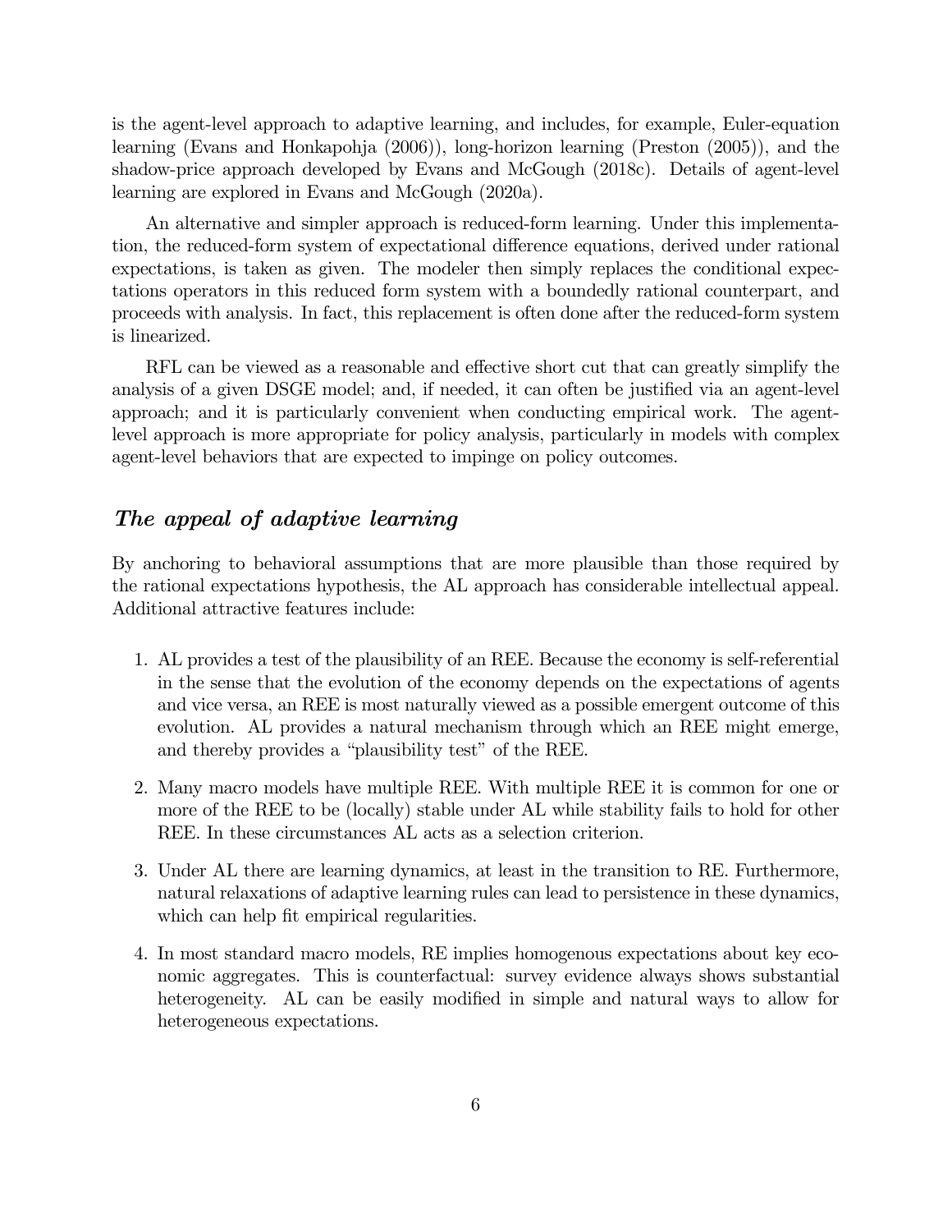is the agent-level approach to adaptive learning, and includes, for example, Euler-equation learning (Evans and Honkapohja (2006)), long-horizon learning (Preston (2005)), and the shadow-price approach developed by Evans and McGough (2018c). Details of agent-level learning are explored in Evans and McGough (2020a).

An alternative and simpler approach is reduced-form learning. Under this implementation, the reduced-form system of expectational difference equations, derived under rational expectations, is taken as given. The modeler then simply replaces the conditional expectations operators in this reduced form system with a boundedly rational counterpart, and proceeds with analysis. In fact, this replacement is often done after the reduced-form system is linearized.

RFL can be viewed as a reasonable and effective short cut that can greatly simplify the analysis of a given DSGE model; and, if needed, it can often be justified via an agent-level approach; and it is particularly convenient when conducting empirical work. The agent-level approach is more appropriate for policy analysis, particularly in models with complex agent-level behaviors that are expected to impinge on policy outcomes.

## *The appeal of adaptive learning*

By anchoring to behavioral assumptions that are more plausible than those required by the rational expectations hypothesis, the AL approach has considerable intellectual appeal. Additional attractive features include:

1. AL provides a test of the plausibility of an REE. Because the economy is self-referential in the sense that the evolution of the economy depends on the expectations of agents and vice versa, an REE is most naturally viewed as a possible emergent outcome of this evolution. AL provides a natural mechanism through which an REE might emerge, and thereby provides a "plausibility test" of the REE.

2. Many macro models have multiple REE. With multiple REE it is common for one or more of the REE to be (locally) stable under AL while stability fails to hold for other REE. In these circumstances AL acts as a selection criterion.

3. Under AL there are learning dynamics, at least in the transition to RE. Furthermore, natural relaxations of adaptive learning rules can lead to persistence in these dynamics, which can help fit empirical regularities.

4. In most standard macro models, RE implies homogenous expectations about key economic aggregates. This is counterfactual: survey evidence always shows substantial heterogeneity. AL can be easily modified in simple and natural ways to allow for heterogeneous expectations.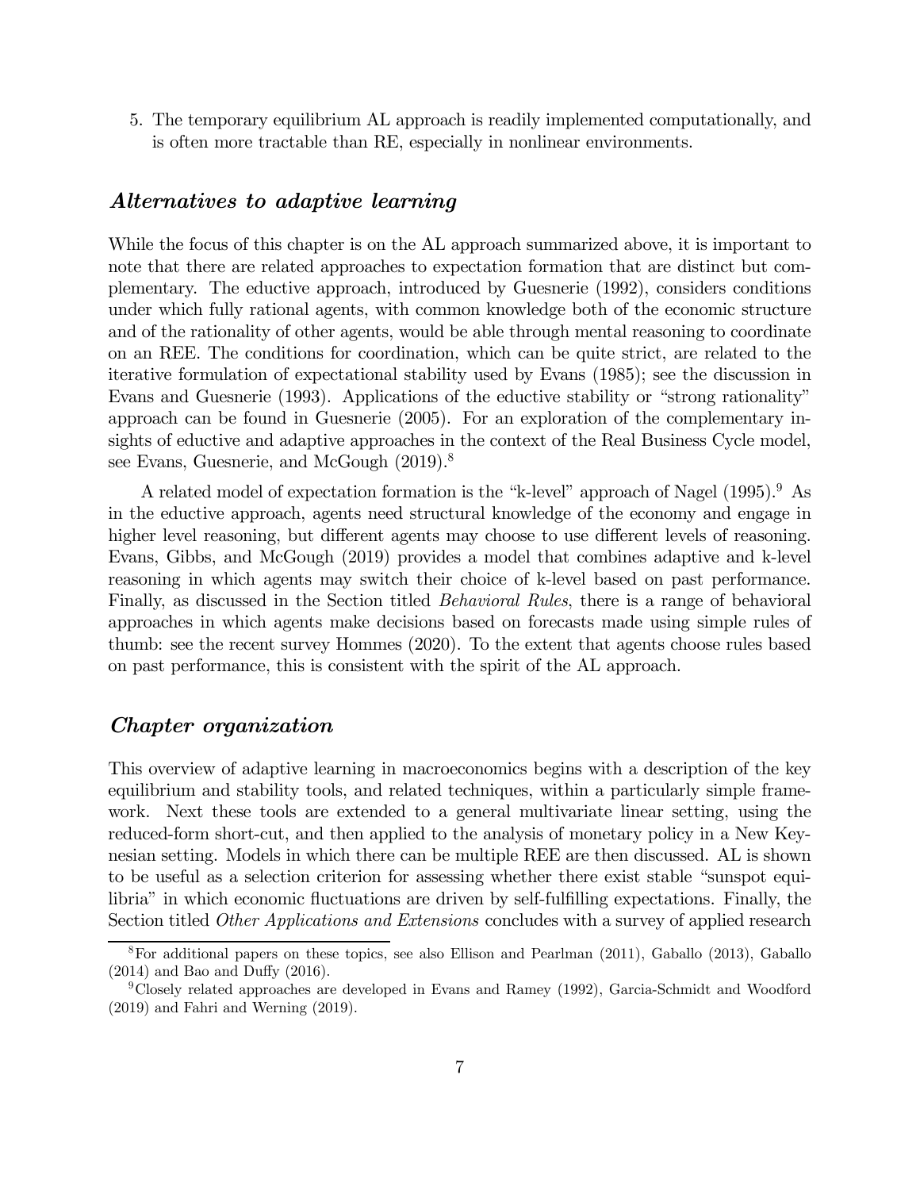5. The temporary equilibrium AL approach is readily implemented computationally, and is often more tractable than RE, especially in nonlinear environments.

### *Alternatives to adaptive learning*

While the focus of this chapter is on the AL approach summarized above, it is important to note that there are related approaches to expectation formation that are distinct but complementary. The eductive approach, introduced by Guesnerie (1992), considers conditions under which fully rational agents, with common knowledge both of the economic structure and of the rationality of other agents, would be able through mental reasoning to coordinate on an REE. The conditions for coordination, which can be quite strict, are related to the iterative formulation of expectational stability used by Evans (1985); see the discussion in Evans and Guesnerie (1993). Applications of the eductive stability or "strong rationality" approach can be found in Guesnerie (2005). For an exploration of the complementary insights of eductive and adaptive approaches in the context of the Real Business Cycle model, see Evans, Guesnerie, and McGough (2019).[8]

A related model of expectation formation is the "k-level" approach of Nagel (1995).[9] As in the eductive approach, agents need structural knowledge of the economy and engage in higher level reasoning, but different agents may choose to use different levels of reasoning. Evans, Gibbs, and McGough (2019) provides a model that combines adaptive and k-level reasoning in which agents may switch their choice of k-level based on past performance. Finally, as discussed in the Section titled *Behavioral Rules*, there is a range of behavioral approaches in which agents make decisions based on forecasts made using simple rules of thumb: see the recent survey Hommes (2020). To the extent that agents choose rules based on past performance, this is consistent with the spirit of the AL approach.

### *Chapter organization*

This overview of adaptive learning in macroeconomics begins with a description of the key equilibrium and stability tools, and related techniques, within a particularly simple framework. Next these tools are extended to a general multivariate linear setting, using the reduced-form short-cut, and then applied to the analysis of monetary policy in a New Keynesian setting. Models in which there can be multiple REE are then discussed. AL is shown to be useful as a selection criterion for assessing whether there exist stable "sunspot equilibria" in which economic fluctuations are driven by self-fulfilling expectations. Finally, the Section titled *Other Applications and Extensions* concludes with a survey of applied research

[8] For additional papers on these topics, see also Ellison and Pearlman (2011), Gaballo (2013), Gaballo (2014) and Bao and Duffy (2016).

[9] Closely related approaches are developed in Evans and Ramey (1992), Garcia-Schmidt and Woodford (2019) and Fahri and Werning (2019).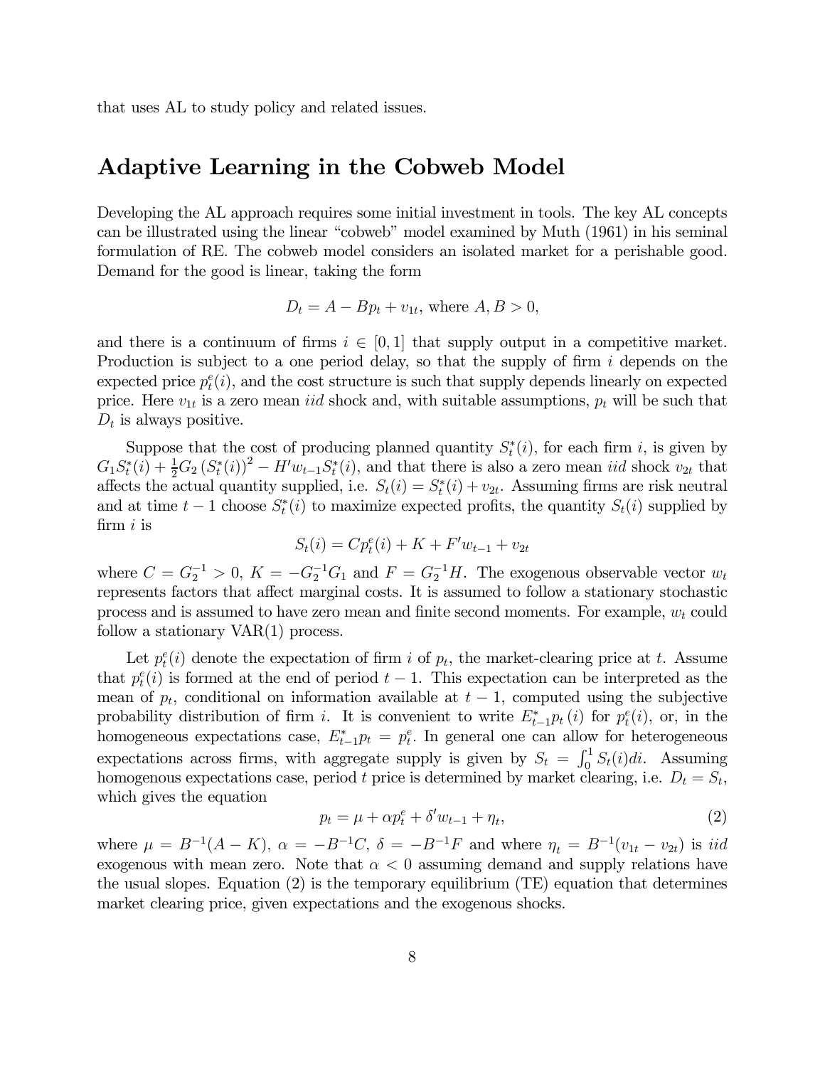that uses AL to study policy and related issues.

## Adaptive Learning in the Cobweb Model

Developing the AL approach requires some initial investment in tools. The key AL concepts can be illustrated using the linear "cobweb" model examined by Muth (1961) in his seminal formulation of RE. The cobweb model considers an isolated market for a perishable good. Demand for the good is linear, taking the form

$$D_t = A - Bp_t + v_{1t}, \text{ where } A, B > 0,$$

and there is a continuum of firms $i \in [0, 1]$ that supply output in a competitive market. Production is subject to a one period delay, so that the supply of firm $i$ depends on the expected price $p_t^e(i)$, and the cost structure is such that supply depends linearly on expected price. Here $v_{1t}$ is a zero mean *iid* shock and, with suitable assumptions, $p_t$ will be such that $D_t$ is always positive.

Suppose that the cost of producing planned quantity $S_t^*(i)$, for each firm $i$, is given by $G_1 S_t^*(i) + \frac{1}{2}G_2 \left(S_t^*(i)\right)^2 - H' w_{t-1} S_t^*(i)$, and that there is also a zero mean *iid* shock $v_{2t}$ that affects the actual quantity supplied, i.e. $S_t(i) = S_t^*(i) + v_{2t}$. Assuming firms are risk neutral and at time $t-1$ choose $S_t^*(i)$ to maximize expected profits, the quantity $S_t(i)$ supplied by firm $i$ is

$$S_t(i) = Cp_t^e(i) + K + F' w_{t-1} + v_{2t}$$

where $C = G_2^{-1} > 0$, $K = -G_2^{-1} G_1$ and $F = G_2^{-1} H$. The exogenous observable vector $w_t$ represents factors that affect marginal costs. It is assumed to follow a stationary stochastic process and is assumed to have zero mean and finite second moments. For example, $w_t$ could follow a stationary VAR(1) process.

Let $p_t^e(i)$ denote the expectation of firm $i$ of $p_t$, the market-clearing price at $t$. Assume that $p_t^e(i)$ is formed at the end of period $t-1$. This expectation can be interpreted as the mean of $p_t$, conditional on information available at $t-1$, computed using the subjective probability distribution of firm $i$. It is convenient to write $E_{t-1}^* p_t(i)$ for $p_t^e(i)$, or, in the homogeneous expectations case, $E_{t-1}^* p_t = p_t^e$. In general one can allow for heterogeneous expectations across firms, with aggregate supply is given by $S_t = \int_0^1 S_t(i)di$. Assuming homogenous expectations case, period $t$ price is determined by market clearing, i.e. $D_t = S_t$, which gives the equation

$$p_t = \mu + \alpha p_t^e + \delta' w_{t-1} + \eta_t, \tag{2}$$

where $\mu = B^{-1}(A - K)$, $\alpha = -B^{-1}C$, $\delta = -B^{-1}F$ and where $\eta_t = B^{-1}(v_{1t} - v_{2t})$ is *iid* exogenous with mean zero. Note that $\alpha < 0$ assuming demand and supply relations have the usual slopes. Equation (2) is the temporary equilibrium (TE) equation that determines market clearing price, given expectations and the exogenous shocks.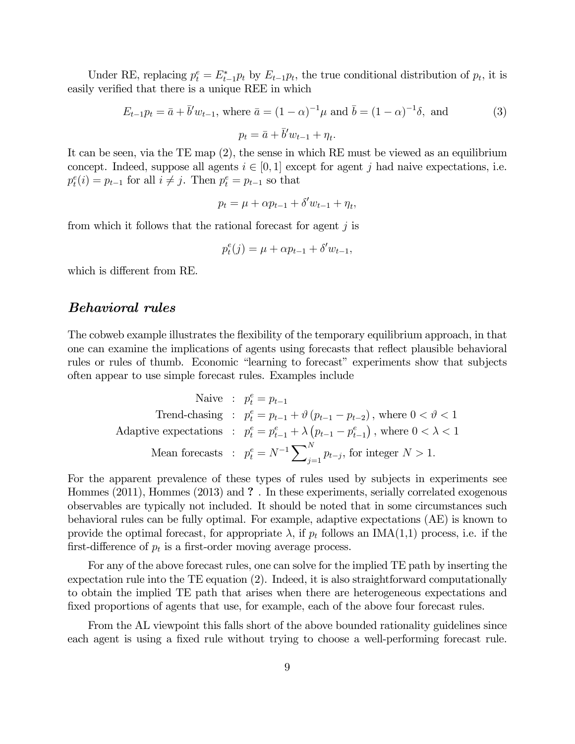Under RE, replacing $p_t^e = E_{t-1}^* p_t$ by $E_{t-1}p_t$, the true conditional distribution of $p_t$, it is easily verified that there is a unique REE in which

$$E_{t-1}p_t = \bar{a} + \bar{b}' w_{t-1}, \text{ where } \bar{a} = (1-\alpha)^{-1}\mu \text{ and } \bar{b} = (1-\alpha)^{-1}\delta, \text{ and} \tag{3}$$

$$p_t = \bar{a} + \bar{b}' w_{t-1} + \eta_t.$$

It can be seen, via the TE map (2), the sense in which RE must be viewed as an equilibrium concept. Indeed, suppose all agents $i \in [0,1]$ except for agent $j$ had naive expectations, i.e. $p_t^e(i) = p_{t-1}$ for all $i \neq j$. Then $p_t^e = p_{t-1}$ so that

$$p_t = \mu + \alpha p_{t-1} + \delta' w_{t-1} + \eta_t,$$

from which it follows that the rational forecast for agent $j$ is

$$p_t^e(j) = \mu + \alpha p_{t-1} + \delta' w_{t-1},$$

which is different from RE.

## *Behavioral rules*

The cobweb example illustrates the flexibility of the temporary equilibrium approach, in that one can examine the implications of agents using forecasts that reflect plausible behavioral rules or rules of thumb. Economic "learning to forecast" experiments show that subjects often appear to use simple forecast rules. Examples include

$$\begin{aligned}
\text{Naive} &: \; p_t^e = p_{t-1} \\
\text{Trend-chasing} &: \; p_t^e = p_{t-1} + \vartheta\left(p_{t-1} - p_{t-2}\right), \text{ where } 0 < \vartheta < 1 \\
\text{Adaptive expectations} &: \; p_t^e = p_{t-1}^e + \lambda\left(p_{t-1} - p_{t-1}^e\right), \text{ where } 0 < \lambda < 1 \\
\text{Mean forecasts} &: \; p_t^e = N^{-1}\sum\nolimits_{j=1}^{N} p_{t-j}, \text{ for integer } N > 1.
\end{aligned}$$

For the apparent prevalence of these types of rules used by subjects in experiments see Hommes (2011), Hommes (2013) and **?** . In these experiments, serially correlated exogenous observables are typically not included. It should be noted that in some circumstances such behavioral rules can be fully optimal. For example, adaptive expectations (AE) is known to provide the optimal forecast, for appropriate $\lambda$, if $p_t$ follows an IMA(1,1) process, i.e. if the first-difference of $p_t$ is a first-order moving average process.

For any of the above forecast rules, one can solve for the implied TE path by inserting the expectation rule into the TE equation (2). Indeed, it is also straightforward computationally to obtain the implied TE path that arises when there are heterogeneous expectations and fixed proportions of agents that use, for example, each of the above four forecast rules.

From the AL viewpoint this falls short of the above bounded rationality guidelines since each agent is using a fixed rule without trying to choose a well-performing forecast rule.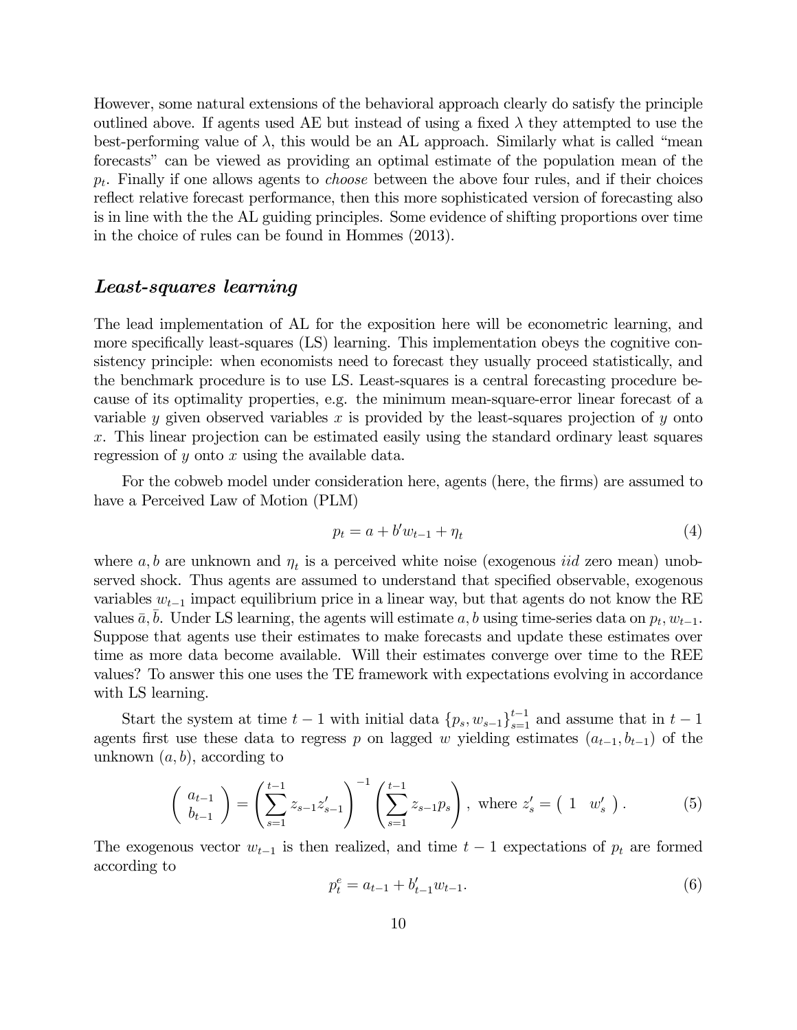However, some natural extensions of the behavioral approach clearly do satisfy the principle outlined above. If agents used AE but instead of using a fixed $\lambda$ they attempted to use the best-performing value of $\lambda$, this would be an AL approach. Similarly what is called "mean forecasts" can be viewed as providing an optimal estimate of the population mean of the $p_t$. Finally if one allows agents to *choose* between the above four rules, and if their choices reflect relative forecast performance, then this more sophisticated version of forecasting also is in line with the the AL guiding principles. Some evidence of shifting proportions over time in the choice of rules can be found in Hommes (2013).

## *Least-squares learning*

The lead implementation of AL for the exposition here will be econometric learning, and more specifically least-squares (LS) learning. This implementation obeys the cognitive consistency principle: when economists need to forecast they usually proceed statistically, and the benchmark procedure is to use LS. Least-squares is a central forecasting procedure because of its optimality properties, e.g. the minimum mean-square-error linear forecast of a variable $y$ given observed variables $x$ is provided by the least-squares projection of $y$ onto $x$. This linear projection can be estimated easily using the standard ordinary least squares regression of $y$ onto $x$ using the available data.

For the cobweb model under consideration here, agents (here, the firms) are assumed to have a Perceived Law of Motion (PLM)

$$p_t = a + b' w_{t-1} + \eta_t \tag{4}$$

where $a, b$ are unknown and $\eta_t$ is a perceived white noise (exogenous *iid* zero mean) unobserved shock. Thus agents are assumed to understand that specified observable, exogenous variables $w_{t-1}$ impact equilibrium price in a linear way, but that agents do not know the RE values $\bar{a}, \bar{b}$. Under LS learning, the agents will estimate $a, b$ using time-series data on $p_t, w_{t-1}$. Suppose that agents use their estimates to make forecasts and update these estimates over time as more data become available. Will their estimates converge over time to the REE values? To answer this one uses the TE framework with expectations evolving in accordance with LS learning.

Start the system at time $t-1$ with initial data $\{p_s, w_{s-1}\}_{s=1}^{t-1}$ and assume that in $t-1$ agents first use these data to regress $p$ on lagged $w$ yielding estimates $(a_{t-1}, b_{t-1})$ of the unknown $(a, b)$, according to

$$\begin{pmatrix} a_{t-1} \\ b_{t-1} \end{pmatrix} = \left( \sum_{s=1}^{t-1} z_{s-1} z'_{s-1} \right)^{-1} \left( \sum_{s=1}^{t-1} z_{s-1} p_s \right), \text{ where } z'_s = \begin{pmatrix} 1 & w'_s \end{pmatrix}. \tag{5}$$

The exogenous vector $w_{t-1}$ is then realized, and time $t-1$ expectations of $p_t$ are formed according to

$$p_t^e = a_{t-1} + b'_{t-1} w_{t-1}. \tag{6}$$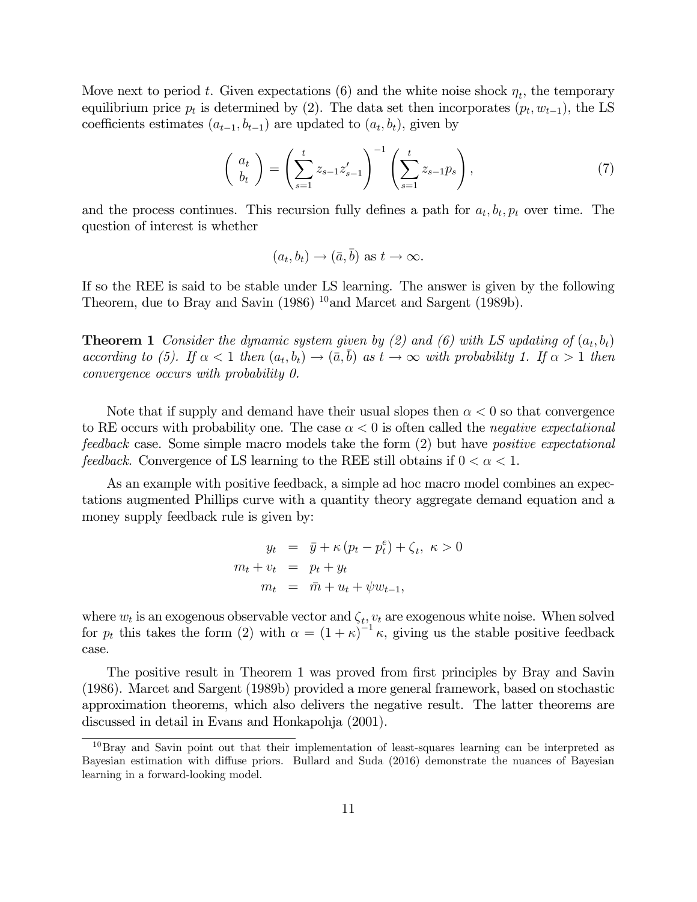Move next to period $t$. Given expectations (6) and the white noise shock $\eta_t$, the temporary equilibrium price $p_t$ is determined by (2). The data set then incorporates $(p_t, w_{t-1})$, the LS coefficients estimates $(a_{t-1}, b_{t-1})$ are updated to $(a_t, b_t)$, given by

$$\begin{pmatrix} a_t \\ b_t \end{pmatrix} = \left( \sum_{s=1}^{t} z_{s-1} z_{s-1}' \right)^{-1} \left( \sum_{s=1}^{t} z_{s-1} p_s \right), \tag{7}$$

and the process continues. This recursion fully defines a path for $a_t, b_t, p_t$ over time. The question of interest is whether

$$(a_t, b_t) \to (\bar{a}, \bar{b}) \text{ as } t \to \infty.$$

If so the REE is said to be stable under LS learning. The answer is given by the following Theorem, due to Bray and Savin (1986) [10]and Marcet and Sargent (1989b).

**Theorem 1** *Consider the dynamic system given by (2) and (6) with LS updating of* $(a_t, b_t)$ *according to (5). If* $\alpha < 1$ *then* $(a_t, b_t) \to (\bar{a}, \bar{b})$ *as* $t \to \infty$ *with probability 1. If* $\alpha > 1$ *then convergence occurs with probability 0.*

Note that if supply and demand have their usual slopes then $\alpha < 0$ so that convergence to RE occurs with probability one. The case $\alpha < 0$ is often called the *negative expectational feedback* case. Some simple macro models take the form (2) but have *positive expectational feedback*. Convergence of LS learning to the REE still obtains if $0 < \alpha < 1$.

As an example with positive feedback, a simple ad hoc macro model combines an expectations augmented Phillips curve with a quantity theory aggregate demand equation and a money supply feedback rule is given by:

$$\begin{aligned} y_t &= \bar{y} + \kappa \left(p_t - p_t^e\right) + \zeta_t, \ \kappa > 0 \\ m_t + v_t &= p_t + y_t \\ m_t &= \bar{m} + u_t + \psi w_{t-1}, \end{aligned}$$

where $w_t$ is an exogenous observable vector and $\zeta_t, v_t$ are exogenous white noise. When solved for $p_t$ this takes the form (2) with $\alpha = (1+\kappa)^{-1} \kappa$, giving us the stable positive feedback case.

The positive result in Theorem 1 was proved from first principles by Bray and Savin (1986). Marcet and Sargent (1989b) provided a more general framework, based on stochastic approximation theorems, which also delivers the negative result. The latter theorems are discussed in detail in Evans and Honkapohja (2001).

[10] Bray and Savin point out that their implementation of least-squares learning can be interpreted as Bayesian estimation with diffuse priors. Bullard and Suda (2016) demonstrate the nuances of Bayesian learning in a forward-looking model.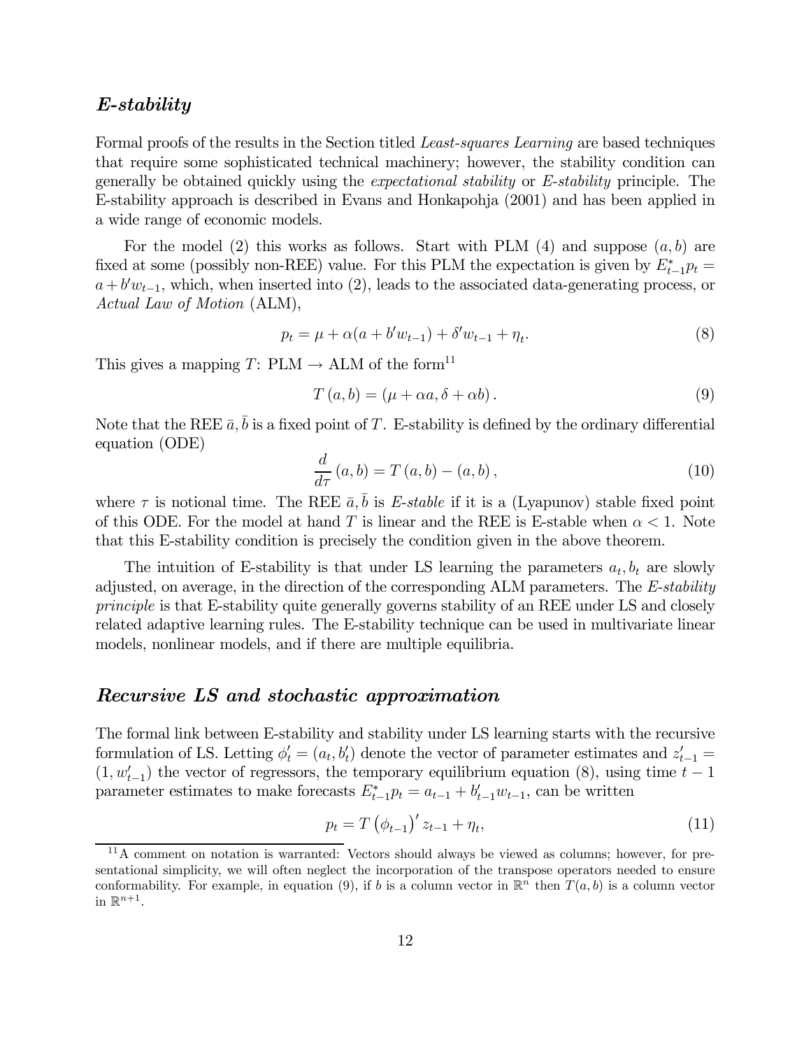## *E-stability*

Formal proofs of the results in the Section titled *Least-squares Learning* are based techniques that require some sophisticated technical machinery; however, the stability condition can generally be obtained quickly using the *expectational stability* or *E-stability* principle. The E-stability approach is described in Evans and Honkapohja (2001) and has been applied in a wide range of economic models.

For the model (2) this works as follows. Start with PLM (4) and suppose $(a, b)$ are fixed at some (possibly non-REE) value. For this PLM the expectation is given by $E^*_{t-1}p_t = a + b'w_{t-1}$, which, when inserted into (2), leads to the associated data-generating process, or *Actual Law of Motion* (ALM),

$$p_t = \mu + \alpha(a + b'w_{t-1}) + \delta' w_{t-1} + \eta_t. \tag{8}$$

This gives a mapping $T$: PLM $\rightarrow$ ALM of the form[11]

$$T(a, b) = (\mu + \alpha a, \delta + \alpha b). \tag{9}$$

Note that the REE $\bar{a}, \bar{b}$ is a fixed point of $T$. E-stability is defined by the ordinary differential equation (ODE)

$$\frac{d}{d\tau}(a, b) = T(a, b) - (a, b), \tag{10}$$

where $\tau$ is notional time. The REE $\bar{a}, \bar{b}$ is *E-stable* if it is a (Lyapunov) stable fixed point of this ODE. For the model at hand $T$ is linear and the REE is E-stable when $\alpha < 1$. Note that this E-stability condition is precisely the condition given in the above theorem.

The intuition of E-stability is that under LS learning the parameters $a_t, b_t$ are slowly adjusted, on average, in the direction of the corresponding ALM parameters. The *E-stability principle* is that E-stability quite generally governs stability of an REE under LS and closely related adaptive learning rules. The E-stability technique can be used in multivariate linear models, nonlinear models, and if there are multiple equilibria.

## *Recursive LS and stochastic approximation*

The formal link between E-stability and stability under LS learning starts with the recursive formulation of LS. Letting $\phi'_t = (a_t, b'_t)$ denote the vector of parameter estimates and $z'_{t-1} = (1, w'_{t-1})$ the vector of regressors, the temporary equilibrium equation (8), using time $t-1$ parameter estimates to make forecasts $E^*_{t-1}p_t = a_{t-1} + b'_{t-1}w_{t-1}$, can be written

$$p_t = T(\phi_{t-1})' z_{t-1} + \eta_t, \tag{11}$$

[11] A comment on notation is warranted: Vectors should always be viewed as columns; however, for presentational simplicity, we will often neglect the incorporation of the transpose operators needed to ensure conformability. For example, in equation (9), if $b$ is a column vector in $\mathbb{R}^n$ then $T(a, b)$ is a column vector in $\mathbb{R}^{n+1}$.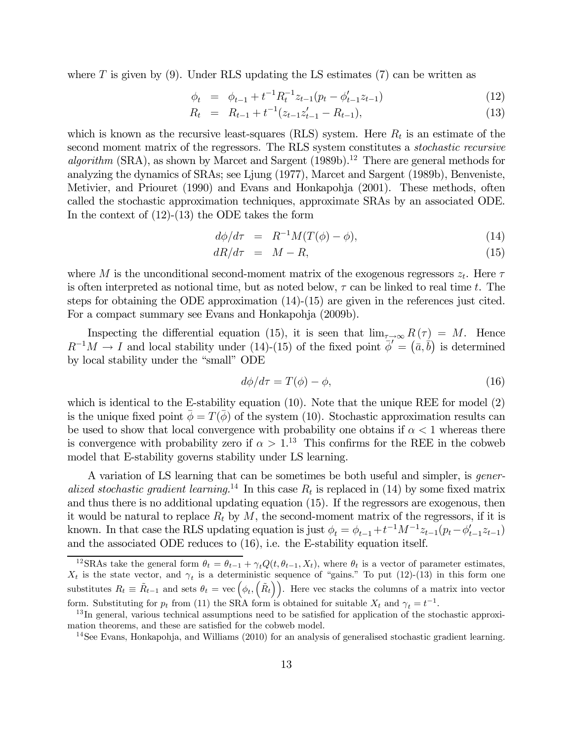where $T$ is given by (9). Under RLS updating the LS estimates (7) can be written as

$$\phi_t = \phi_{t-1} + t^{-1} R_t^{-1} z_{t-1}(p_t - \phi_{t-1}' z_{t-1}) \tag{12}$$

$$R_t = R_{t-1} + t^{-1}(z_{t-1} z_{t-1}' - R_{t-1}), \tag{13}$$

which is known as the recursive least-squares (RLS) system. Here $R_t$ is an estimate of the second moment matrix of the regressors. The RLS system constitutes a *stochastic recursive algorithm* (SRA), as shown by Marcet and Sargent (1989b).[12] There are general methods for analyzing the dynamics of SRAs; see Ljung (1977), Marcet and Sargent (1989b), Benveniste, Metivier, and Priouret (1990) and Evans and Honkapohja (2001). These methods, often called the stochastic approximation techniques, approximate SRAs by an associated ODE. In the context of (12)-(13) the ODE takes the form

$$d\phi/d\tau = R^{-1} M (T(\phi) - \phi), \tag{14}$$

$$dR/d\tau = M - R, \tag{15}$$

where $M$ is the unconditional second-moment matrix of the exogenous regressors $z_t$. Here $\tau$ is often interpreted as notional time, but as noted below, $\tau$ can be linked to real time $t$. The steps for obtaining the ODE approximation (14)-(15) are given in the references just cited. For a compact summary see Evans and Honkapohja (2009b).

Inspecting the differential equation (15), it is seen that $\lim_{\tau\to\infty} R(\tau) = M$. Hence $R^{-1}M \to I$ and local stability under (14)-(15) of the fixed point $\bar{\phi}' = (\bar{a}, \bar{b})$ is determined by local stability under the "small" ODE

$$d\phi/d\tau = T(\phi) - \phi, \tag{16}$$

which is identical to the E-stability equation (10). Note that the unique REE for model (2) is the unique fixed point $\bar{\phi} = T(\bar{\phi})$ of the system (10). Stochastic approximation results can be used to show that local convergence with probability one obtains if $\alpha < 1$ whereas there is convergence with probability zero if $\alpha > 1$.[13] This confirms for the REE in the cobweb model that E-stability governs stability under LS learning.

A variation of LS learning that can be sometimes be both useful and simpler, is *generalized stochastic gradient learning*.[14] In this case $R_t$ is replaced in (14) by some fixed matrix and thus there is no additional updating equation (15). If the regressors are exogenous, then it would be natural to replace $R_t$ by $M$, the second-moment matrix of the regressors, if it is known. In that case the RLS updating equation is just $\phi_t = \phi_{t-1} + t^{-1} M^{-1} z_{t-1}(p_t - \phi_{t-1}' z_{t-1})$ and the associated ODE reduces to (16), i.e. the E-stability equation itself.

---

[12] SRAs take the general form $\theta_t = \theta_{t-1} + \gamma_t Q(t, \theta_{t-1}, X_t)$, where $\theta_t$ is a vector of parameter estimates, $X_t$ is the state vector, and $\gamma_t$ is a deterministic sequence of "gains." To put (12)-(13) in this form one substitutes $R_t \equiv \tilde{R}_{t-1}$ and sets $\theta_t = \text{vec}\left(\phi_t, \left(\tilde{R}_t\right)\right)$. Here vec stacks the columns of a matrix into vector form. Substituting for $p_t$ from (11) the SRA form is obtained for suitable $X_t$ and $\gamma_t = t^{-1}$.

[13] In general, various technical assumptions need to be satisfied for application of the stochastic approximation theorems, and these are satisfied for the cobweb model.

[14] See Evans, Honkapohja, and Williams (2010) for an analysis of generalised stochastic gradient learning.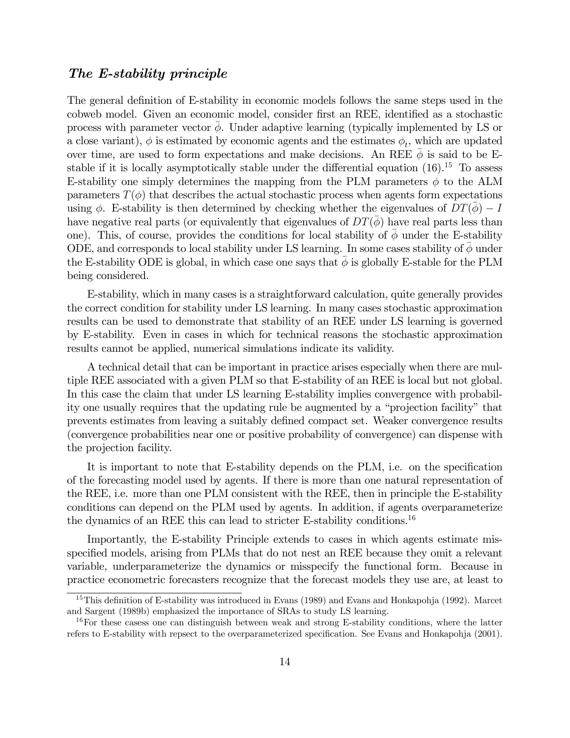### *The E-stability principle*

The general definition of E-stability in economic models follows the same steps used in the cobweb model. Given an economic model, consider first an REE, identified as a stochastic process with parameter vector $\bar{\phi}$. Under adaptive learning (typically implemented by LS or a close variant), $\phi$ is estimated by economic agents and the estimates $\phi_t$, which are updated over time, are used to form expectations and make decisions. An REE $\bar{\phi}$ is said to be E-stable if it is locally asymptotically stable under the differential equation (16).[15] To assess E-stability one simply determines the mapping from the PLM parameters $\phi$ to the ALM parameters $T(\phi)$ that describes the actual stochastic process when agents form expectations using $\phi$. E-stability is then determined by checking whether the eigenvalues of $DT(\bar{\phi}) - I$ have negative real parts (or equivalently that eigenvalues of $DT(\bar{\phi})$ have real parts less than one). This, of course, provides the conditions for local stability of $\bar{\phi}$ under the E-stability ODE, and corresponds to local stability under LS learning. In some cases stability of $\bar{\phi}$ under the E-stability ODE is global, in which case one says that $\bar{\phi}$ is globally E-stable for the PLM being considered.

E-stability, which in many cases is a straightforward calculation, quite generally provides the correct condition for stability under LS learning. In many cases stochastic approximation results can be used to demonstrate that stability of an REE under LS learning is governed by E-stability. Even in cases in which for technical reasons the stochastic approximation results cannot be applied, numerical simulations indicate its validity.

A technical detail that can be important in practice arises especially when there are multiple REE associated with a given PLM so that E-stability of an REE is local but not global. In this case the claim that under LS learning E-stability implies convergence with probability one usually requires that the updating rule be augmented by a "projection facility" that prevents estimates from leaving a suitably defined compact set. Weaker convergence results (convergence probabilities near one or positive probability of convergence) can dispense with the projection facility.

It is important to note that E-stability depends on the PLM, i.e. on the specification of the forecasting model used by agents. If there is more than one natural representation of the REE, i.e. more than one PLM consistent with the REE, then in principle the E-stability conditions can depend on the PLM used by agents. In addition, if agents overparameterize the dynamics of an REE this can lead to stricter E-stability conditions.[16]

Importantly, the E-stability Principle extends to cases in which agents estimate misspecified models, arising from PLMs that do not nest an REE because they omit a relevant variable, underparameterize the dynamics or misspecify the functional form. Because in practice econometric forecasters recognize that the forecast models they use are, at least to

---

[15] This definition of E-stability was introduced in Evans (1989) and Evans and Honkapohja (1992). Marcet and Sargent (1989b) emphasized the importance of SRAs to study LS learning.

[16] For these casess one can distinguish between weak and strong E-stability conditions, where the latter refers to E-stability with repsect to the overparameterized specification. See Evans and Honkapohja (2001).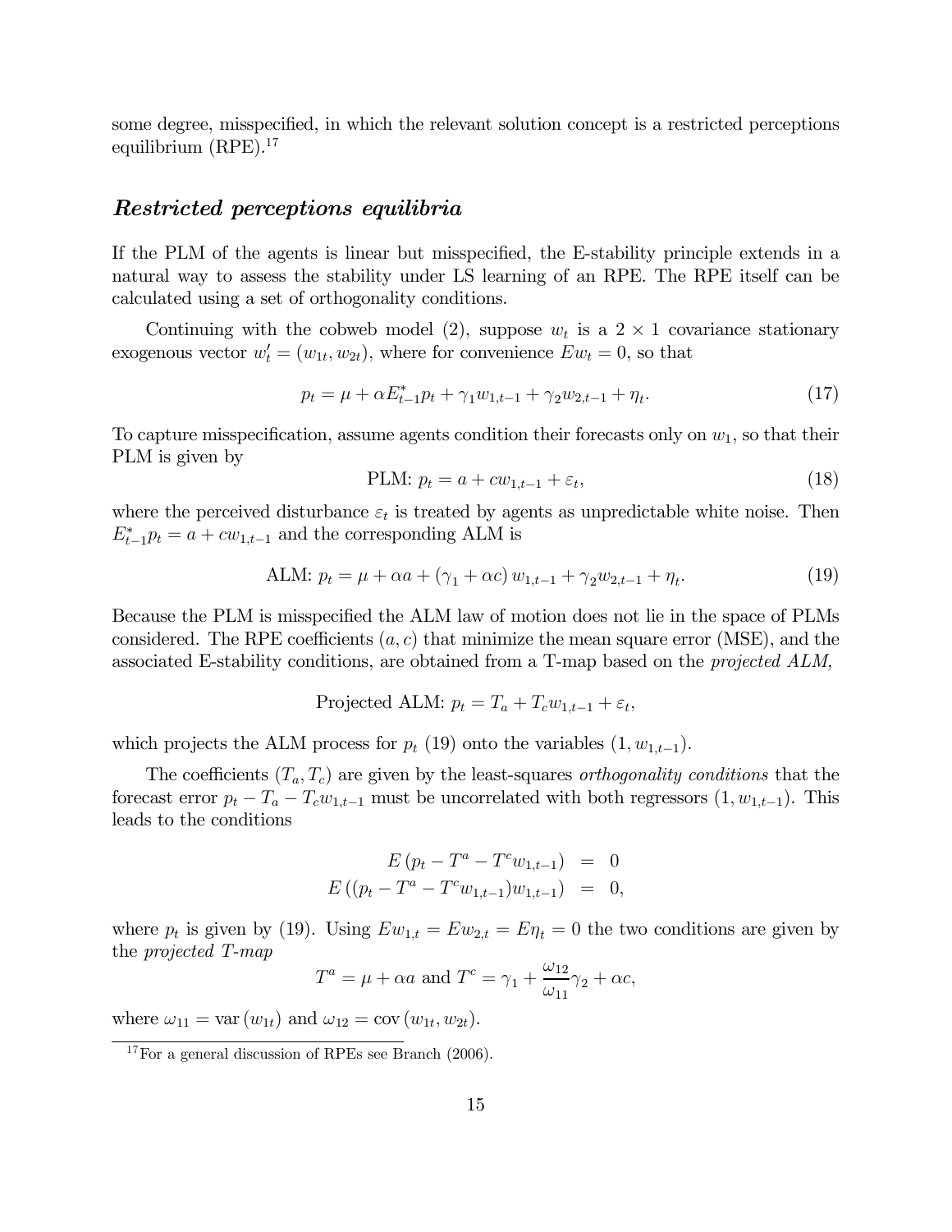some degree, misspecified, in which the relevant solution concept is a restricted perceptions equilibrium (RPE).[17]

### *Restricted perceptions equilibria*

If the PLM of the agents is linear but misspecified, the E-stability principle extends in a natural way to assess the stability under LS learning of an RPE. The RPE itself can be calculated using a set of orthogonality conditions.

Continuing with the cobweb model (2), suppose $w_t$ is a $2 \times 1$ covariance stationary exogenous vector $w_t' = (w_{1t}, w_{2t})$, where for convenience $Ew_t = 0$, so that

$$p_t = \mu + \alpha E_{t-1}^* p_t + \gamma_1 w_{1,t-1} + \gamma_2 w_{2,t-1} + \eta_t. \tag{17}$$

To capture misspecification, assume agents condition their forecasts only on $w_1$, so that their PLM is given by

$$\text{PLM: } p_t = a + c w_{1,t-1} + \varepsilon_t, \tag{18}$$

where the perceived disturbance $\varepsilon_t$ is treated by agents as unpredictable white noise. Then $E_{t-1}^* p_t = a + c w_{1,t-1}$ and the corresponding ALM is

$$\text{ALM: } p_t = \mu + \alpha a + (\gamma_1 + \alpha c) w_{1,t-1} + \gamma_2 w_{2,t-1} + \eta_t. \tag{19}$$

Because the PLM is misspecified the ALM law of motion does not lie in the space of PLMs considered. The RPE coefficients $(a, c)$ that minimize the mean square error (MSE), and the associated E-stability conditions, are obtained from a T-map based on the *projected ALM,*

$$\text{Projected ALM: } p_t = T_a + T_c w_{1,t-1} + \varepsilon_t,$$

which projects the ALM process for $p_t$ (19) onto the variables $(1, w_{1,t-1})$.

The coefficients $(T_a, T_c)$ are given by the least-squares *orthogonality conditions* that the forecast error $p_t - T_a - T_c w_{1,t-1}$ must be uncorrelated with both regressors $(1, w_{1,t-1})$. This leads to the conditions

$$\begin{aligned} E\left(p_t - T^a - T^c w_{1,t-1}\right) &= 0 \\ E\left((p_t - T^a - T^c w_{1,t-1}) w_{1,t-1}\right) &= 0, \end{aligned}$$

where $p_t$ is given by (19). Using $Ew_{1,t} = Ew_{2,t} = E\eta_t = 0$ the two conditions are given by the *projected T-map*

$$T^a = \mu + \alpha a \text{ and } T^c = \gamma_1 + \frac{\omega_{12}}{\omega_{11}} \gamma_2 + \alpha c,$$

where $\omega_{11} = \text{var}(w_{1t})$ and $\omega_{12} = \text{cov}(w_{1t}, w_{2t})$.

[17] For a general discussion of RPEs see Branch (2006).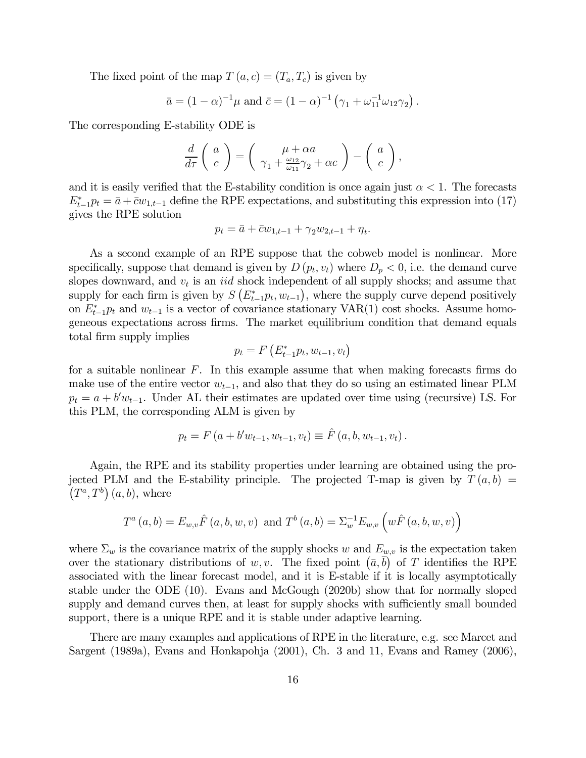The fixed point of the map $T(a, c) = (T_a, T_c)$ is given by

$$\bar{a} = (1-\alpha)^{-1}\mu \text{ and } \bar{c} = (1-\alpha)^{-1}\left(\gamma_1 + \omega_{11}^{-1}\omega_{12}\gamma_2\right).$$

The corresponding E-stability ODE is

$$\frac{d}{d\tau}\begin{pmatrix} a \\ c \end{pmatrix} = \begin{pmatrix} \mu + \alpha a \\ \gamma_1 + \frac{\omega_{12}}{\omega_{11}}\gamma_2 + \alpha c \end{pmatrix} - \begin{pmatrix} a \\ c \end{pmatrix},$$

and it is easily verified that the E-stability condition is once again just $\alpha < 1$. The forecasts $E^*_{t-1}p_t = \bar{a} + \bar{c}w_{1,t-1}$ define the RPE expectations, and substituting this expression into (17) gives the RPE solution

$$p_t = \bar{a} + \bar{c}w_{1,t-1} + \gamma_2 w_{2,t-1} + \eta_t.$$

As a second example of an RPE suppose that the cobweb model is nonlinear. More specifically, suppose that demand is given by $D(p_t, v_t)$ where $D_p < 0$, i.e. the demand curve slopes downward, and $v_t$ is an *iid* shock independent of all supply shocks; and assume that supply for each firm is given by $S\left(E^*_{t-1}p_t, w_{t-1}\right)$, where the supply curve depend positively on $E^*_{t-1}p_t$ and $w_{t-1}$ is a vector of covariance stationary VAR(1) cost shocks. Assume homogeneous expectations across firms. The market equilibrium condition that demand equals total firm supply implies

$$p_t = F\left(E^*_{t-1}p_t, w_{t-1}, v_t\right)$$

for a suitable nonlinear $F$. In this example assume that when making forecasts firms do make use of the entire vector $w_{t-1}$, and also that they do so using an estimated linear PLM $p_t = a + b'w_{t-1}$. Under AL their estimates are updated over time using (recursive) LS. For this PLM, the corresponding ALM is given by

$$p_t = F\left(a + b'w_{t-1}, w_{t-1}, v_t\right) \equiv \hat{F}\left(a, b, w_{t-1}, v_t\right).$$

Again, the RPE and its stability properties under learning are obtained using the projected PLM and the E-stability principle. The projected T-map is given by $T(a, b) = \left(T^a, T^b\right)(a, b)$, where

$$T^a(a, b) = E_{w,v}\hat{F}(a, b, w, v) \text{ and } T^b(a, b) = \Sigma_w^{-1}E_{w,v}\left(w\hat{F}(a, b, w, v)\right)$$

where $\Sigma_w$ is the covariance matrix of the supply shocks $w$ and $E_{w,v}$ is the expectation taken over the stationary distributions of $w, v$. The fixed point $\left(\bar{a}, \bar{b}\right)$ of $T$ identifies the RPE associated with the linear forecast model, and it is E-stable if it is locally asymptotically stable under the ODE (10). Evans and McGough (2020b) show that for normally sloped supply and demand curves then, at least for supply shocks with sufficiently small bounded support, there is a unique RPE and it is stable under adaptive learning.

There are many examples and applications of RPE in the literature, e.g. see Marcet and Sargent (1989a), Evans and Honkapohja (2001), Ch. 3 and 11, Evans and Ramey (2006),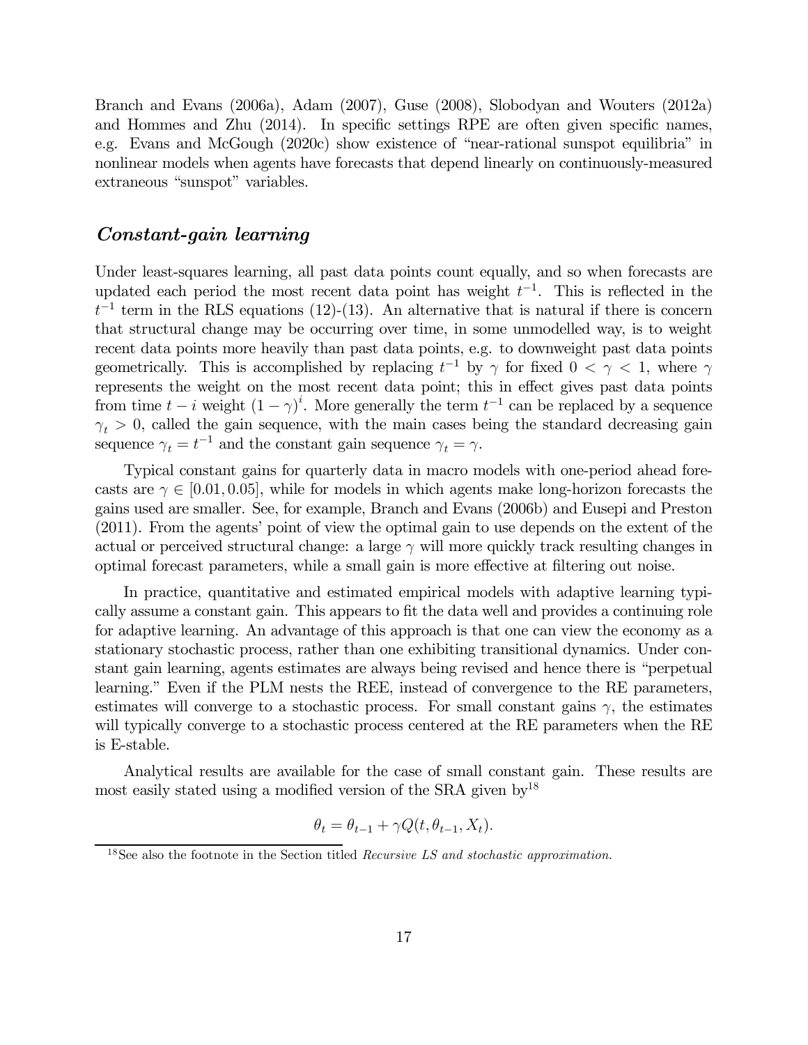Branch and Evans (2006a), Adam (2007), Guse (2008), Slobodyan and Wouters (2012a) and Hommes and Zhu (2014). In specific settings RPE are often given specific names, e.g. Evans and McGough (2020c) show existence of "near-rational sunspot equilibria" in nonlinear models when agents have forecasts that depend linearly on continuously-measured extraneous "sunspot" variables.

### *Constant-gain learning*

Under least-squares learning, all past data points count equally, and so when forecasts are updated each period the most recent data point has weight $t^{-1}$. This is reflected in the $t^{-1}$ term in the RLS equations (12)-(13). An alternative that is natural if there is concern that structural change may be occurring over time, in some unmodelled way, is to weight recent data points more heavily than past data points, e.g. to downweight past data points geometrically. This is accomplished by replacing $t^{-1}$ by $\gamma$ for fixed $0 < \gamma < 1$, where $\gamma$ represents the weight on the most recent data point; this in effect gives past data points from time $t-i$ weight $(1-\gamma)^i$. More generally the term $t^{-1}$ can be replaced by a sequence $\gamma_t > 0$, called the gain sequence, with the main cases being the standard decreasing gain sequence $\gamma_t = t^{-1}$ and the constant gain sequence $\gamma_t = \gamma$.

Typical constant gains for quarterly data in macro models with one-period ahead forecasts are $\gamma \in [0.01, 0.05]$, while for models in which agents make long-horizon forecasts the gains used are smaller. See, for example, Branch and Evans (2006b) and Eusepi and Preston (2011). From the agents' point of view the optimal gain to use depends on the extent of the actual or perceived structural change: a large $\gamma$ will more quickly track resulting changes in optimal forecast parameters, while a small gain is more effective at filtering out noise.

In practice, quantitative and estimated empirical models with adaptive learning typically assume a constant gain. This appears to fit the data well and provides a continuing role for adaptive learning. An advantage of this approach is that one can view the economy as a stationary stochastic process, rather than one exhibiting transitional dynamics. Under constant gain learning, agents estimates are always being revised and hence there is "perpetual learning." Even if the PLM nests the REE, instead of convergence to the RE parameters, estimates will converge to a stochastic process. For small constant gains $\gamma$, the estimates will typically converge to a stochastic process centered at the RE parameters when the RE is E-stable.

Analytical results are available for the case of small constant gain. These results are most easily stated using a modified version of the SRA given by[18]

$$\theta_t = \theta_{t-1} + \gamma Q(t, \theta_{t-1}, X_t).$$

[18] See also the footnote in the Section titled *Recursive LS and stochastic approximation.*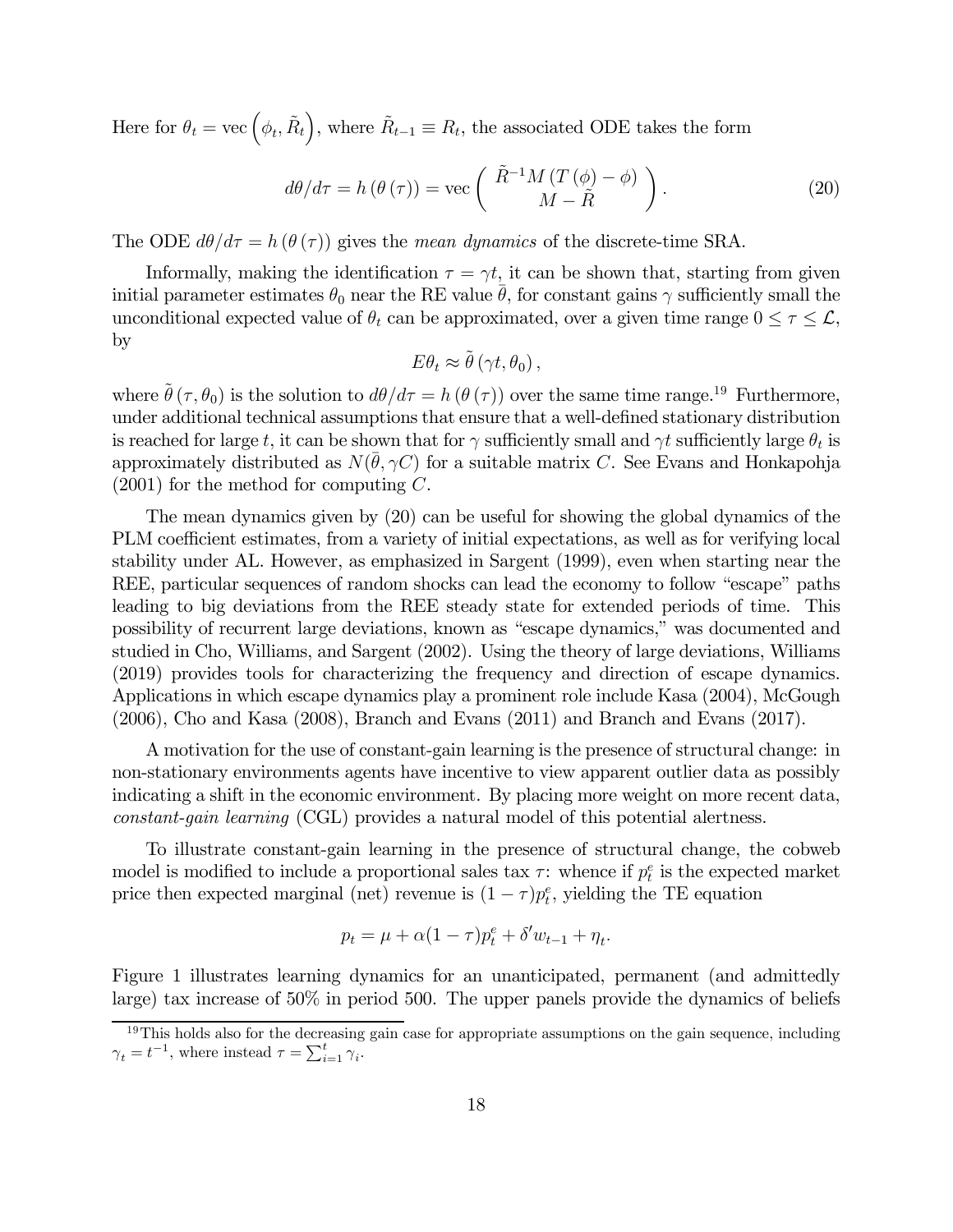Here for $\theta_t = \text{vec}\left(\phi_t, \tilde{R}_t\right)$, where $\tilde{R}_{t-1} \equiv R_t$, the associated ODE takes the form

$$d\theta/d\tau = h\left(\theta\left(\tau\right)\right) = \text{vec}\left( \begin{array}{c} \tilde{R}^{-1} M\left(T\left(\phi\right) - \phi\right) \\ M - \tilde{R} \end{array} \right). \tag{20}$$

The ODE $d\theta/d\tau = h\left(\theta\left(\tau\right)\right)$ gives the *mean dynamics* of the discrete-time SRA.

Informally, making the identification $\tau = \gamma t$, it can be shown that, starting from given initial parameter estimates $\theta_0$ near the RE value $\bar{\theta}$, for constant gains $\gamma$ sufficiently small the unconditional expected value of $\theta_t$ can be approximated, over a given time range $0 \leq \tau \leq \mathcal{L}$, by

$$E\theta_t \approx \tilde{\theta}\left(\gamma t, \theta_0\right),$$

where $\tilde{\theta}\left(\tau, \theta_0\right)$ is the solution to $d\theta/d\tau = h\left(\theta\left(\tau\right)\right)$ over the same time range.[19] Furthermore, under additional technical assumptions that ensure that a well-defined stationary distribution is reached for large $t$, it can be shown that for $\gamma$ sufficiently small and $\gamma t$ sufficiently large $\theta_t$ is approximately distributed as $N(\bar{\theta}, \gamma C)$ for a suitable matrix $C$. See Evans and Honkapohja (2001) for the method for computing $C$.

The mean dynamics given by (20) can be useful for showing the global dynamics of the PLM coefficient estimates, from a variety of initial expectations, as well as for verifying local stability under AL. However, as emphasized in Sargent (1999), even when starting near the REE, particular sequences of random shocks can lead the economy to follow "escape" paths leading to big deviations from the REE steady state for extended periods of time. This possibility of recurrent large deviations, known as "escape dynamics," was documented and studied in Cho, Williams, and Sargent (2002). Using the theory of large deviations, Williams (2019) provides tools for characterizing the frequency and direction of escape dynamics. Applications in which escape dynamics play a prominent role include Kasa (2004), McGough (2006), Cho and Kasa (2008), Branch and Evans (2011) and Branch and Evans (2017).

A motivation for the use of constant-gain learning is the presence of structural change: in non-stationary environments agents have incentive to view apparent outlier data as possibly indicating a shift in the economic environment. By placing more weight on more recent data, *constant-gain learning* (CGL) provides a natural model of this potential alertness.

To illustrate constant-gain learning in the presence of structural change, the cobweb model is modified to include a proportional sales tax $\tau$: whence if $p_t^e$ is the expected market price then expected marginal (net) revenue is $(1 - \tau)p_t^e$, yielding the TE equation

$$p_t = \mu + \alpha(1 - \tau)p_t^e + \delta' w_{t-1} + \eta_t.$$

Figure 1 illustrates learning dynamics for an unanticipated, permanent (and admittedly large) tax increase of 50% in period 500. The upper panels provide the dynamics of beliefs

---

[19] This holds also for the decreasing gain case for appropriate assumptions on the gain sequence, including $\gamma_t = t^{-1}$, where instead $\tau = \sum_{i=1}^{t} \gamma_i$.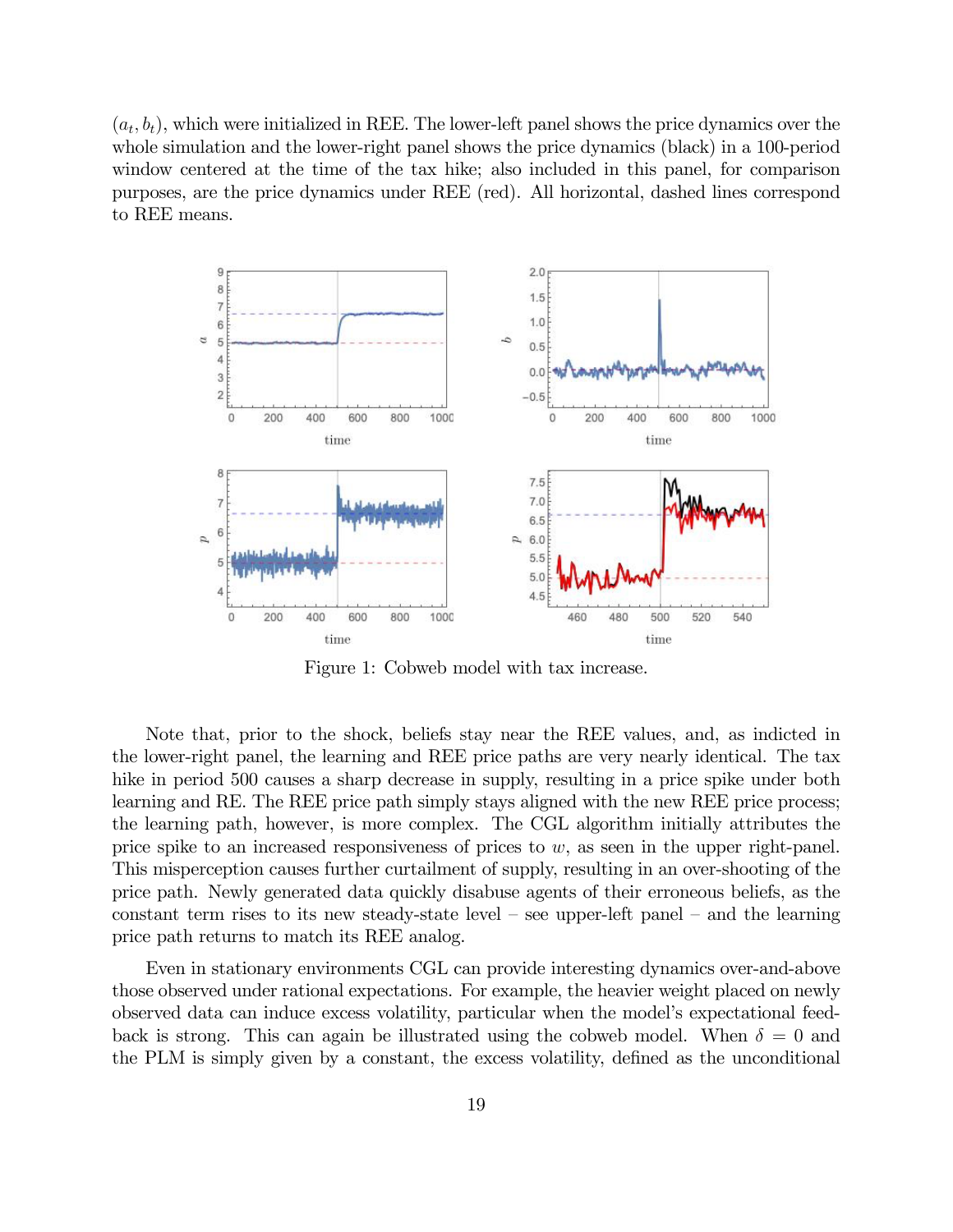$(a_t, b_t)$, which were initialized in REE. The lower-left panel shows the price dynamics over the whole simulation and the lower-right panel shows the price dynamics (black) in a 100-period window centered at the time of the tax hike; also included in this panel, for comparison purposes, are the price dynamics under REE (red). All horizontal, dashed lines correspond to REE means.

Figure 1: Cobweb model with tax increase.

Note that, prior to the shock, beliefs stay near the REE values, and, as indicted in the lower-right panel, the learning and REE price paths are very nearly identical. The tax hike in period 500 causes a sharp decrease in supply, resulting in a price spike under both learning and RE. The REE price path simply stays aligned with the new REE price process; the learning path, however, is more complex. The CGL algorithm initially attributes the price spike to an increased responsiveness of prices to $w$, as seen in the upper right-panel. This misperception causes further curtailment of supply, resulting in an over-shooting of the price path. Newly generated data quickly disabuse agents of their erroneous beliefs, as the constant term rises to its new steady-state level – see upper-left panel – and the learning price path returns to match its REE analog.

Even in stationary environments CGL can provide interesting dynamics over-and-above those observed under rational expectations. For example, the heavier weight placed on newly observed data can induce excess volatility, particular when the model's expectational feedback is strong. This can again be illustrated using the cobweb model. When $\delta = 0$ and the PLM is simply given by a constant, the excess volatility, defined as the unconditional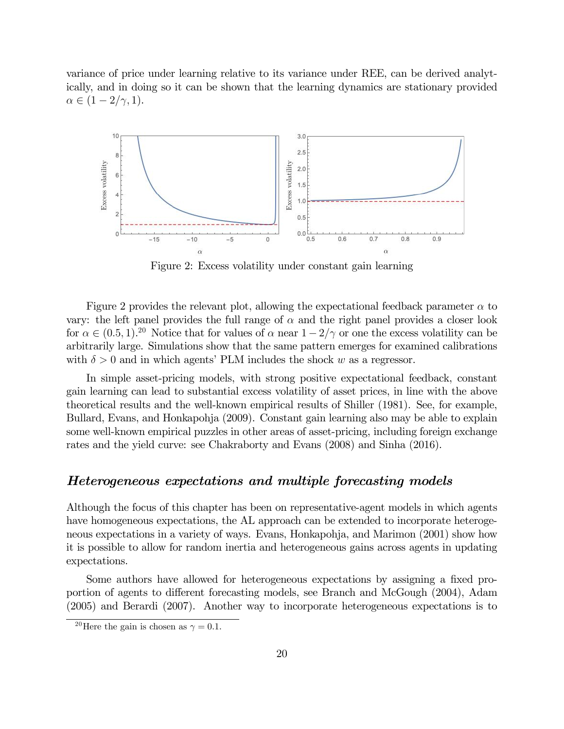variance of price under learning relative to its variance under REE, can be derived analytically, and in doing so it can be shown that the learning dynamics are stationary provided $\alpha \in (1 - 2/\gamma, 1)$.

Figure 2: Excess volatility under constant gain learning

Figure 2 provides the relevant plot, allowing the expectational feedback parameter $\alpha$ to vary: the left panel provides the full range of $\alpha$ and the right panel provides a closer look for $\alpha \in (0.5, 1)$.[20] Notice that for values of $\alpha$ near $1 - 2/\gamma$ or one the excess volatility can be arbitrarily large. Simulations show that the same pattern emerges for examined calibrations with $\delta > 0$ and in which agents' PLM includes the shock $w$ as a regressor.

In simple asset-pricing models, with strong positive expectational feedback, constant gain learning can lead to substantial excess volatility of asset prices, in line with the above theoretical results and the well-known empirical results of Shiller (1981). See, for example, Bullard, Evans, and Honkapohja (2009). Constant gain learning also may be able to explain some well-known empirical puzzles in other areas of asset-pricing, including foreign exchange rates and the yield curve: see Chakraborty and Evans (2008) and Sinha (2016).

### *Heterogeneous expectations and multiple forecasting models*

Although the focus of this chapter has been on representative-agent models in which agents have homogeneous expectations, the AL approach can be extended to incorporate heterogeneous expectations in a variety of ways. Evans, Honkapohja, and Marimon (2001) show how it is possible to allow for random inertia and heterogeneous gains across agents in updating expectations.

Some authors have allowed for heterogeneous expectations by assigning a fixed proportion of agents to different forecasting models, see Branch and McGough (2004), Adam (2005) and Berardi (2007). Another way to incorporate heterogeneous expectations is to

[20] Here the gain is chosen as $\gamma = 0.1$.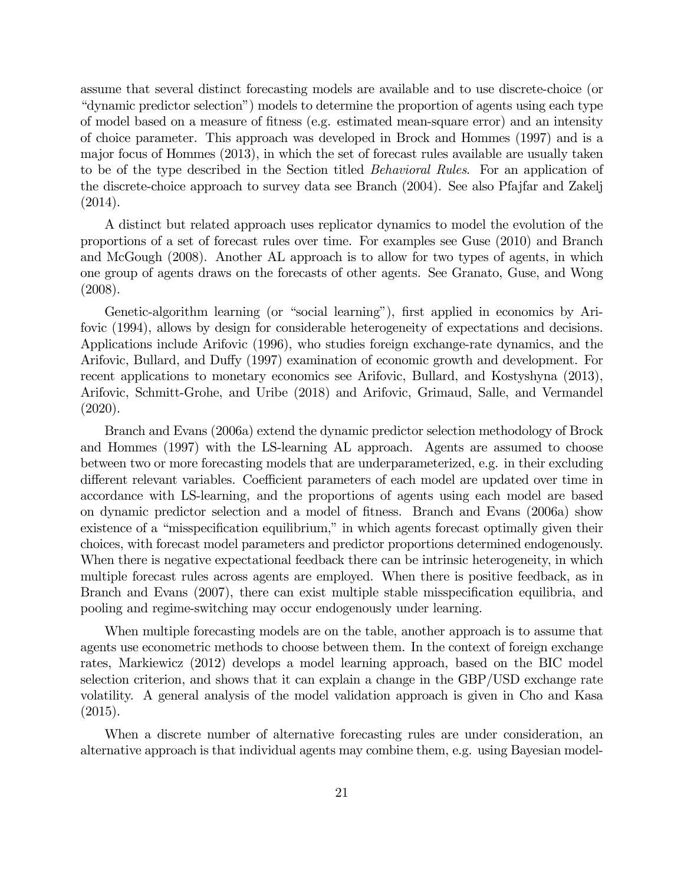assume that several distinct forecasting models are available and to use discrete-choice (or "dynamic predictor selection") models to determine the proportion of agents using each type of model based on a measure of fitness (e.g. estimated mean-square error) and an intensity of choice parameter. This approach was developed in Brock and Hommes (1997) and is a major focus of Hommes (2013), in which the set of forecast rules available are usually taken to be of the type described in the Section titled *Behavioral Rules*. For an application of the discrete-choice approach to survey data see Branch (2004). See also Pfajfar and Zakelj (2014).

A distinct but related approach uses replicator dynamics to model the evolution of the proportions of a set of forecast rules over time. For examples see Guse (2010) and Branch and McGough (2008). Another AL approach is to allow for two types of agents, in which one group of agents draws on the forecasts of other agents. See Granato, Guse, and Wong (2008).

Genetic-algorithm learning (or "social learning"), first applied in economics by Arifovic (1994), allows by design for considerable heterogeneity of expectations and decisions. Applications include Arifovic (1996), who studies foreign exchange-rate dynamics, and the Arifovic, Bullard, and Duffy (1997) examination of economic growth and development. For recent applications to monetary economics see Arifovic, Bullard, and Kostyshyna (2013), Arifovic, Schmitt-Grohe, and Uribe (2018) and Arifovic, Grimaud, Salle, and Vermandel (2020).

Branch and Evans (2006a) extend the dynamic predictor selection methodology of Brock and Hommes (1997) with the LS-learning AL approach. Agents are assumed to choose between two or more forecasting models that are underparameterized, e.g. in their excluding different relevant variables. Coefficient parameters of each model are updated over time in accordance with LS-learning, and the proportions of agents using each model are based on dynamic predictor selection and a model of fitness. Branch and Evans (2006a) show existence of a "misspecification equilibrium," in which agents forecast optimally given their choices, with forecast model parameters and predictor proportions determined endogenously. When there is negative expectational feedback there can be intrinsic heterogeneity, in which multiple forecast rules across agents are employed. When there is positive feedback, as in Branch and Evans (2007), there can exist multiple stable misspecification equilibria, and pooling and regime-switching may occur endogenously under learning.

When multiple forecasting models are on the table, another approach is to assume that agents use econometric methods to choose between them. In the context of foreign exchange rates, Markiewicz (2012) develops a model learning approach, based on the BIC model selection criterion, and shows that it can explain a change in the GBP/USD exchange rate volatility. A general analysis of the model validation approach is given in Cho and Kasa (2015).

When a discrete number of alternative forecasting rules are under consideration, an alternative approach is that individual agents may combine them, e.g. using Bayesian model-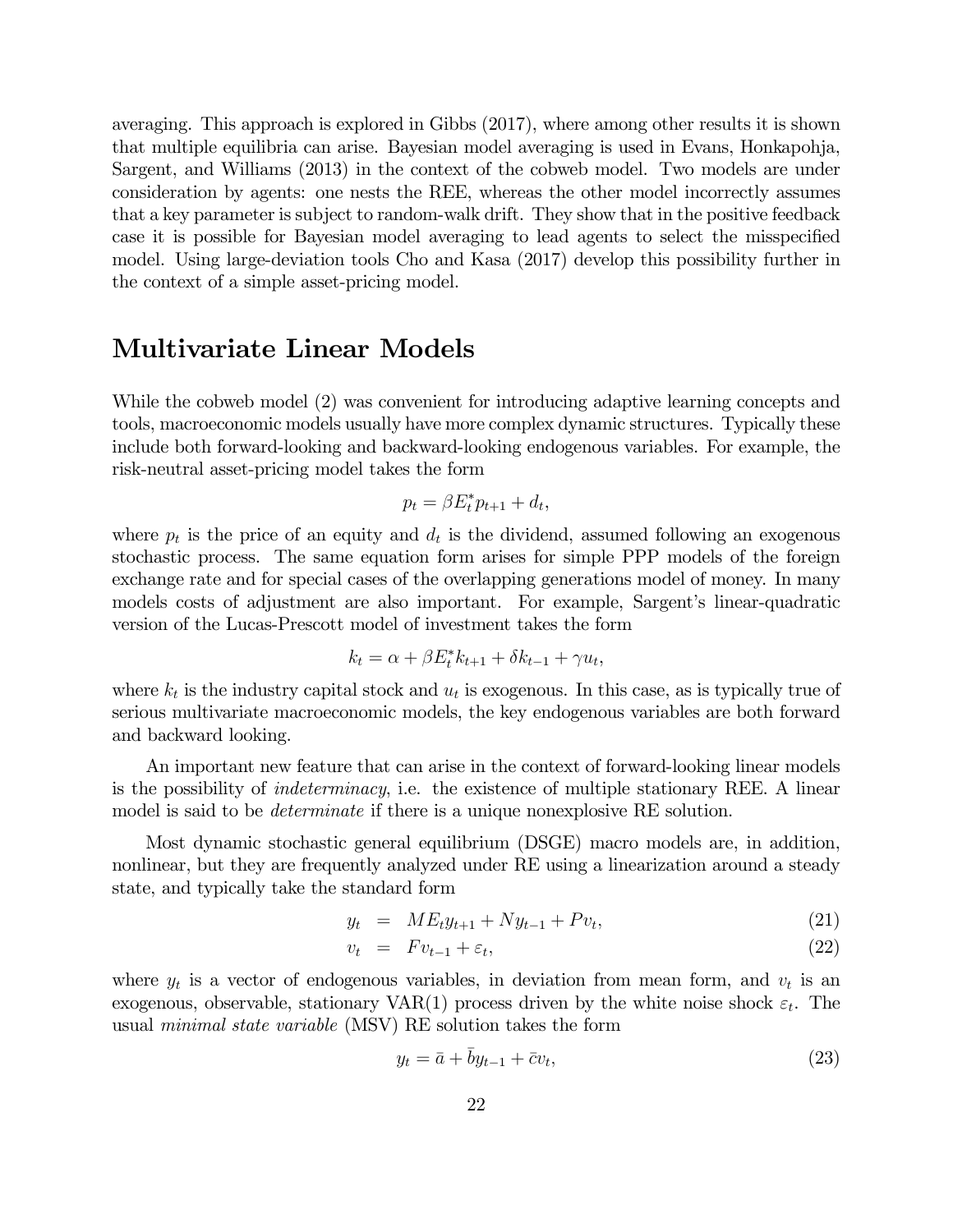averaging. This approach is explored in Gibbs (2017), where among other results it is shown that multiple equilibria can arise. Bayesian model averaging is used in Evans, Honkapohja, Sargent, and Williams (2013) in the context of the cobweb model. Two models are under consideration by agents: one nests the REE, whereas the other model incorrectly assumes that a key parameter is subject to random-walk drift. They show that in the positive feedback case it is possible for Bayesian model averaging to lead agents to select the misspecified model. Using large-deviation tools Cho and Kasa (2017) develop this possibility further in the context of a simple asset-pricing model.

## Multivariate Linear Models

While the cobweb model (2) was convenient for introducing adaptive learning concepts and tools, macroeconomic models usually have more complex dynamic structures. Typically these include both forward-looking and backward-looking endogenous variables. For example, the risk-neutral asset-pricing model takes the form

$$p_t = \beta E_t^* p_{t+1} + d_t,$$

where $p_t$ is the price of an equity and $d_t$ is the dividend, assumed following an exogenous stochastic process. The same equation form arises for simple PPP models of the foreign exchange rate and for special cases of the overlapping generations model of money. In many models costs of adjustment are also important. For example, Sargent's linear-quadratic version of the Lucas-Prescott model of investment takes the form

$$k_t = \alpha + \beta E_t^* k_{t+1} + \delta k_{t-1} + \gamma u_t,$$

where $k_t$ is the industry capital stock and $u_t$ is exogenous. In this case, as is typically true of serious multivariate macroeconomic models, the key endogenous variables are both forward and backward looking.

An important new feature that can arise in the context of forward-looking linear models is the possibility of *indeterminacy*, i.e. the existence of multiple stationary REE. A linear model is said to be *determinate* if there is a unique nonexplosive RE solution.

Most dynamic stochastic general equilibrium (DSGE) macro models are, in addition, nonlinear, but they are frequently analyzed under RE using a linearization around a steady state, and typically take the standard form

$$y_t = M E_t y_{t+1} + N y_{t-1} + P v_t, \tag{21}$$

$$v_t = F v_{t-1} + \varepsilon_t, \tag{22}$$

where $y_t$ is a vector of endogenous variables, in deviation from mean form, and $v_t$ is an exogenous, observable, stationary VAR(1) process driven by the white noise shock $\varepsilon_t$. The usual *minimal state variable* (MSV) RE solution takes the form

$$y_t = \bar{a} + \bar{b} y_{t-1} + \bar{c} v_t, \tag{23}$$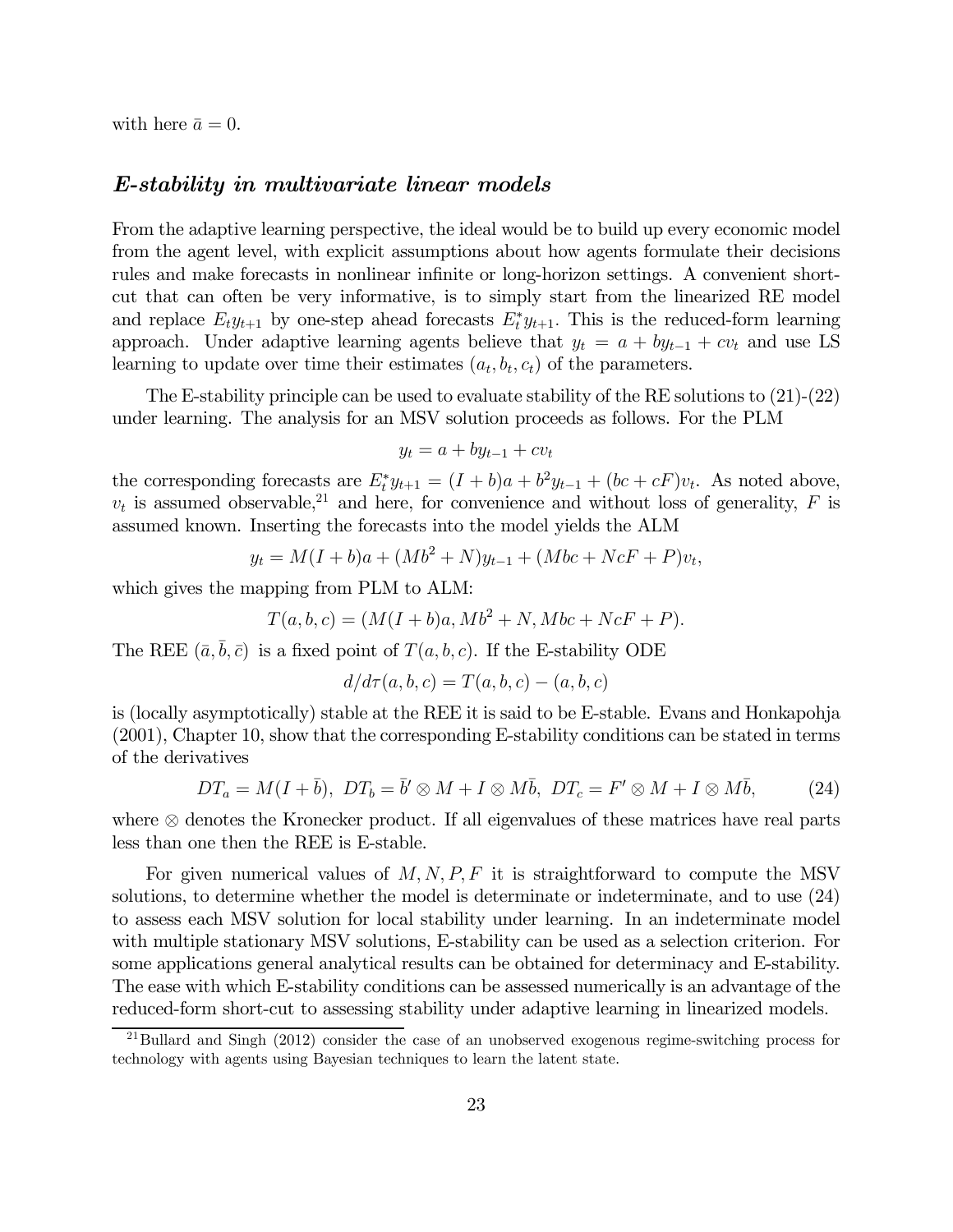with here $\bar{a} = 0$.

### *E-stability in multivariate linear models*

From the adaptive learning perspective, the ideal would be to build up every economic model from the agent level, with explicit assumptions about how agents formulate their decisions rules and make forecasts in nonlinear infinite or long-horizon settings. A convenient short-cut that can often be very informative, is to simply start from the linearized RE model and replace $E_t y_{t+1}$ by one-step ahead forecasts $E_t^* y_{t+1}$. This is the reduced-form learning approach. Under adaptive learning agents believe that $y_t = a + by_{t-1} + cv_t$ and use LS learning to update over time their estimates $(a_t, b_t, c_t)$ of the parameters.

The E-stability principle can be used to evaluate stability of the RE solutions to (21)-(22) under learning. The analysis for an MSV solution proceeds as follows. For the PLM

$$y_t = a + by_{t-1} + cv_t$$

the corresponding forecasts are $E_t^* y_{t+1} = (I + b)a + b^2 y_{t-1} + (bc + cF)v_t$. As noted above, $v_t$ is assumed observable,[21] and here, for convenience and without loss of generality, $F$ is assumed known. Inserting the forecasts into the model yields the ALM

$$y_t = M(I + b)a + (Mb^2 + N)y_{t-1} + (Mbc + NcF + P)v_t,$$

which gives the mapping from PLM to ALM:

$$T(a, b, c) = (M(I + b)a, Mb^2 + N, Mbc + NcF + P).$$

The REE $(\bar{a}, \bar{b}, \bar{c})$ is a fixed point of $T(a, b, c)$. If the E-stability ODE

$$d/d\tau(a, b, c) = T(a, b, c) - (a, b, c)$$

is (locally asymptotically) stable at the REE it is said to be E-stable. Evans and Honkapohja (2001), Chapter 10, show that the corresponding E-stability conditions can be stated in terms of the derivatives

$$DT_a = M(I + \bar{b}),\ DT_b = \bar{b}' \otimes M + I \otimes M\bar{b},\ DT_c = F' \otimes M + I \otimes M\bar{b}, \tag{24}$$

where $\otimes$ denotes the Kronecker product. If all eigenvalues of these matrices have real parts less than one then the REE is E-stable.

For given numerical values of $M, N, P, F$ it is straightforward to compute the MSV solutions, to determine whether the model is determinate or indeterminate, and to use (24) to assess each MSV solution for local stability under learning. In an indeterminate model with multiple stationary MSV solutions, E-stability can be used as a selection criterion. For some applications general analytical results can be obtained for determinacy and E-stability. The ease with which E-stability conditions can be assessed numerically is an advantage of the reduced-form short-cut to assessing stability under adaptive learning in linearized models.

[21] Bullard and Singh (2012) consider the case of an unobserved exogenous regime-switching process for technology with agents using Bayesian techniques to learn the latent state.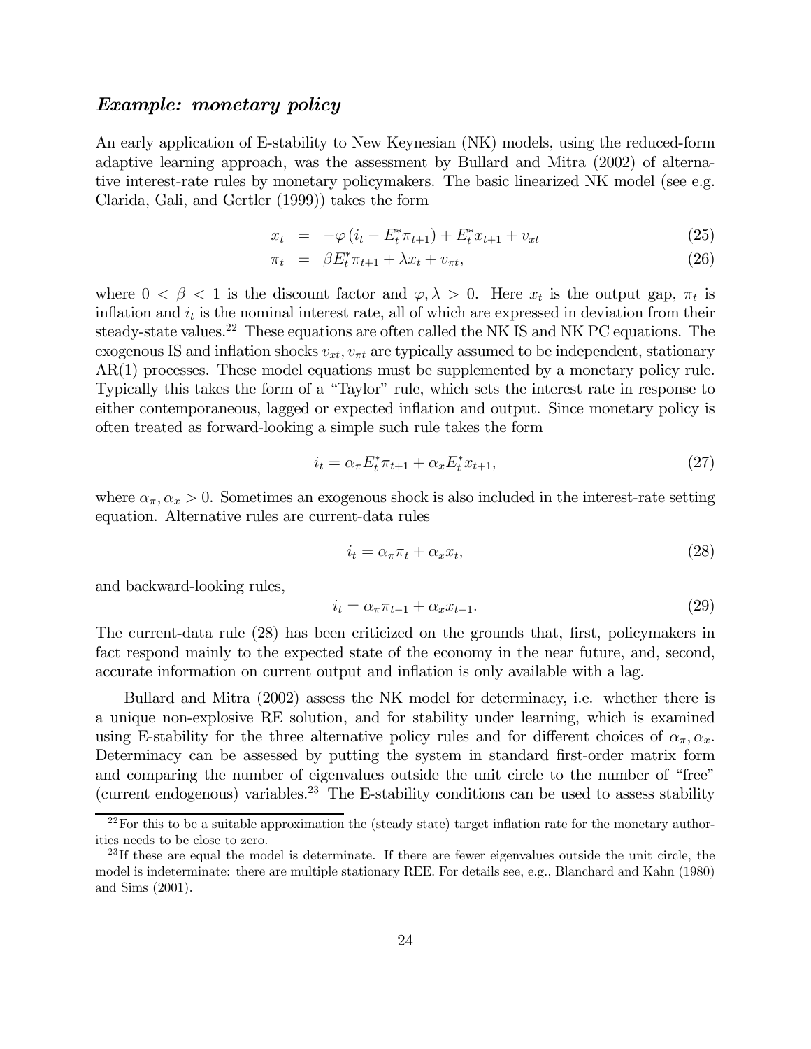### *Example: monetary policy*

An early application of E-stability to New Keynesian (NK) models, using the reduced-form adaptive learning approach, was the assessment by Bullard and Mitra (2002) of alternative interest-rate rules by monetary policymakers. The basic linearized NK model (see e.g. Clarida, Gali, and Gertler (1999)) takes the form

$$x_t = -\varphi \left( i_t - E_t^* \pi_{t+1} \right) + E_t^* x_{t+1} + v_{xt} \tag{25}$$

$$\pi_t = \beta E_t^* \pi_{t+1} + \lambda x_t + v_{\pi t}, \tag{26}$$

where $0 < \beta < 1$ is the discount factor and $\varphi, \lambda > 0$. Here $x_t$ is the output gap, $\pi_t$ is inflation and $i_t$ is the nominal interest rate, all of which are expressed in deviation from their steady-state values.[22] These equations are often called the NK IS and NK PC equations. The exogenous IS and inflation shocks $v_{xt}, v_{\pi t}$ are typically assumed to be independent, stationary AR(1) processes. These model equations must be supplemented by a monetary policy rule. Typically this takes the form of a "Taylor" rule, which sets the interest rate in response to either contemporaneous, lagged or expected inflation and output. Since monetary policy is often treated as forward-looking a simple such rule takes the form

$$i_t = \alpha_\pi E_t^* \pi_{t+1} + \alpha_x E_t^* x_{t+1}, \tag{27}$$

where $\alpha_\pi, \alpha_x > 0$. Sometimes an exogenous shock is also included in the interest-rate setting equation. Alternative rules are current-data rules

$$i_t = \alpha_\pi \pi_t + \alpha_x x_t, \tag{28}$$

and backward-looking rules,

$$i_t = \alpha_\pi \pi_{t-1} + \alpha_x x_{t-1}. \tag{29}$$

The current-data rule (28) has been criticized on the grounds that, first, policymakers in fact respond mainly to the expected state of the economy in the near future, and, second, accurate information on current output and inflation is only available with a lag.

Bullard and Mitra (2002) assess the NK model for determinacy, i.e. whether there is a unique non-explosive RE solution, and for stability under learning, which is examined using E-stability for the three alternative policy rules and for different choices of $\alpha_\pi, \alpha_x$. Determinacy can be assessed by putting the system in standard first-order matrix form and comparing the number of eigenvalues outside the unit circle to the number of "free" (current endogenous) variables.[23] The E-stability conditions can be used to assess stability

[22] For this to be a suitable approximation the (steady state) target inflation rate for the monetary authorities needs to be close to zero.

[23] If these are equal the model is determinate. If there are fewer eigenvalues outside the unit circle, the model is indeterminate: there are multiple stationary REE. For details see, e.g., Blanchard and Kahn (1980) and Sims (2001).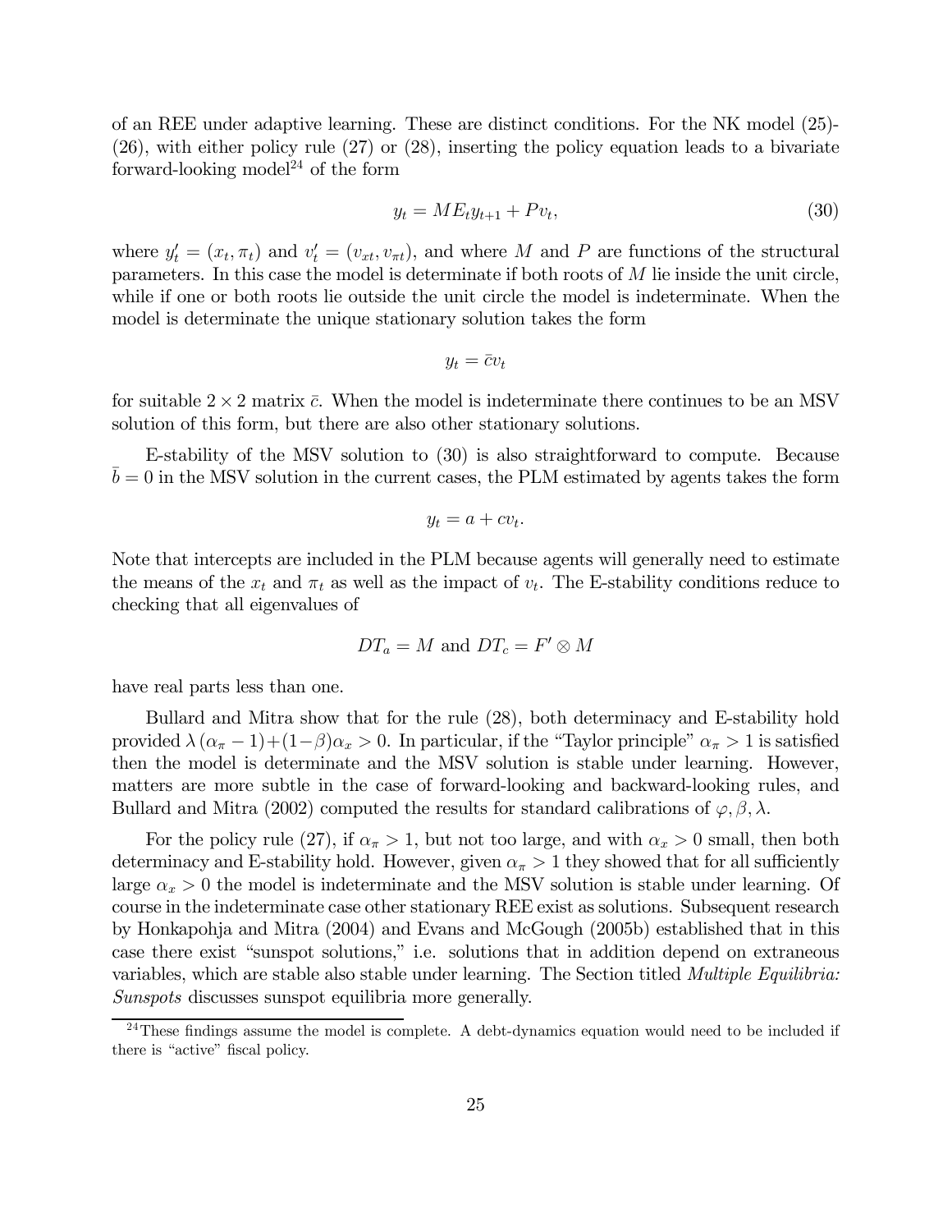of an REE under adaptive learning. These are distinct conditions. For the NK model (25)-(26), with either policy rule (27) or (28), inserting the policy equation leads to a bivariate forward-looking model[24] of the form

$$y_t = ME_t y_{t+1} + Pv_t, \tag{30}$$

where $y_t' = (x_t, \pi_t)$ and $v_t' = (v_{xt}, v_{\pi t})$, and where $M$ and $P$ are functions of the structural parameters. In this case the model is determinate if both roots of $M$ lie inside the unit circle, while if one or both roots lie outside the unit circle the model is indeterminate. When the model is determinate the unique stationary solution takes the form

$$y_t = \bar{c}v_t$$

for suitable $2 \times 2$ matrix $\bar{c}$. When the model is indeterminate there continues to be an MSV solution of this form, but there are also other stationary solutions.

E-stability of the MSV solution to (30) is also straightforward to compute. Because $\bar{b} = 0$ in the MSV solution in the current cases, the PLM estimated by agents takes the form

$$y_t = a + cv_t.$$

Note that intercepts are included in the PLM because agents will generally need to estimate the means of the $x_t$ and $\pi_t$ as well as the impact of $v_t$. The E-stability conditions reduce to checking that all eigenvalues of

$$DT_a = M \text{ and } DT_c = F' \otimes M$$

have real parts less than one.

Bullard and Mitra show that for the rule (28), both determinacy and E-stability hold provided $\lambda(\alpha_\pi - 1) + (1-\beta)\alpha_x > 0$. In particular, if the "Taylor principle" $\alpha_\pi > 1$ is satisfied then the model is determinate and the MSV solution is stable under learning. However, matters are more subtle in the case of forward-looking and backward-looking rules, and Bullard and Mitra (2002) computed the results for standard calibrations of $\varphi, \beta, \lambda$.

For the policy rule (27), if $\alpha_\pi > 1$, but not too large, and with $\alpha_x > 0$ small, then both determinacy and E-stability hold. However, given $\alpha_\pi > 1$ they showed that for all sufficiently large $\alpha_x > 0$ the model is indeterminate and the MSV solution is stable under learning. Of course in the indeterminate case other stationary REE exist as solutions. Subsequent research by Honkapohja and Mitra (2004) and Evans and McGough (2005b) established that in this case there exist "sunspot solutions," i.e. solutions that in addition depend on extraneous variables, which are stable also stable under learning. The Section titled *Multiple Equilibria: Sunspots* discusses sunspot equilibria more generally.

[24] These findings assume the model is complete. A debt-dynamics equation would need to be included if there is "active" fiscal policy.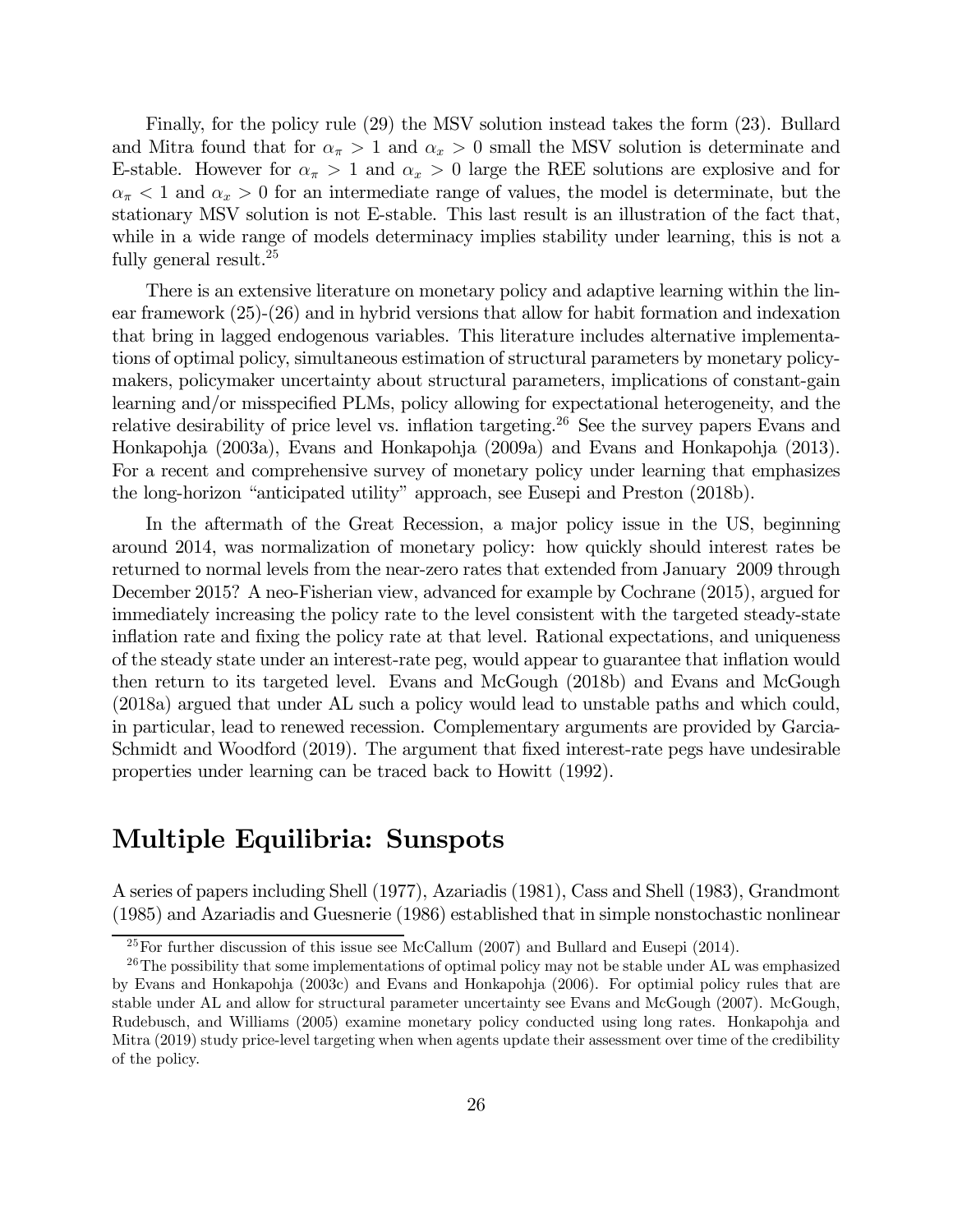Finally, for the policy rule (29) the MSV solution instead takes the form (23). Bullard and Mitra found that for $\alpha_\pi > 1$ and $\alpha_x > 0$ small the MSV solution is determinate and E-stable. However for $\alpha_\pi > 1$ and $\alpha_x > 0$ large the REE solutions are explosive and for $\alpha_\pi < 1$ and $\alpha_x > 0$ for an intermediate range of values, the model is determinate, but the stationary MSV solution is not E-stable. This last result is an illustration of the fact that, while in a wide range of models determinacy implies stability under learning, this is not a fully general result.[25]

There is an extensive literature on monetary policy and adaptive learning within the linear framework (25)-(26) and in hybrid versions that allow for habit formation and indexation that bring in lagged endogenous variables. This literature includes alternative implementations of optimal policy, simultaneous estimation of structural parameters by monetary policymakers, policymaker uncertainty about structural parameters, implications of constant-gain learning and/or misspecified PLMs, policy allowing for expectational heterogeneity, and the relative desirability of price level vs. inflation targeting.[26] See the survey papers Evans and Honkapohja (2003a), Evans and Honkapohja (2009a) and Evans and Honkapohja (2013). For a recent and comprehensive survey of monetary policy under learning that emphasizes the long-horizon "anticipated utility" approach, see Eusepi and Preston (2018b).

In the aftermath of the Great Recession, a major policy issue in the US, beginning around 2014, was normalization of monetary policy: how quickly should interest rates be returned to normal levels from the near-zero rates that extended from January 2009 through December 2015? A neo-Fisherian view, advanced for example by Cochrane (2015), argued for immediately increasing the policy rate to the level consistent with the targeted steady-state inflation rate and fixing the policy rate at that level. Rational expectations, and uniqueness of the steady state under an interest-rate peg, would appear to guarantee that inflation would then return to its targeted level. Evans and McGough (2018b) and Evans and McGough (2018a) argued that under AL such a policy would lead to unstable paths and which could, in particular, lead to renewed recession. Complementary arguments are provided by Garcia-Schmidt and Woodford (2019). The argument that fixed interest-rate pegs have undesirable properties under learning can be traced back to Howitt (1992).

## Multiple Equilibria: Sunspots

A series of papers including Shell (1977), Azariadis (1981), Cass and Shell (1983), Grandmont (1985) and Azariadis and Guesnerie (1986) established that in simple nonstochastic nonlinear

[25] For further discussion of this issue see McCallum (2007) and Bullard and Eusepi (2014).

[26] The possibility that some implementations of optimal policy may not be stable under AL was emphasized by Evans and Honkapohja (2003c) and Evans and Honkapohja (2006). For optimial policy rules that are stable under AL and allow for structural parameter uncertainty see Evans and McGough (2007). McGough, Rudebusch, and Williams (2005) examine monetary policy conducted using long rates. Honkapohja and Mitra (2019) study price-level targeting when when agents update their assessment over time of the credibility of the policy.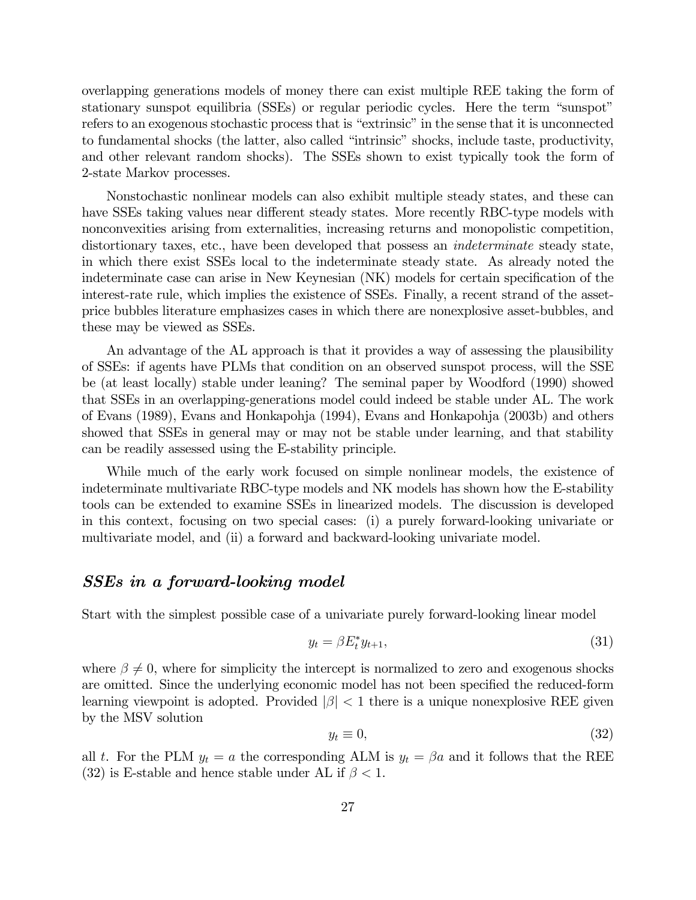overlapping generations models of money there can exist multiple REE taking the form of stationary sunspot equilibria (SSEs) or regular periodic cycles. Here the term "sunspot" refers to an exogenous stochastic process that is "extrinsic" in the sense that it is unconnected to fundamental shocks (the latter, also called "intrinsic" shocks, include taste, productivity, and other relevant random shocks). The SSEs shown to exist typically took the form of 2-state Markov processes.

Nonstochastic nonlinear models can also exhibit multiple steady states, and these can have SSEs taking values near different steady states. More recently RBC-type models with nonconvexities arising from externalities, increasing returns and monopolistic competition, distortionary taxes, etc., have been developed that possess an *indeterminate* steady state, in which there exist SSEs local to the indeterminate steady state. As already noted the indeterminate case can arise in New Keynesian (NK) models for certain specification of the interest-rate rule, which implies the existence of SSEs. Finally, a recent strand of the asset-price bubbles literature emphasizes cases in which there are nonexplosive asset-bubbles, and these may be viewed as SSEs.

An advantage of the AL approach is that it provides a way of assessing the plausibility of SSEs: if agents have PLMs that condition on an observed sunspot process, will the SSE be (at least locally) stable under leaning? The seminal paper by Woodford (1990) showed that SSEs in an overlapping-generations model could indeed be stable under AL. The work of Evans (1989), Evans and Honkapohja (1994), Evans and Honkapohja (2003b) and others showed that SSEs in general may or may not be stable under learning, and that stability can be readily assessed using the E-stability principle.

While much of the early work focused on simple nonlinear models, the existence of indeterminate multivariate RBC-type models and NK models has shown how the E-stability tools can be extended to examine SSEs in linearized models. The discussion is developed in this context, focusing on two special cases: (i) a purely forward-looking univariate or multivariate model, and (ii) a forward and backward-looking univariate model.

### *SSEs in a forward-looking model*

Start with the simplest possible case of a univariate purely forward-looking linear model

$$y_t = \beta E_t^* y_{t+1}, \tag{31}$$

where $\beta \neq 0$, where for simplicity the intercept is normalized to zero and exogenous shocks are omitted. Since the underlying economic model has not been specified the reduced-form learning viewpoint is adopted. Provided $|\beta| < 1$ there is a unique nonexplosive REE given by the MSV solution

$$y_t \equiv 0, \tag{32}$$

all $t$. For the PLM $y_t = a$ the corresponding ALM is $y_t = \beta a$ and it follows that the REE (32) is E-stable and hence stable under AL if $\beta < 1$.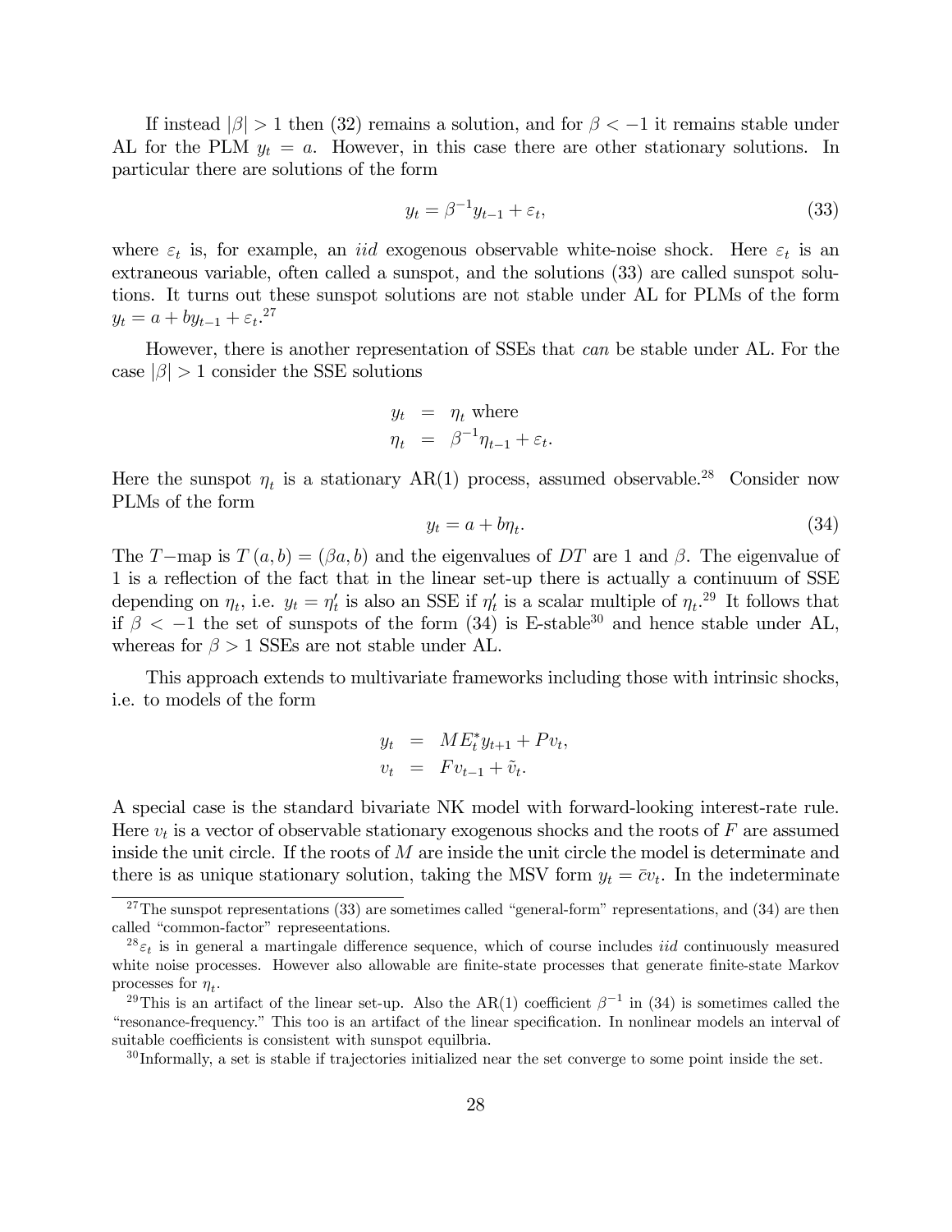If instead $|\beta| > 1$ then (32) remains a solution, and for $\beta < -1$ it remains stable under AL for the PLM $y_t = a$. However, in this case there are other stationary solutions. In particular there are solutions of the form

$$y_t = \beta^{-1} y_{t-1} + \varepsilon_t, \tag{33}$$

where $\varepsilon_t$ is, for example, an *iid* exogenous observable white-noise shock. Here $\varepsilon_t$ is an extraneous variable, often called a sunspot, and the solutions (33) are called sunspot solutions. It turns out these sunspot solutions are not stable under AL for PLMs of the form $y_t = a + by_{t-1} + \varepsilon_t$.[27]

However, there is another representation of SSEs that *can* be stable under AL. For the case $|\beta| > 1$ consider the SSE solutions

$$\begin{aligned} y_t &= \eta_t \text{ where} \\ \eta_t &= \beta^{-1}\eta_{t-1} + \varepsilon_t. \end{aligned}$$

Here the sunspot $\eta_t$ is a stationary AR(1) process, assumed observable.[28] Consider now PLMs of the form

$$y_t = a + b\eta_t. \tag{34}$$

The $T-$map is $T(a, b) = (\beta a, b)$ and the eigenvalues of $DT$ are 1 and $\beta$. The eigenvalue of 1 is a reflection of the fact that in the linear set-up there is actually a continuum of SSE depending on $\eta_t$, i.e. $y_t = \eta_t'$ is also an SSE if $\eta_t'$ is a scalar multiple of $\eta_t$.[29] It follows that if $\beta < -1$ the set of sunspots of the form (34) is E-stable[30] and hence stable under AL, whereas for $\beta > 1$ SSEs are not stable under AL.

This approach extends to multivariate frameworks including those with intrinsic shocks, i.e. to models of the form

$$\begin{aligned} y_t &= ME_t^* y_{t+1} + Pv_t, \\ v_t &= Fv_{t-1} + \tilde{v}_t. \end{aligned}$$

A special case is the standard bivariate NK model with forward-looking interest-rate rule. Here $v_t$ is a vector of observable stationary exogenous shocks and the roots of $F$ are assumed inside the unit circle. If the roots of $M$ are inside the unit circle the model is determinate and there is as unique stationary solution, taking the MSV form $y_t = \bar{c}v_t$. In the indeterminate

---

[27] The sunspot representations (33) are sometimes called "general-form" representations, and (34) are then called "common-factor" represeentations.

[28] $\varepsilon_t$ is in general a martingale difference sequence, which of course includes *iid* continuously measured white noise processes. However also allowable are finite-state processes that generate finite-state Markov processes for $\eta_t$.

[29] This is an artifact of the linear set-up. Also the AR(1) coefficient $\beta^{-1}$ in (34) is sometimes called the "resonance-frequency." This too is an artifact of the linear specification. In nonlinear models an interval of suitable coefficients is consistent with sunspot equilbria.

[30] Informally, a set is stable if trajectories initialized near the set converge to some point inside the set.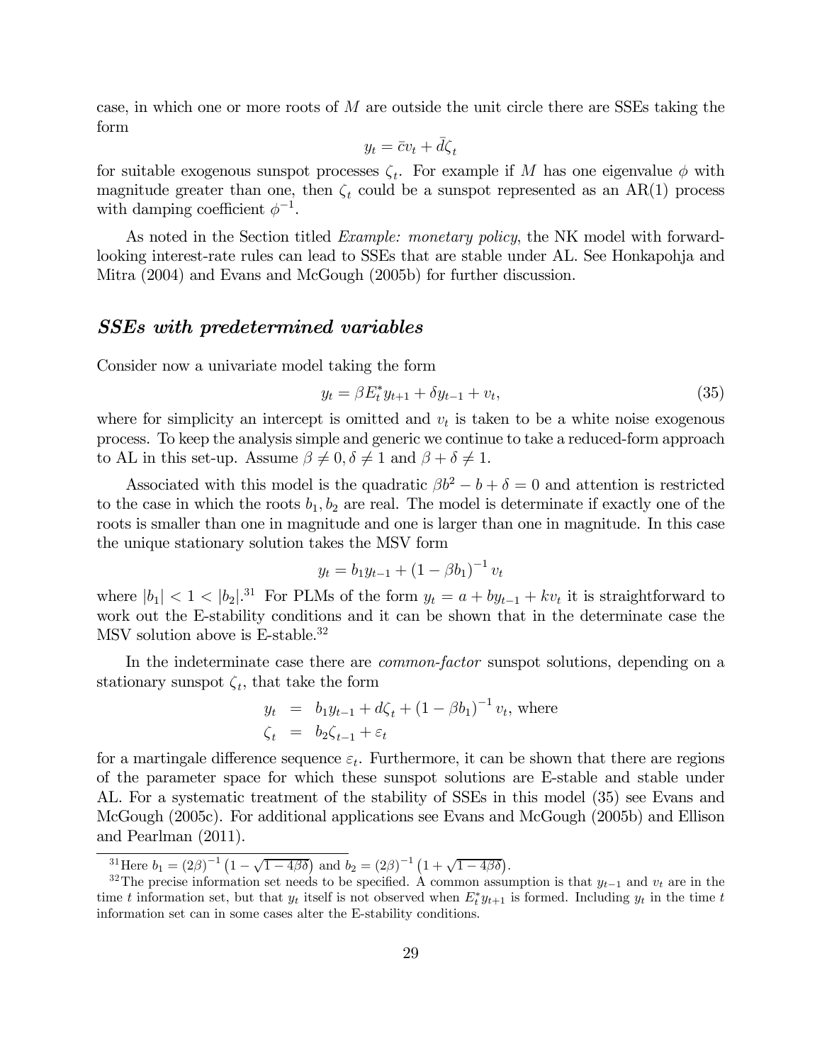case, in which one or more roots of $M$ are outside the unit circle there are SSEs taking the form

$$y_t = \bar{c}v_t + \bar{d}\zeta_t$$

for suitable exogenous sunspot processes $\zeta_t$. For example if $M$ has one eigenvalue $\phi$ with magnitude greater than one, then $\zeta_t$ could be a sunspot represented as an AR(1) process with damping coefficient $\phi^{-1}$.

As noted in the Section titled *Example: monetary policy*, the NK model with forward-looking interest-rate rules can lead to SSEs that are stable under AL. See Honkapohja and Mitra (2004) and Evans and McGough (2005b) for further discussion.

### *SSEs with predetermined variables*

Consider now a univariate model taking the form

$$y_t = \beta E_t^* y_{t+1} + \delta y_{t-1} + v_t, \tag{35}$$

where for simplicity an intercept is omitted and $v_t$ is taken to be a white noise exogenous process. To keep the analysis simple and generic we continue to take a reduced-form approach to AL in this set-up. Assume $\beta \neq 0, \delta \neq 1$ and $\beta + \delta \neq 1$.

Associated with this model is the quadratic $\beta b^2 - b + \delta = 0$ and attention is restricted to the case in which the roots $b_1, b_2$ are real. The model is determinate if exactly one of the roots is smaller than one in magnitude and one is larger than one in magnitude. In this case the unique stationary solution takes the MSV form

$$y_t = b_1 y_{t-1} + (1 - \beta b_1)^{-1} v_t$$

where $|b_1| < 1 < |b_2|$.[31] For PLMs of the form $y_t = a + b y_{t-1} + k v_t$ it is straightforward to work out the E-stability conditions and it can be shown that in the determinate case the MSV solution above is E-stable.[32]

In the indeterminate case there are *common-factor* sunspot solutions, depending on a stationary sunspot $\zeta_t$, that take the form

$$\begin{aligned} y_t &= b_1 y_{t-1} + d\zeta_t + (1 - \beta b_1)^{-1} v_t, \text{ where} \\ \zeta_t &= b_2 \zeta_{t-1} + \varepsilon_t \end{aligned}$$

for a martingale difference sequence $\varepsilon_t$. Furthermore, it can be shown that there are regions of the parameter space for which these sunspot solutions are E-stable and stable under AL. For a systematic treatment of the stability of SSEs in this model (35) see Evans and McGough (2005c). For additional applications see Evans and McGough (2005b) and Ellison and Pearlman (2011).

---

[31] Here $b_1 = (2\beta)^{-1}\left(1 - \sqrt{1 - 4\beta\delta}\right)$ and $b_2 = (2\beta)^{-1}\left(1 + \sqrt{1 - 4\beta\delta}\right)$.

[32] The precise information set needs to be specified. A common assumption is that $y_{t-1}$ and $v_t$ are in the time $t$ information set, but that $y_t$ itself is not observed when $E_t^* y_{t+1}$ is formed. Including $y_t$ in the time $t$ information set can in some cases alter the E-stability conditions.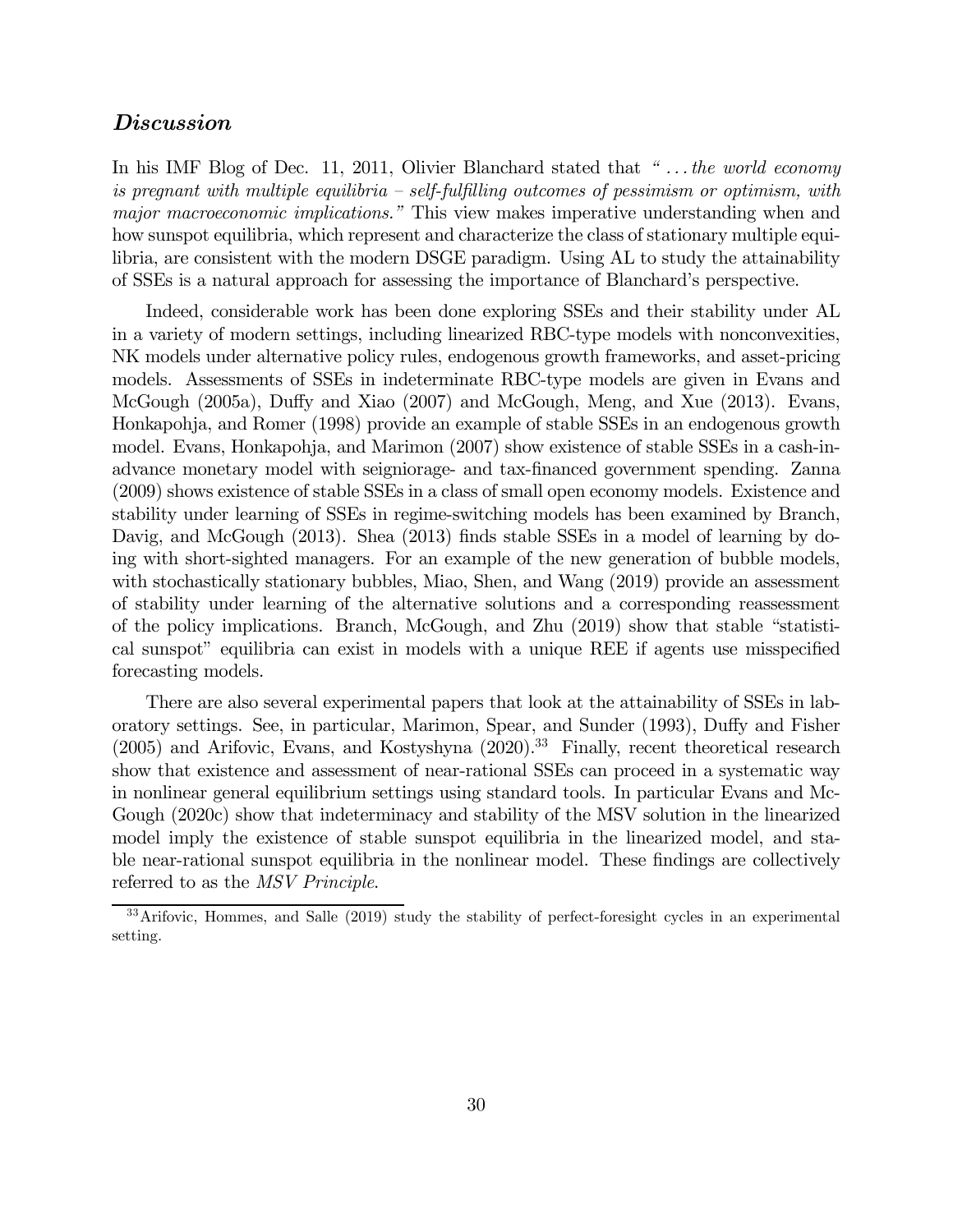### *Discussion*

In his IMF Blog of Dec. 11, 2011, Olivier Blanchard stated that *" ... the world economy is pregnant with multiple equilibria – self-fulfilling outcomes of pessimism or optimism, with major macroeconomic implications."* This view makes imperative understanding when and how sunspot equilibria, which represent and characterize the class of stationary multiple equilibria, are consistent with the modern DSGE paradigm. Using AL to study the attainability of SSEs is a natural approach for assessing the importance of Blanchard's perspective.

Indeed, considerable work has been done exploring SSEs and their stability under AL in a variety of modern settings, including linearized RBC-type models with nonconvexities, NK models under alternative policy rules, endogenous growth frameworks, and asset-pricing models. Assessments of SSEs in indeterminate RBC-type models are given in Evans and McGough (2005a), Duffy and Xiao (2007) and McGough, Meng, and Xue (2013). Evans, Honkapohja, and Romer (1998) provide an example of stable SSEs in an endogenous growth model. Evans, Honkapohja, and Marimon (2007) show existence of stable SSEs in a cash-in-advance monetary model with seigniorage- and tax-financed government spending. Zanna (2009) shows existence of stable SSEs in a class of small open economy models. Existence and stability under learning of SSEs in regime-switching models has been examined by Branch, Davig, and McGough (2013). Shea (2013) finds stable SSEs in a model of learning by doing with short-sighted managers. For an example of the new generation of bubble models, with stochastically stationary bubbles, Miao, Shen, and Wang (2019) provide an assessment of stability under learning of the alternative solutions and a corresponding reassessment of the policy implications. Branch, McGough, and Zhu (2019) show that stable "statistical sunspot" equilibria can exist in models with a unique REE if agents use misspecified forecasting models.

There are also several experimental papers that look at the attainability of SSEs in laboratory settings. See, in particular, Marimon, Spear, and Sunder (1993), Duffy and Fisher (2005) and Arifovic, Evans, and Kostyshyna (2020).[33] Finally, recent theoretical research show that existence and assessment of near-rational SSEs can proceed in a systematic way in nonlinear general equilibrium settings using standard tools. In particular Evans and McGough (2020c) show that indeterminacy and stability of the MSV solution in the linearized model imply the existence of stable sunspot equilibria in the linearized model, and stable near-rational sunspot equilibria in the nonlinear model. These findings are collectively referred to as the *MSV Principle*.

[33] Arifovic, Hommes, and Salle (2019) study the stability of perfect-foresight cycles in an experimental setting.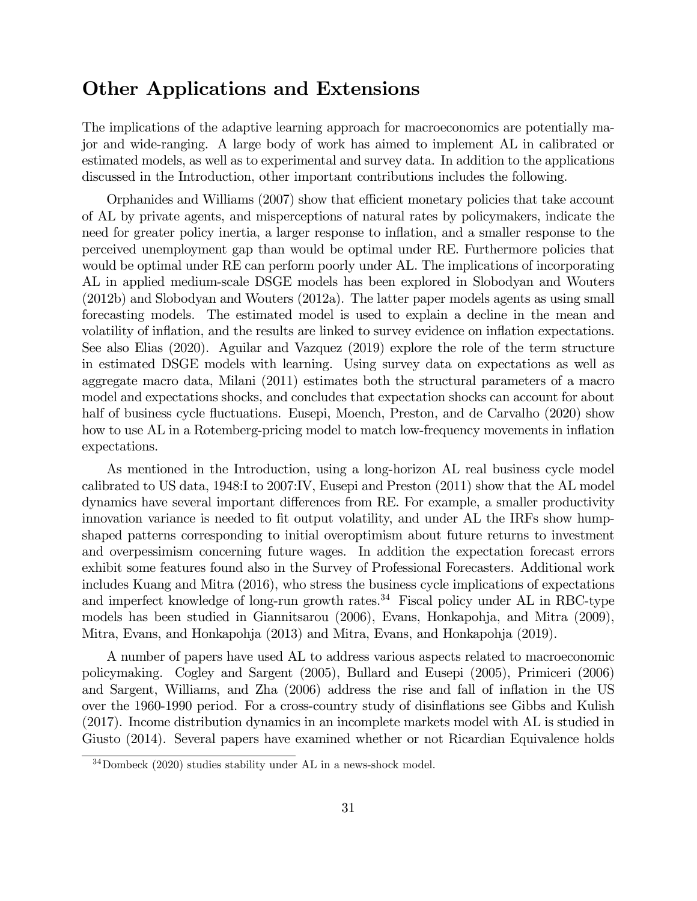## Other Applications and Extensions

The implications of the adaptive learning approach for macroeconomics are potentially major and wide-ranging. A large body of work has aimed to implement AL in calibrated or estimated models, as well as to experimental and survey data. In addition to the applications discussed in the Introduction, other important contributions includes the following.

Orphanides and Williams (2007) show that efficient monetary policies that take account of AL by private agents, and misperceptions of natural rates by policymakers, indicate the need for greater policy inertia, a larger response to inflation, and a smaller response to the perceived unemployment gap than would be optimal under RE. Furthermore policies that would be optimal under RE can perform poorly under AL. The implications of incorporating AL in applied medium-scale DSGE models has been explored in Slobodyan and Wouters (2012b) and Slobodyan and Wouters (2012a). The latter paper models agents as using small forecasting models. The estimated model is used to explain a decline in the mean and volatility of inflation, and the results are linked to survey evidence on inflation expectations. See also Elias (2020). Aguilar and Vazquez (2019) explore the role of the term structure in estimated DSGE models with learning. Using survey data on expectations as well as aggregate macro data, Milani (2011) estimates both the structural parameters of a macro model and expectations shocks, and concludes that expectation shocks can account for about half of business cycle fluctuations. Eusepi, Moench, Preston, and de Carvalho (2020) show how to use AL in a Rotemberg-pricing model to match low-frequency movements in inflation expectations.

As mentioned in the Introduction, using a long-horizon AL real business cycle model calibrated to US data, 1948:I to 2007:IV, Eusepi and Preston (2011) show that the AL model dynamics have several important differences from RE. For example, a smaller productivity innovation variance is needed to fit output volatility, and under AL the IRFs show hump-shaped patterns corresponding to initial overoptimism about future returns to investment and overpessimism concerning future wages. In addition the expectation forecast errors exhibit some features found also in the Survey of Professional Forecasters. Additional work includes Kuang and Mitra (2016), who stress the business cycle implications of expectations and imperfect knowledge of long-run growth rates.[34] Fiscal policy under AL in RBC-type models has been studied in Giannitsarou (2006), Evans, Honkapohja, and Mitra (2009), Mitra, Evans, and Honkapohja (2013) and Mitra, Evans, and Honkapohja (2019).

A number of papers have used AL to address various aspects related to macroeconomic policymaking. Cogley and Sargent (2005), Bullard and Eusepi (2005), Primiceri (2006) and Sargent, Williams, and Zha (2006) address the rise and fall of inflation in the US over the 1960-1990 period. For a cross-country study of disinflations see Gibbs and Kulish (2017). Income distribution dynamics in an incomplete markets model with AL is studied in Giusto (2014). Several papers have examined whether or not Ricardian Equivalence holds

[34] Dombeck (2020) studies stability under AL in a news-shock model.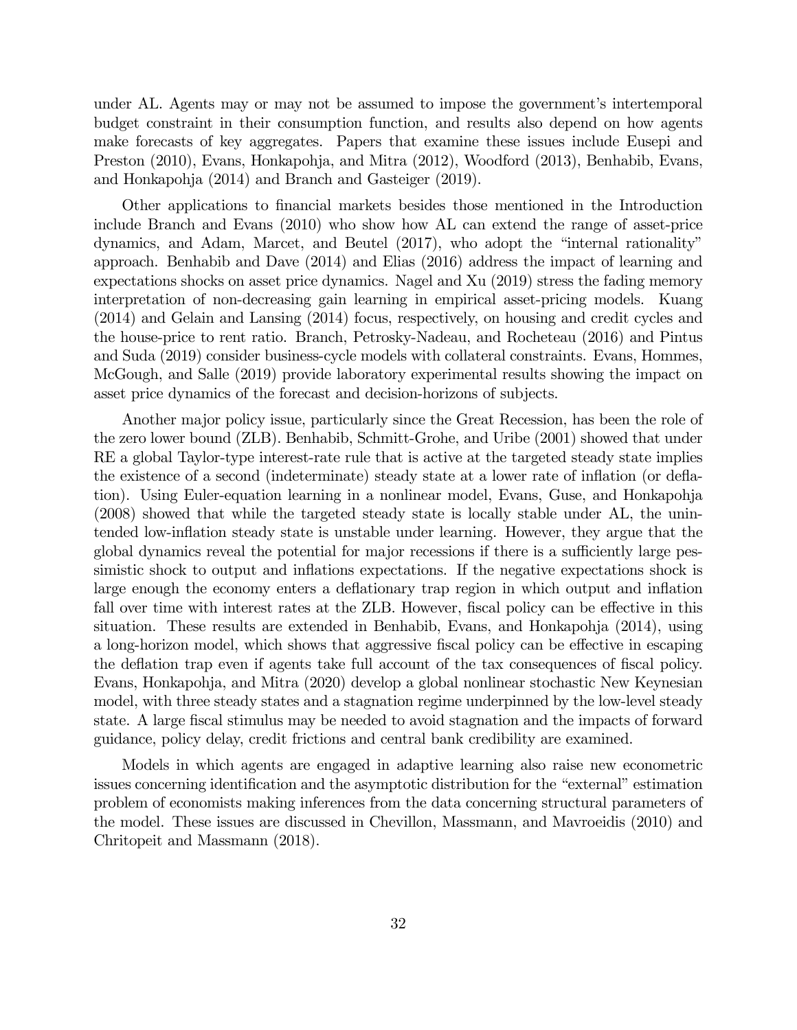under AL. Agents may or may not be assumed to impose the government's intertemporal budget constraint in their consumption function, and results also depend on how agents make forecasts of key aggregates. Papers that examine these issues include Eusepi and Preston (2010), Evans, Honkapohja, and Mitra (2012), Woodford (2013), Benhabib, Evans, and Honkapohja (2014) and Branch and Gasteiger (2019).

Other applications to financial markets besides those mentioned in the Introduction include Branch and Evans (2010) who show how AL can extend the range of asset-price dynamics, and Adam, Marcet, and Beutel (2017), who adopt the "internal rationality" approach. Benhabib and Dave (2014) and Elias (2016) address the impact of learning and expectations shocks on asset price dynamics. Nagel and Xu (2019) stress the fading memory interpretation of non-decreasing gain learning in empirical asset-pricing models. Kuang (2014) and Gelain and Lansing (2014) focus, respectively, on housing and credit cycles and the house-price to rent ratio. Branch, Petrosky-Nadeau, and Rocheteau (2016) and Pintus and Suda (2019) consider business-cycle models with collateral constraints. Evans, Hommes, McGough, and Salle (2019) provide laboratory experimental results showing the impact on asset price dynamics of the forecast and decision-horizons of subjects.

Another major policy issue, particularly since the Great Recession, has been the role of the zero lower bound (ZLB). Benhabib, Schmitt-Grohe, and Uribe (2001) showed that under RE a global Taylor-type interest-rate rule that is active at the targeted steady state implies the existence of a second (indeterminate) steady state at a lower rate of inflation (or deflation). Using Euler-equation learning in a nonlinear model, Evans, Guse, and Honkapohja (2008) showed that while the targeted steady state is locally stable under AL, the unintended low-inflation steady state is unstable under learning. However, they argue that the global dynamics reveal the potential for major recessions if there is a sufficiently large pessimistic shock to output and inflations expectations. If the negative expectations shock is large enough the economy enters a deflationary trap region in which output and inflation fall over time with interest rates at the ZLB. However, fiscal policy can be effective in this situation. These results are extended in Benhabib, Evans, and Honkapohja (2014), using a long-horizon model, which shows that aggressive fiscal policy can be effective in escaping the deflation trap even if agents take full account of the tax consequences of fiscal policy. Evans, Honkapohja, and Mitra (2020) develop a global nonlinear stochastic New Keynesian model, with three steady states and a stagnation regime underpinned by the low-level steady state. A large fiscal stimulus may be needed to avoid stagnation and the impacts of forward guidance, policy delay, credit frictions and central bank credibility are examined.

Models in which agents are engaged in adaptive learning also raise new econometric issues concerning identification and the asymptotic distribution for the "external" estimation problem of economists making inferences from the data concerning structural parameters of the model. These issues are discussed in Chevillon, Massmann, and Mavroeidis (2010) and Chritopeit and Massmann (2018).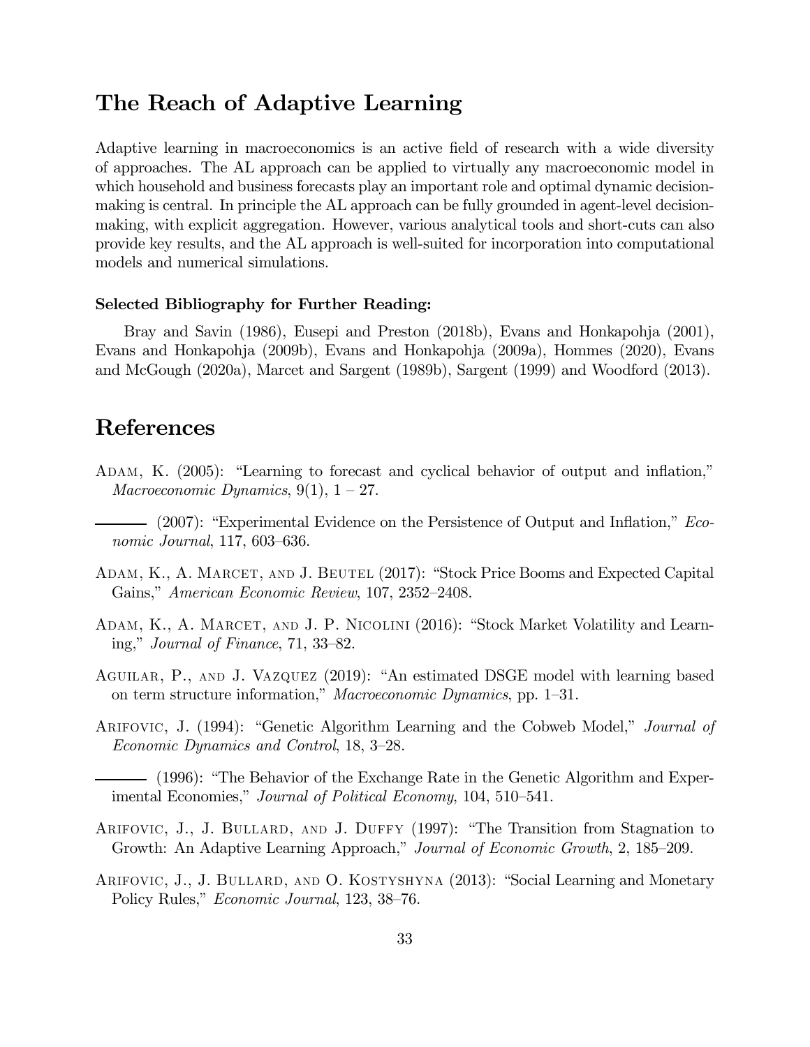## The Reach of Adaptive Learning

Adaptive learning in macroeconomics is an active field of research with a wide diversity of approaches. The AL approach can be applied to virtually any macroeconomic model in which household and business forecasts play an important role and optimal dynamic decision-making is central. In principle the AL approach can be fully grounded in agent-level decision-making, with explicit aggregation. However, various analytical tools and short-cuts can also provide key results, and the AL approach is well-suited for incorporation into computational models and numerical simulations.

### Selected Bibliography for Further Reading:

Bray and Savin (1986), Eusepi and Preston (2018b), Evans and Honkapohja (2001), Evans and Honkapohja (2009b), Evans and Honkapohja (2009a), Hommes (2020), Evans and McGough (2020a), Marcet and Sargent (1989b), Sargent (1999) and Woodford (2013).

# References

Adam, K. (2005): "Learning to forecast and cyclical behavior of output and inflation," *Macroeconomic Dynamics*, 9(1), 1 – 27.

——— (2007): "Experimental Evidence on the Persistence of Output and Inflation," *Economic Journal*, 117, 603–636.

Adam, K., A. Marcet, and J. Beutel (2017): "Stock Price Booms and Expected Capital Gains," *American Economic Review*, 107, 2352–2408.

Adam, K., A. Marcet, and J. P. Nicolini (2016): "Stock Market Volatility and Learning," *Journal of Finance*, 71, 33–82.

Aguilar, P., and J. Vazquez (2019): "An estimated DSGE model with learning based on term structure information," *Macroeconomic Dynamics*, pp. 1–31.

Arifovic, J. (1994): "Genetic Algorithm Learning and the Cobweb Model," *Journal of Economic Dynamics and Control*, 18, 3–28.

——— (1996): "The Behavior of the Exchange Rate in the Genetic Algorithm and Experimental Economies," *Journal of Political Economy*, 104, 510–541.

Arifovic, J., J. Bullard, and J. Duffy (1997): "The Transition from Stagnation to Growth: An Adaptive Learning Approach," *Journal of Economic Growth*, 2, 185–209.

Arifovic, J., J. Bullard, and O. Kostyshyna (2013): "Social Learning and Monetary Policy Rules," *Economic Journal*, 123, 38–76.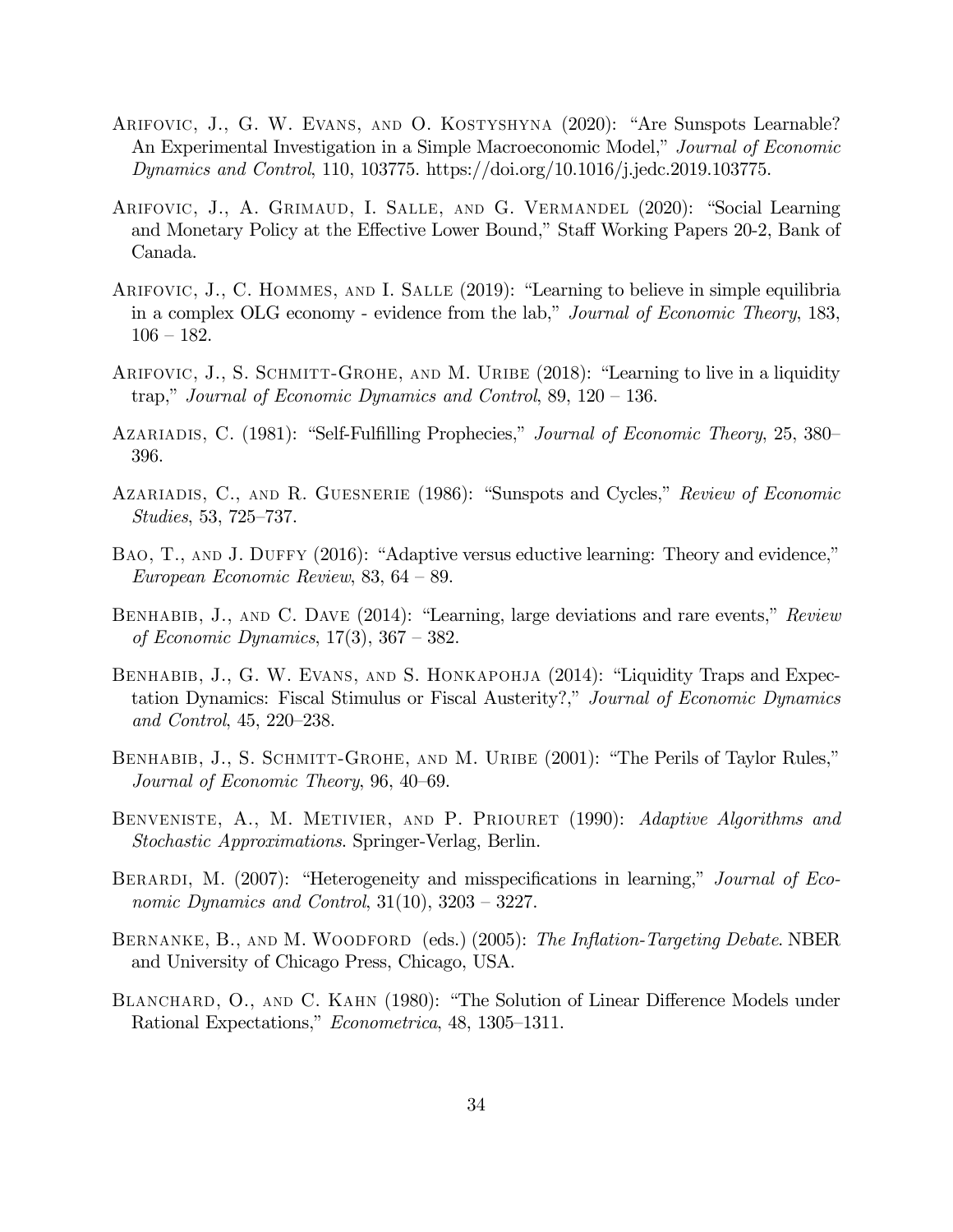Arifovic, J., G. W. Evans, and O. Kostyshyna (2020): "Are Sunspots Learnable? An Experimental Investigation in a Simple Macroeconomic Model," *Journal of Economic Dynamics and Control*, 110, 103775. https://doi.org/10.1016/j.jedc.2019.103775.

Arifovic, J., A. Grimaud, I. Salle, and G. Vermandel (2020): "Social Learning and Monetary Policy at the Effective Lower Bound," Staff Working Papers 20-2, Bank of Canada.

Arifovic, J., C. Hommes, and I. Salle (2019): "Learning to believe in simple equilibria in a complex OLG economy - evidence from the lab," *Journal of Economic Theory*, 183, 106 – 182.

Arifovic, J., S. Schmitt-Grohe, and M. Uribe (2018): "Learning to live in a liquidity trap," *Journal of Economic Dynamics and Control*, 89, 120 – 136.

Azariadis, C. (1981): "Self-Fulfilling Prophecies," *Journal of Economic Theory*, 25, 380–396.

Azariadis, C., and R. Guesnerie (1986): "Sunspots and Cycles," *Review of Economic Studies*, 53, 725–737.

Bao, T., and J. Duffy (2016): "Adaptive versus eductive learning: Theory and evidence," *European Economic Review*, 83, 64 – 89.

Benhabib, J., and C. Dave (2014): "Learning, large deviations and rare events," *Review of Economic Dynamics*, 17(3), 367 – 382.

Benhabib, J., G. W. Evans, and S. Honkapohja (2014): "Liquidity Traps and Expectation Dynamics: Fiscal Stimulus or Fiscal Austerity?," *Journal of Economic Dynamics and Control*, 45, 220–238.

Benhabib, J., S. Schmitt-Grohe, and M. Uribe (2001): "The Perils of Taylor Rules," *Journal of Economic Theory*, 96, 40–69.

Benveniste, A., M. Metivier, and P. Priouret (1990): *Adaptive Algorithms and Stochastic Approximations*. Springer-Verlag, Berlin.

Berardi, M. (2007): "Heterogeneity and misspecifications in learning," *Journal of Economic Dynamics and Control*, 31(10), 3203 – 3227.

Bernanke, B., and M. Woodford (eds.) (2005): *The Inflation-Targeting Debate*. NBER and University of Chicago Press, Chicago, USA.

Blanchard, O., and C. Kahn (1980): "The Solution of Linear Difference Models under Rational Expectations," *Econometrica*, 48, 1305–1311.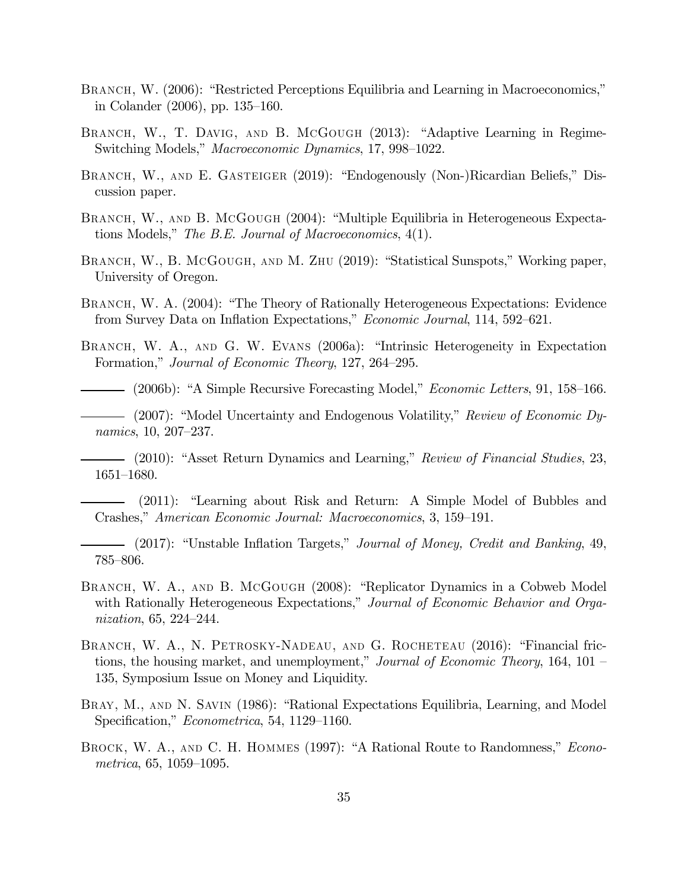Branch, W. (2006): "Restricted Perceptions Equilibria and Learning in Macroeconomics," in Colander (2006), pp. 135–160.

Branch, W., T. Davig, and B. McGough (2013): "Adaptive Learning in Regime-Switching Models," *Macroeconomic Dynamics*, 17, 998–1022.

Branch, W., and E. Gasteiger (2019): "Endogenously (Non-)Ricardian Beliefs," Discussion paper.

Branch, W., and B. McGough (2004): "Multiple Equilibria in Heterogeneous Expectations Models," *The B.E. Journal of Macroeconomics*, 4(1).

Branch, W., B. McGough, and M. Zhu (2019): "Statistical Sunspots," Working paper, University of Oregon.

Branch, W. A. (2004): "The Theory of Rationally Heterogeneous Expectations: Evidence from Survey Data on Inflation Expectations," *Economic Journal*, 114, 592–621.

Branch, W. A., and G. W. Evans (2006a): "Intrinsic Heterogeneity in Expectation Formation," *Journal of Economic Theory*, 127, 264–295.

——— (2006b): "A Simple Recursive Forecasting Model," *Economic Letters*, 91, 158–166.

——— (2007): "Model Uncertainty and Endogenous Volatility," *Review of Economic Dynamics*, 10, 207–237.

——— (2010): "Asset Return Dynamics and Learning," *Review of Financial Studies*, 23, 1651–1680.

——— (2011): "Learning about Risk and Return: A Simple Model of Bubbles and Crashes," *American Economic Journal: Macroeconomics*, 3, 159–191.

——— (2017): "Unstable Inflation Targets," *Journal of Money, Credit and Banking*, 49, 785–806.

Branch, W. A., and B. McGough (2008): "Replicator Dynamics in a Cobweb Model with Rationally Heterogeneous Expectations," *Journal of Economic Behavior and Organization*, 65, 224–244.

Branch, W. A., N. Petrosky-Nadeau, and G. Rocheteau (2016): "Financial frictions, the housing market, and unemployment," *Journal of Economic Theory*, 164, 101 – 135, Symposium Issue on Money and Liquidity.

Bray, M., and N. Savin (1986): "Rational Expectations Equilibria, Learning, and Model Specification," *Econometrica*, 54, 1129–1160.

Brock, W. A., and C. H. Hommes (1997): "A Rational Route to Randomness," *Econometrica*, 65, 1059–1095.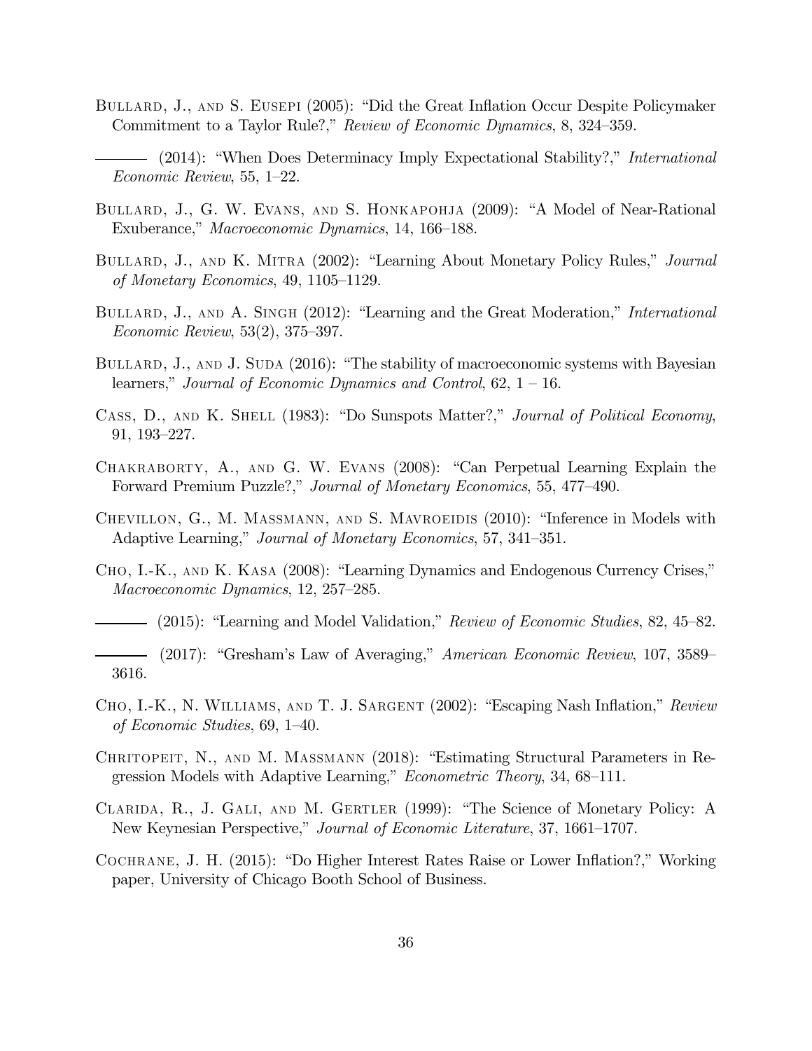Bullard, J., and S. Eusepi (2005): "Did the Great Inflation Occur Despite Policymaker Commitment to a Taylor Rule?," *Review of Economic Dynamics*, 8, 324–359.

——— (2014): "When Does Determinacy Imply Expectational Stability?," *International Economic Review*, 55, 1–22.

Bullard, J., G. W. Evans, and S. Honkapohja (2009): "A Model of Near-Rational Exuberance," *Macroeconomic Dynamics*, 14, 166–188.

Bullard, J., and K. Mitra (2002): "Learning About Monetary Policy Rules," *Journal of Monetary Economics*, 49, 1105–1129.

Bullard, J., and A. Singh (2012): "Learning and the Great Moderation," *International Economic Review*, 53(2), 375–397.

Bullard, J., and J. Suda (2016): "The stability of macroeconomic systems with Bayesian learners," *Journal of Economic Dynamics and Control*, 62, 1 – 16.

Cass, D., and K. Shell (1983): "Do Sunspots Matter?," *Journal of Political Economy*, 91, 193–227.

Chakraborty, A., and G. W. Evans (2008): "Can Perpetual Learning Explain the Forward Premium Puzzle?," *Journal of Monetary Economics*, 55, 477–490.

Chevillon, G., M. Massmann, and S. Mavroeidis (2010): "Inference in Models with Adaptive Learning," *Journal of Monetary Economics*, 57, 341–351.

Cho, I.-K., and K. Kasa (2008): "Learning Dynamics and Endogenous Currency Crises," *Macroeconomic Dynamics*, 12, 257–285.

——— (2015): "Learning and Model Validation," *Review of Economic Studies*, 82, 45–82.

——— (2017): "Gresham's Law of Averaging," *American Economic Review*, 107, 3589–3616.

Cho, I.-K., N. Williams, and T. J. Sargent (2002): "Escaping Nash Inflation," *Review of Economic Studies*, 69, 1–40.

Chritopeit, N., and M. Massmann (2018): "Estimating Structural Parameters in Regression Models with Adaptive Learning," *Econometric Theory*, 34, 68–111.

Clarida, R., J. Gali, and M. Gertler (1999): "The Science of Monetary Policy: A New Keynesian Perspective," *Journal of Economic Literature*, 37, 1661–1707.

Cochrane, J. H. (2015): "Do Higher Interest Rates Raise or Lower Inflation?," Working paper, University of Chicago Booth School of Business.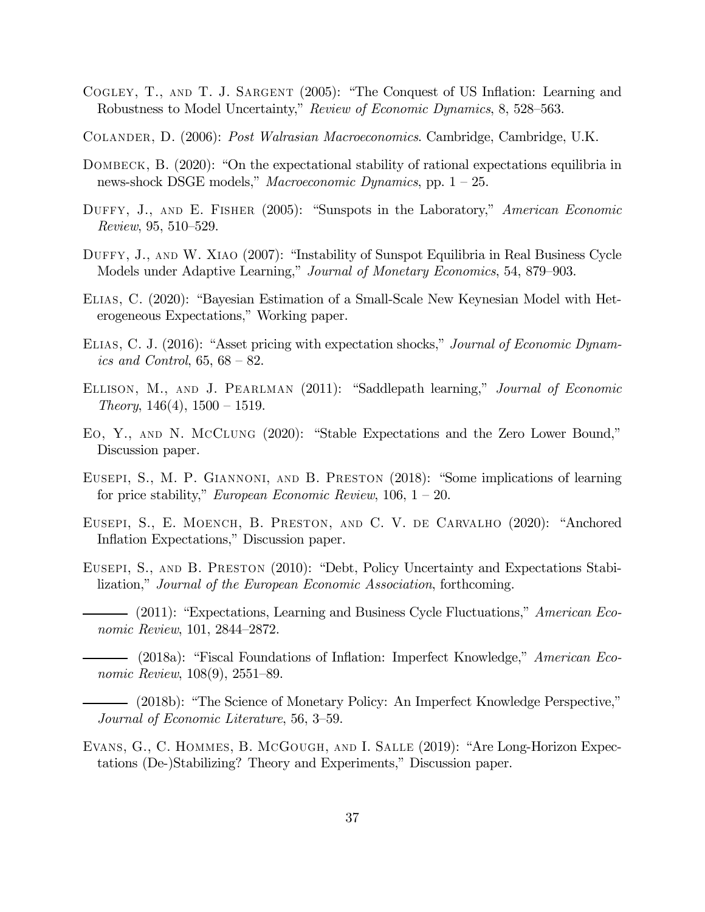Cogley, T., and T. J. Sargent (2005): "The Conquest of US Inflation: Learning and Robustness to Model Uncertainty," *Review of Economic Dynamics*, 8, 528–563.

Colander, D. (2006): *Post Walrasian Macroeconomics*. Cambridge, Cambridge, U.K.

Dombeck, B. (2020): "On the expectational stability of rational expectations equilibria in news-shock DSGE models," *Macroeconomic Dynamics*, pp. 1 – 25.

Duffy, J., and E. Fisher (2005): "Sunspots in the Laboratory," *American Economic Review*, 95, 510–529.

Duffy, J., and W. Xiao (2007): "Instability of Sunspot Equilibria in Real Business Cycle Models under Adaptive Learning," *Journal of Monetary Economics*, 54, 879–903.

Elias, C. (2020): "Bayesian Estimation of a Small-Scale New Keynesian Model with Heterogeneous Expectations," Working paper.

Elias, C. J. (2016): "Asset pricing with expectation shocks," *Journal of Economic Dynamics and Control*, 65, 68 – 82.

Ellison, M., and J. Pearlman (2011): "Saddlepath learning," *Journal of Economic Theory*, 146(4), 1500 – 1519.

Eo, Y., and N. McClung (2020): "Stable Expectations and the Zero Lower Bound," Discussion paper.

Eusepi, S., M. P. Giannoni, and B. Preston (2018): "Some implications of learning for price stability," *European Economic Review*, 106, 1 – 20.

Eusepi, S., E. Moench, B. Preston, and C. V. de Carvalho (2020): "Anchored Inflation Expectations," Discussion paper.

Eusepi, S., and B. Preston (2010): "Debt, Policy Uncertainty and Expectations Stabilization," *Journal of the European Economic Association*, forthcoming.

——— (2011): "Expectations, Learning and Business Cycle Fluctuations," *American Economic Review*, 101, 2844–2872.

——— (2018a): "Fiscal Foundations of Inflation: Imperfect Knowledge," *American Economic Review*, 108(9), 2551–89.

——— (2018b): "The Science of Monetary Policy: An Imperfect Knowledge Perspective," *Journal of Economic Literature*, 56, 3–59.

Evans, G., C. Hommes, B. McGough, and I. Salle (2019): "Are Long-Horizon Expectations (De-)Stabilizing? Theory and Experiments," Discussion paper.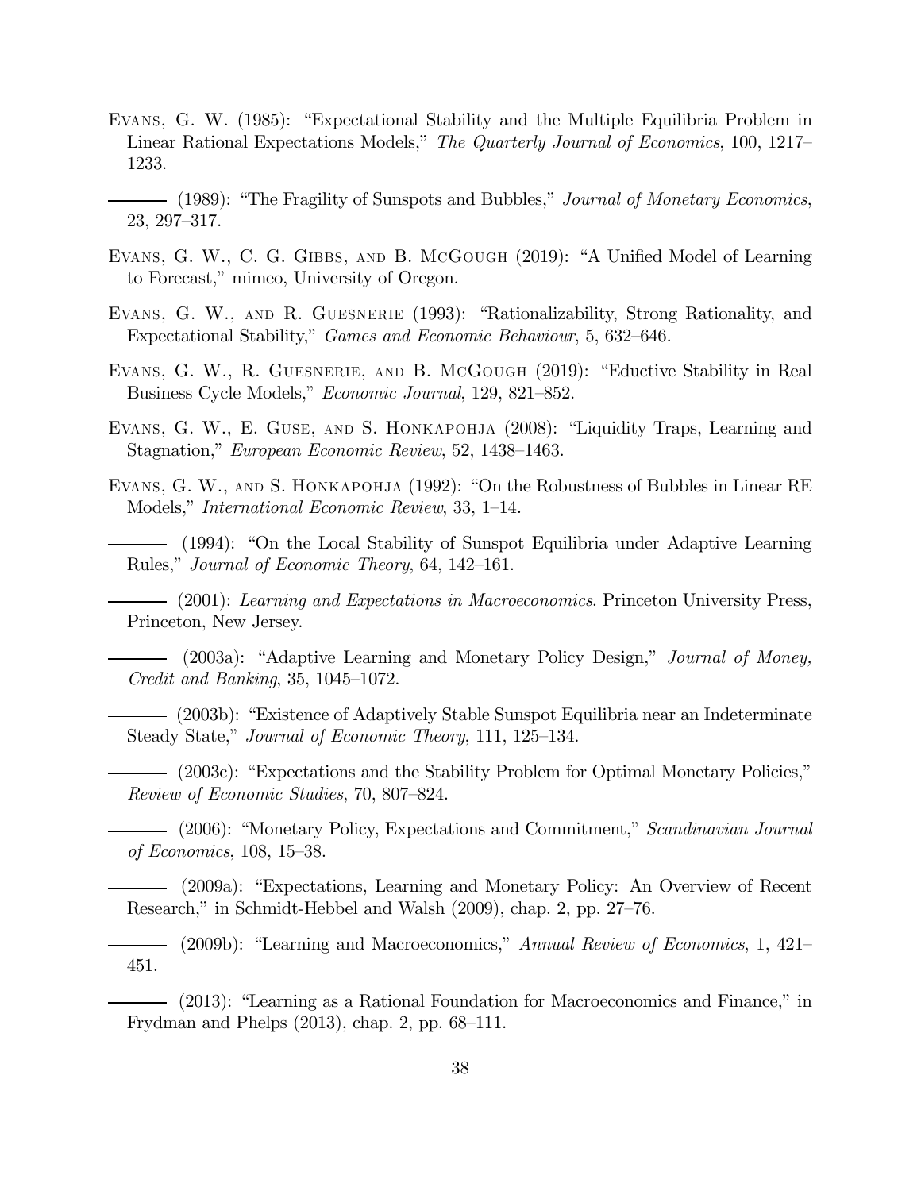Evans, G. W. (1985): "Expectational Stability and the Multiple Equilibria Problem in Linear Rational Expectations Models," *The Quarterly Journal of Economics*, 100, 1217–1233.

——— (1989): "The Fragility of Sunspots and Bubbles," *Journal of Monetary Economics*, 23, 297–317.

Evans, G. W., C. G. Gibbs, and B. McGough (2019): "A Unified Model of Learning to Forecast," mimeo, University of Oregon.

Evans, G. W., and R. Guesnerie (1993): "Rationalizability, Strong Rationality, and Expectational Stability," *Games and Economic Behaviour*, 5, 632–646.

Evans, G. W., R. Guesnerie, and B. McGough (2019): "Eductive Stability in Real Business Cycle Models," *Economic Journal*, 129, 821–852.

Evans, G. W., E. Guse, and S. Honkapohja (2008): "Liquidity Traps, Learning and Stagnation," *European Economic Review*, 52, 1438–1463.

Evans, G. W., and S. Honkapohja (1992): "On the Robustness of Bubbles in Linear RE Models," *International Economic Review*, 33, 1–14.

——— (1994): "On the Local Stability of Sunspot Equilibria under Adaptive Learning Rules," *Journal of Economic Theory*, 64, 142–161.

——— (2001): *Learning and Expectations in Macroeconomics*. Princeton University Press, Princeton, New Jersey.

——— (2003a): "Adaptive Learning and Monetary Policy Design," *Journal of Money, Credit and Banking*, 35, 1045–1072.

——— (2003b): "Existence of Adaptively Stable Sunspot Equilibria near an Indeterminate Steady State," *Journal of Economic Theory*, 111, 125–134.

——— (2003c): "Expectations and the Stability Problem for Optimal Monetary Policies," *Review of Economic Studies*, 70, 807–824.

——— (2006): "Monetary Policy, Expectations and Commitment," *Scandinavian Journal of Economics*, 108, 15–38.

——— (2009a): "Expectations, Learning and Monetary Policy: An Overview of Recent Research," in Schmidt-Hebbel and Walsh (2009), chap. 2, pp. 27–76.

——— (2009b): "Learning and Macroeconomics," *Annual Review of Economics*, 1, 421–451.

——— (2013): "Learning as a Rational Foundation for Macroeconomics and Finance," in Frydman and Phelps (2013), chap. 2, pp. 68–111.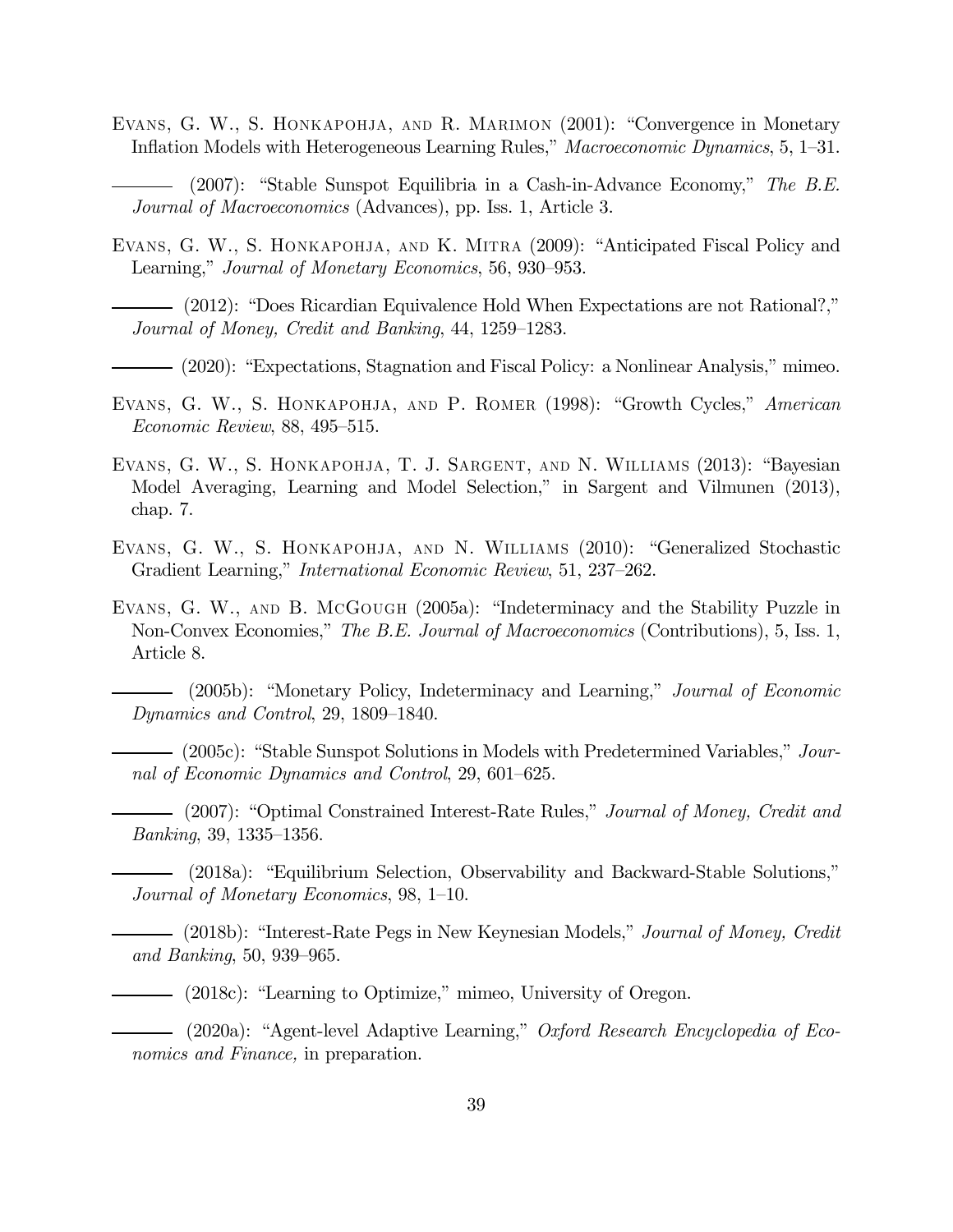Evans, G. W., S. Honkapohja, and R. Marimon (2001): "Convergence in Monetary Inflation Models with Heterogeneous Learning Rules," *Macroeconomic Dynamics*, 5, 1–31.

——— (2007): "Stable Sunspot Equilibria in a Cash-in-Advance Economy," *The B.E. Journal of Macroeconomics* (Advances), pp. Iss. 1, Article 3.

Evans, G. W., S. Honkapohja, and K. Mitra (2009): "Anticipated Fiscal Policy and Learning," *Journal of Monetary Economics*, 56, 930–953.

——— (2012): "Does Ricardian Equivalence Hold When Expectations are not Rational?," *Journal of Money, Credit and Banking*, 44, 1259–1283.

——— (2020): "Expectations, Stagnation and Fiscal Policy: a Nonlinear Analysis," mimeo.

Evans, G. W., S. Honkapohja, and P. Romer (1998): "Growth Cycles," *American Economic Review*, 88, 495–515.

Evans, G. W., S. Honkapohja, T. J. Sargent, and N. Williams (2013): "Bayesian Model Averaging, Learning and Model Selection," in Sargent and Vilmunen (2013), chap. 7.

Evans, G. W., S. Honkapohja, and N. Williams (2010): "Generalized Stochastic Gradient Learning," *International Economic Review*, 51, 237–262.

Evans, G. W., and B. McGough (2005a): "Indeterminacy and the Stability Puzzle in Non-Convex Economies," *The B.E. Journal of Macroeconomics* (Contributions), 5, Iss. 1, Article 8.

——— (2005b): "Monetary Policy, Indeterminacy and Learning," *Journal of Economic Dynamics and Control*, 29, 1809–1840.

——— (2005c): "Stable Sunspot Solutions in Models with Predetermined Variables," *Journal of Economic Dynamics and Control*, 29, 601–625.

——— (2007): "Optimal Constrained Interest-Rate Rules," *Journal of Money, Credit and Banking*, 39, 1335–1356.

——— (2018a): "Equilibrium Selection, Observability and Backward-Stable Solutions," *Journal of Monetary Economics*, 98, 1–10.

——— (2018b): "Interest-Rate Pegs in New Keynesian Models," *Journal of Money, Credit and Banking*, 50, 939–965.

——— (2018c): "Learning to Optimize," mimeo, University of Oregon.

——— (2020a): "Agent-level Adaptive Learning," *Oxford Research Encyclopedia of Economics and Finance,* in preparation.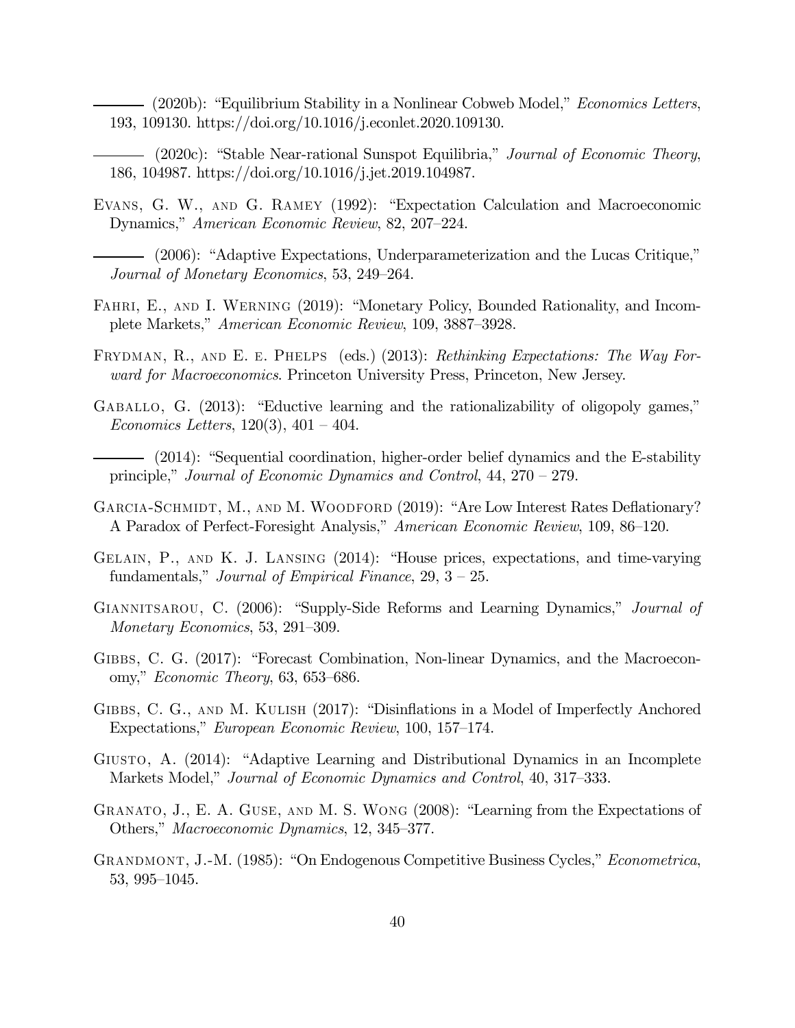——— (2020b): "Equilibrium Stability in a Nonlinear Cobweb Model," *Economics Letters*, 193, 109130. https://doi.org/10.1016/j.econlet.2020.109130.

——— (2020c): "Stable Near-rational Sunspot Equilibria," *Journal of Economic Theory*, 186, 104987. https://doi.org/10.1016/j.jet.2019.104987.

Evans, G. W., and G. Ramey (1992): "Expectation Calculation and Macroeconomic Dynamics," *American Economic Review*, 82, 207–224.

——— (2006): "Adaptive Expectations, Underparameterization and the Lucas Critique," *Journal of Monetary Economics*, 53, 249–264.

Fahri, E., and I. Werning (2019): "Monetary Policy, Bounded Rationality, and Incomplete Markets," *American Economic Review*, 109, 3887–3928.

Frydman, R., and E. e. Phelps (eds.) (2013): *Rethinking Expectations: The Way Forward for Macroeconomics*. Princeton University Press, Princeton, New Jersey.

Gaballo, G. (2013): "Eductive learning and the rationalizability of oligopoly games," *Economics Letters*, 120(3), 401 – 404.

——— (2014): "Sequential coordination, higher-order belief dynamics and the E-stability principle," *Journal of Economic Dynamics and Control*, 44, 270 – 279.

Garcia-Schmidt, M., and M. Woodford (2019): "Are Low Interest Rates Deflationary? A Paradox of Perfect-Foresight Analysis," *American Economic Review*, 109, 86–120.

Gelain, P., and K. J. Lansing (2014): "House prices, expectations, and time-varying fundamentals," *Journal of Empirical Finance*, 29, 3 – 25.

Giannitsarou, C. (2006): "Supply-Side Reforms and Learning Dynamics," *Journal of Monetary Economics*, 53, 291–309.

Gibbs, C. G. (2017): "Forecast Combination, Non-linear Dynamics, and the Macroeconomy," *Economic Theory*, 63, 653–686.

Gibbs, C. G., and M. Kulish (2017): "Disinflations in a Model of Imperfectly Anchored Expectations," *European Economic Review*, 100, 157–174.

Giusto, A. (2014): "Adaptive Learning and Distributional Dynamics in an Incomplete Markets Model," *Journal of Economic Dynamics and Control*, 40, 317–333.

Granato, J., E. A. Guse, and M. S. Wong (2008): "Learning from the Expectations of Others," *Macroeconomic Dynamics*, 12, 345–377.

Grandmont, J.-M. (1985): "On Endogenous Competitive Business Cycles," *Econometrica*, 53, 995–1045.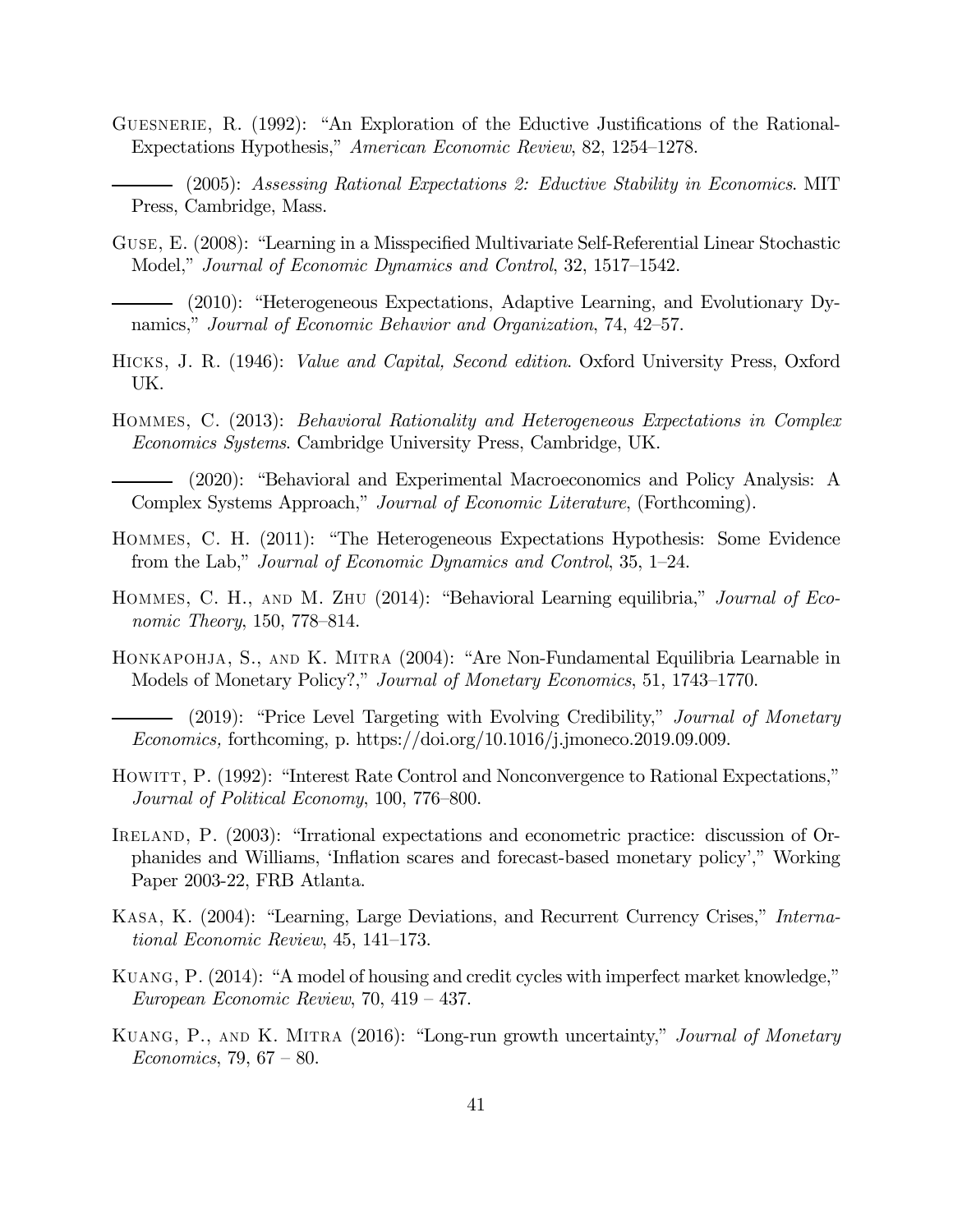Guesnerie, R. (1992): "An Exploration of the Eductive Justifications of the Rational-Expectations Hypothesis," *American Economic Review*, 82, 1254–1278.

——— (2005): *Assessing Rational Expectations 2: Eductive Stability in Economics*. MIT Press, Cambridge, Mass.

Guse, E. (2008): "Learning in a Misspecified Multivariate Self-Referential Linear Stochastic Model," *Journal of Economic Dynamics and Control*, 32, 1517–1542.

——— (2010): "Heterogeneous Expectations, Adaptive Learning, and Evolutionary Dynamics," *Journal of Economic Behavior and Organization*, 74, 42–57.

Hicks, J. R. (1946): *Value and Capital, Second edition*. Oxford University Press, Oxford UK.

Hommes, C. (2013): *Behavioral Rationality and Heterogeneous Expectations in Complex Economics Systems*. Cambridge University Press, Cambridge, UK.

——— (2020): "Behavioral and Experimental Macroeconomics and Policy Analysis: A Complex Systems Approach," *Journal of Economic Literature*, (Forthcoming).

Hommes, C. H. (2011): "The Heterogeneous Expectations Hypothesis: Some Evidence from the Lab," *Journal of Economic Dynamics and Control*, 35, 1–24.

Hommes, C. H., and M. Zhu (2014): "Behavioral Learning equilibria," *Journal of Economic Theory*, 150, 778–814.

Honkapohja, S., and K. Mitra (2004): "Are Non-Fundamental Equilibria Learnable in Models of Monetary Policy?," *Journal of Monetary Economics*, 51, 1743–1770.

——— (2019): "Price Level Targeting with Evolving Credibility," *Journal of Monetary Economics,* forthcoming, p. https://doi.org/10.1016/j.jmoneco.2019.09.009.

Howitt, P. (1992): "Interest Rate Control and Nonconvergence to Rational Expectations," *Journal of Political Economy*, 100, 776–800.

Ireland, P. (2003): "Irrational expectations and econometric practice: discussion of Orphanides and Williams, 'Inflation scares and forecast-based monetary policy'," Working Paper 2003-22, FRB Atlanta.

Kasa, K. (2004): "Learning, Large Deviations, and Recurrent Currency Crises," *International Economic Review*, 45, 141–173.

Kuang, P. (2014): "A model of housing and credit cycles with imperfect market knowledge," *European Economic Review*, 70, 419 – 437.

Kuang, P., and K. Mitra (2016): "Long-run growth uncertainty," *Journal of Monetary Economics*, 79, 67 – 80.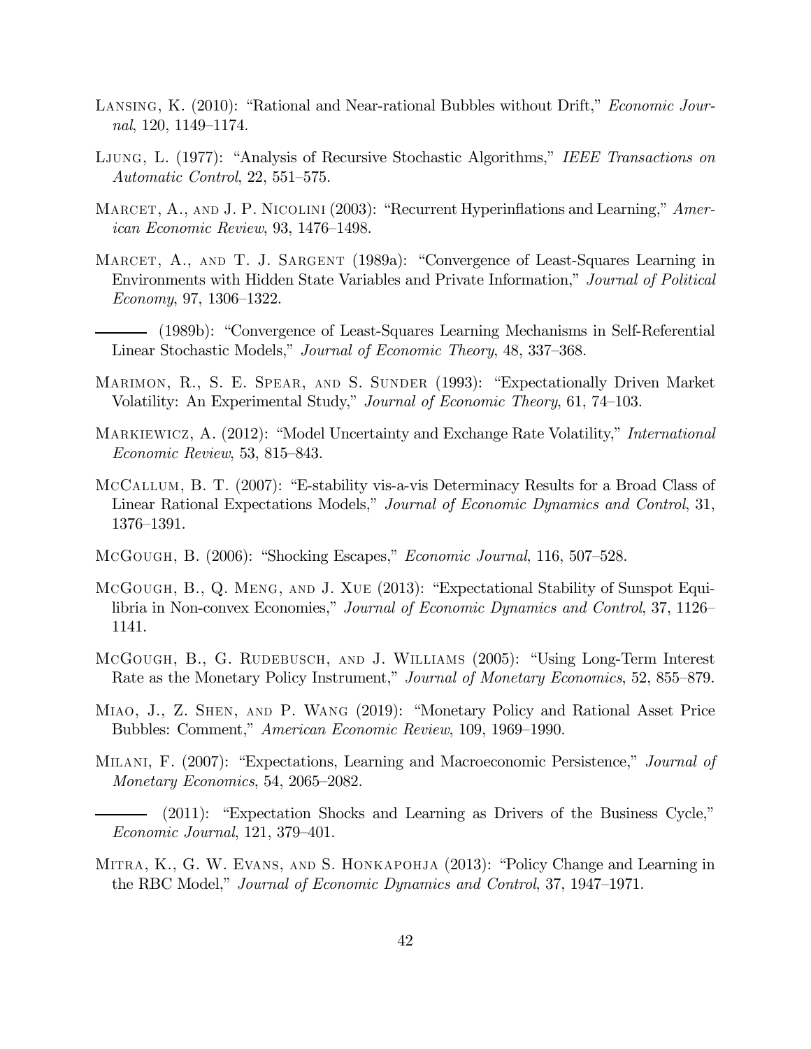Lansing, K. (2010): "Rational and Near-rational Bubbles without Drift," *Economic Journal*, 120, 1149–1174.

Ljung, L. (1977): "Analysis of Recursive Stochastic Algorithms," *IEEE Transactions on Automatic Control*, 22, 551–575.

Marcet, A., and J. P. Nicolini (2003): "Recurrent Hyperinflations and Learning," *American Economic Review*, 93, 1476–1498.

Marcet, A., and T. J. Sargent (1989a): "Convergence of Least-Squares Learning in Environments with Hidden State Variables and Private Information," *Journal of Political Economy*, 97, 1306–1322.

——— (1989b): "Convergence of Least-Squares Learning Mechanisms in Self-Referential Linear Stochastic Models," *Journal of Economic Theory*, 48, 337–368.

Marimon, R., S. E. Spear, and S. Sunder (1993): "Expectationally Driven Market Volatility: An Experimental Study," *Journal of Economic Theory*, 61, 74–103.

Markiewicz, A. (2012): "Model Uncertainty and Exchange Rate Volatility," *International Economic Review*, 53, 815–843.

McCallum, B. T. (2007): "E-stability vis-a-vis Determinacy Results for a Broad Class of Linear Rational Expectations Models," *Journal of Economic Dynamics and Control*, 31, 1376–1391.

McGough, B. (2006): "Shocking Escapes," *Economic Journal*, 116, 507–528.

McGough, B., Q. Meng, and J. Xue (2013): "Expectational Stability of Sunspot Equilibria in Non-convex Economies," *Journal of Economic Dynamics and Control*, 37, 1126–1141.

McGough, B., G. Rudebusch, and J. Williams (2005): "Using Long-Term Interest Rate as the Monetary Policy Instrument," *Journal of Monetary Economics*, 52, 855–879.

Miao, J., Z. Shen, and P. Wang (2019): "Monetary Policy and Rational Asset Price Bubbles: Comment," *American Economic Review*, 109, 1969–1990.

Milani, F. (2007): "Expectations, Learning and Macroeconomic Persistence," *Journal of Monetary Economics*, 54, 2065–2082.

——— (2011): "Expectation Shocks and Learning as Drivers of the Business Cycle," *Economic Journal*, 121, 379–401.

Mitra, K., G. W. Evans, and S. Honkapohja (2013): "Policy Change and Learning in the RBC Model," *Journal of Economic Dynamics and Control*, 37, 1947–1971.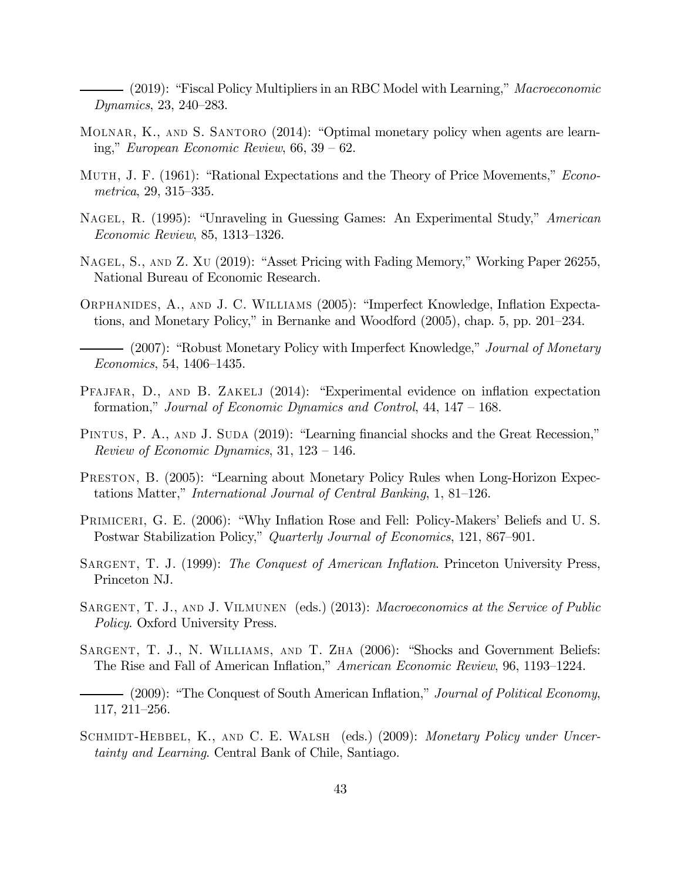——— (2019): "Fiscal Policy Multipliers in an RBC Model with Learning," *Macroeconomic Dynamics*, 23, 240–283.

Molnar, K., and S. Santoro (2014): "Optimal monetary policy when agents are learning," *European Economic Review*, 66, 39 – 62.

Muth, J. F. (1961): "Rational Expectations and the Theory of Price Movements," *Econometrica*, 29, 315–335.

Nagel, R. (1995): "Unraveling in Guessing Games: An Experimental Study," *American Economic Review*, 85, 1313–1326.

Nagel, S., and Z. Xu (2019): "Asset Pricing with Fading Memory," Working Paper 26255, National Bureau of Economic Research.

Orphanides, A., and J. C. Williams (2005): "Imperfect Knowledge, Inflation Expectations, and Monetary Policy," in Bernanke and Woodford (2005), chap. 5, pp. 201–234.

——— (2007): "Robust Monetary Policy with Imperfect Knowledge," *Journal of Monetary Economics*, 54, 1406–1435.

Pfajfar, D., and B. Zakelj (2014): "Experimental evidence on inflation expectation formation," *Journal of Economic Dynamics and Control*, 44, 147 – 168.

Pintus, P. A., and J. Suda (2019): "Learning financial shocks and the Great Recession," *Review of Economic Dynamics*, 31, 123 – 146.

Preston, B. (2005): "Learning about Monetary Policy Rules when Long-Horizon Expectations Matter," *International Journal of Central Banking*, 1, 81–126.

Primiceri, G. E. (2006): "Why Inflation Rose and Fell: Policy-Makers' Beliefs and U. S. Postwar Stabilization Policy," *Quarterly Journal of Economics*, 121, 867–901.

Sargent, T. J. (1999): *The Conquest of American Inflation*. Princeton University Press, Princeton NJ.

Sargent, T. J., and J. Vilmunen (eds.) (2013): *Macroeconomics at the Service of Public Policy*. Oxford University Press.

Sargent, T. J., N. Williams, and T. Zha (2006): "Shocks and Government Beliefs: The Rise and Fall of American Inflation," *American Economic Review*, 96, 1193–1224.

——— (2009): "The Conquest of South American Inflation," *Journal of Political Economy*, 117, 211–256.

Schmidt-Hebbel, K., and C. E. Walsh (eds.) (2009): *Monetary Policy under Uncertainty and Learning*. Central Bank of Chile, Santiago.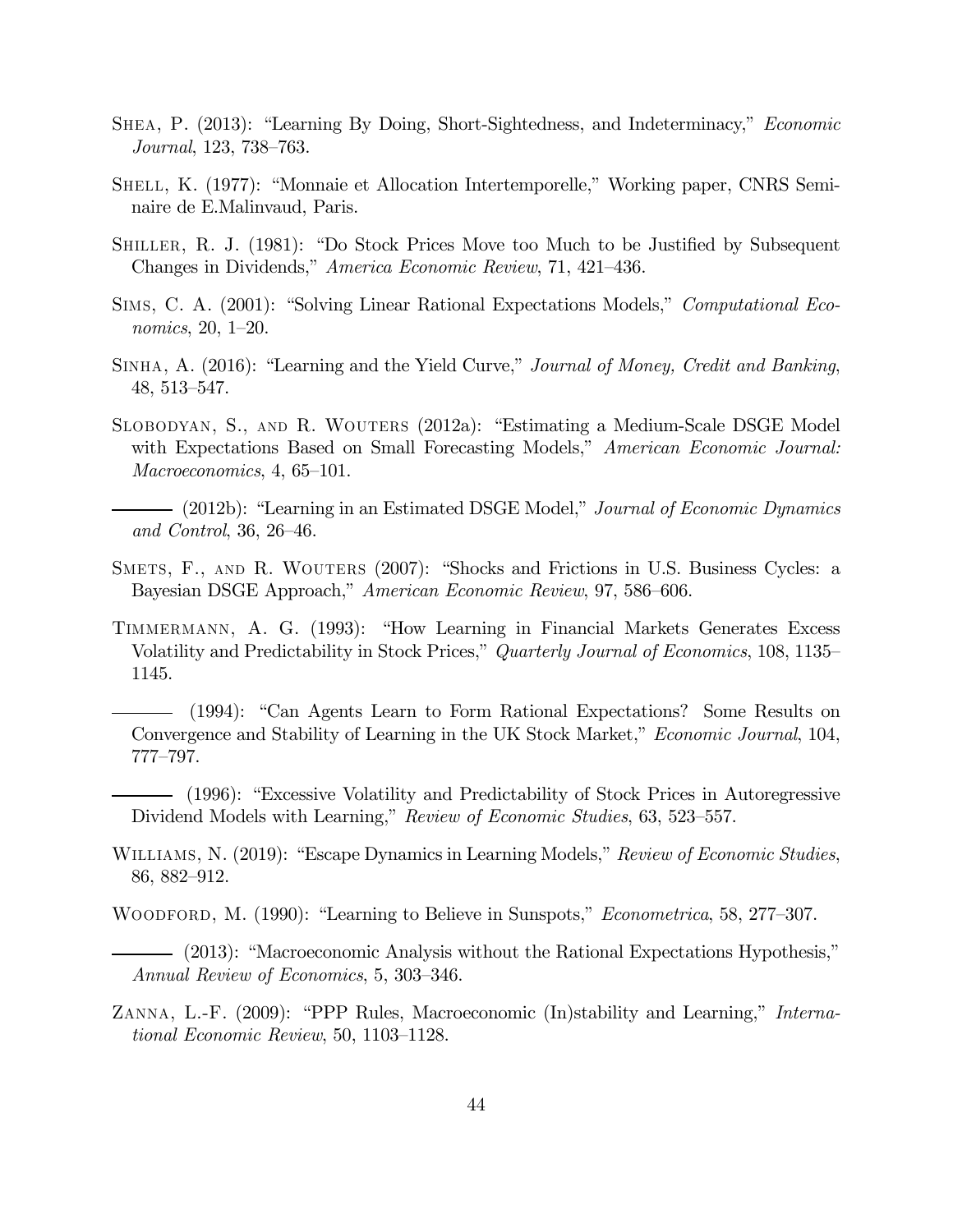Shea, P. (2013): "Learning By Doing, Short-Sightedness, and Indeterminacy," *Economic Journal*, 123, 738–763.

Shell, K. (1977): "Monnaie et Allocation Intertemporelle," Working paper, CNRS Seminaire de E.Malinvaud, Paris.

Shiller, R. J. (1981): "Do Stock Prices Move too Much to be Justified by Subsequent Changes in Dividends," *America Economic Review*, 71, 421–436.

Sims, C. A. (2001): "Solving Linear Rational Expectations Models," *Computational Economics*, 20, 1–20.

Sinha, A. (2016): "Learning and the Yield Curve," *Journal of Money, Credit and Banking*, 48, 513–547.

Slobodyan, S., and R. Wouters (2012a): "Estimating a Medium-Scale DSGE Model with Expectations Based on Small Forecasting Models," *American Economic Journal: Macroeconomics*, 4, 65–101.

——— (2012b): "Learning in an Estimated DSGE Model," *Journal of Economic Dynamics and Control*, 36, 26–46.

Smets, F., and R. Wouters (2007): "Shocks and Frictions in U.S. Business Cycles: a Bayesian DSGE Approach," *American Economic Review*, 97, 586–606.

Timmermann, A. G. (1993): "How Learning in Financial Markets Generates Excess Volatility and Predictability in Stock Prices," *Quarterly Journal of Economics*, 108, 1135–1145.

——— (1994): "Can Agents Learn to Form Rational Expectations? Some Results on Convergence and Stability of Learning in the UK Stock Market," *Economic Journal*, 104, 777–797.

——— (1996): "Excessive Volatility and Predictability of Stock Prices in Autoregressive Dividend Models with Learning," *Review of Economic Studies*, 63, 523–557.

Williams, N. (2019): "Escape Dynamics in Learning Models," *Review of Economic Studies*, 86, 882–912.

Woodford, M. (1990): "Learning to Believe in Sunspots," *Econometrica*, 58, 277–307.

——— (2013): "Macroeconomic Analysis without the Rational Expectations Hypothesis," *Annual Review of Economics*, 5, 303–346.

Zanna, L.-F. (2009): "PPP Rules, Macroeconomic (In)stability and Learning," *International Economic Review*, 50, 1103–1128.